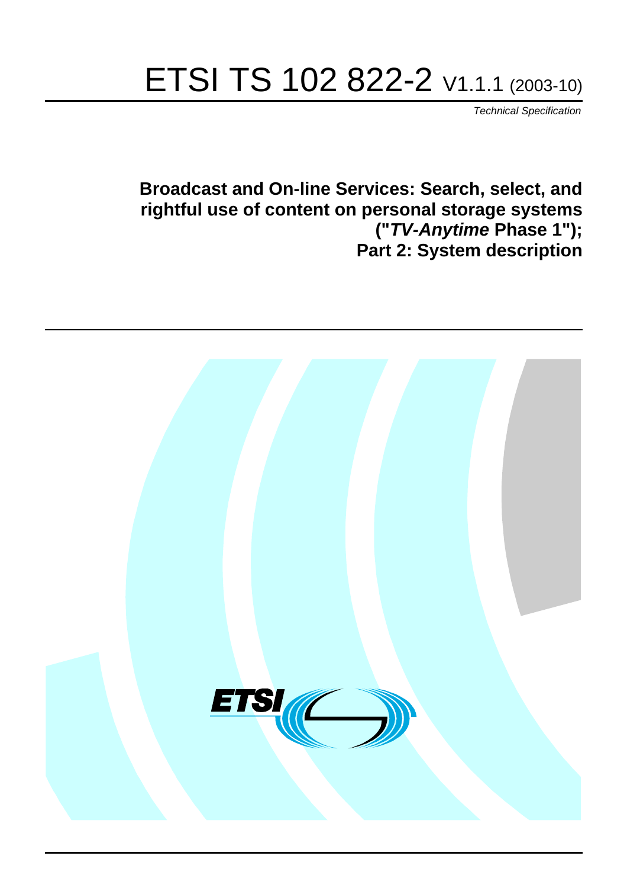# ETSI TS 102 822-2 V1.1.1 (2003-10)

*Technical Specification*

**Broadcast and On-line Services: Search, select, and rightful use of content on personal storage systems ("*TV-Anytime* Phase 1"); Part 2: System description**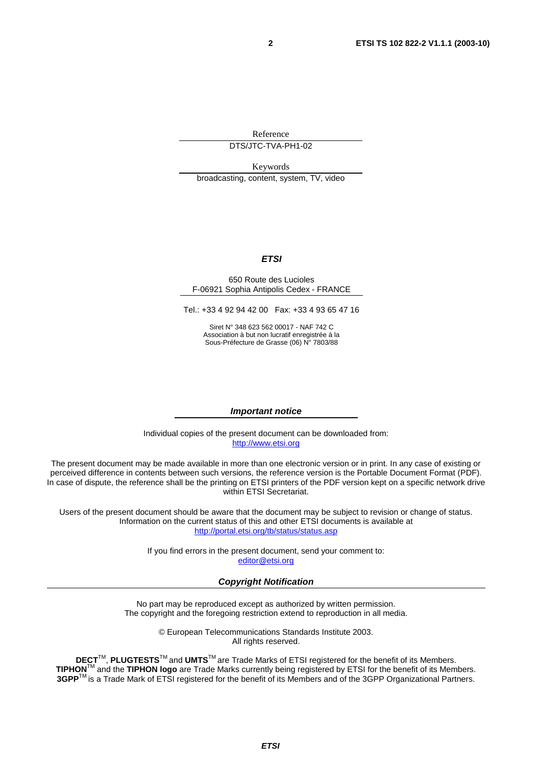Reference

DTS/JTC-TVA-PH1-02

Keywords

broadcasting, content, system, TV, video

***ETSI***

650 Route des Lucioles
F-06921 Sophia Antipolis Cedex - FRANCE

Tel.: +33 4 92 94 42 00 Fax: +33 4 93 65 47 16

Siret N° 348 623 562 00017 - NAF 742 C
Association à but non lucratif enregistrée à la
Sous-Préfecture de Grasse (06) N° 7803/88

***Important notice***

Individual copies of the present document can be downloaded from:
http://www.etsi.org

The present document may be made available in more than one electronic version or in print. In any case of existing or perceived difference in contents between such versions, the reference version is the Portable Document Format (PDF). In case of dispute, the reference shall be the printing on ETSI printers of the PDF version kept on a specific network drive within ETSI Secretariat.

Users of the present document should be aware that the document may be subject to revision or change of status. Information on the current status of this and other ETSI documents is available at
http://portal.etsi.org/tb/status/status.asp

If you find errors in the present document, send your comment to:
editor@etsi.org

***Copyright Notification***

No part may be reproduced except as authorized by written permission.
The copyright and the foregoing restriction extend to reproduction in all media.

© European Telecommunications Standards Institute 2003.
All rights reserved.

**DECT**TM, **PLUGTESTS**TM and **UMTS**TM are Trade Marks of ETSI registered for the benefit of its Members.
**TIPHON**TM and the **TIPHON logo** are Trade Marks currently being registered by ETSI for the benefit of its Members.
**3GPP**TM is a Trade Mark of ETSI registered for the benefit of its Members and of the 3GPP Organizational Partners.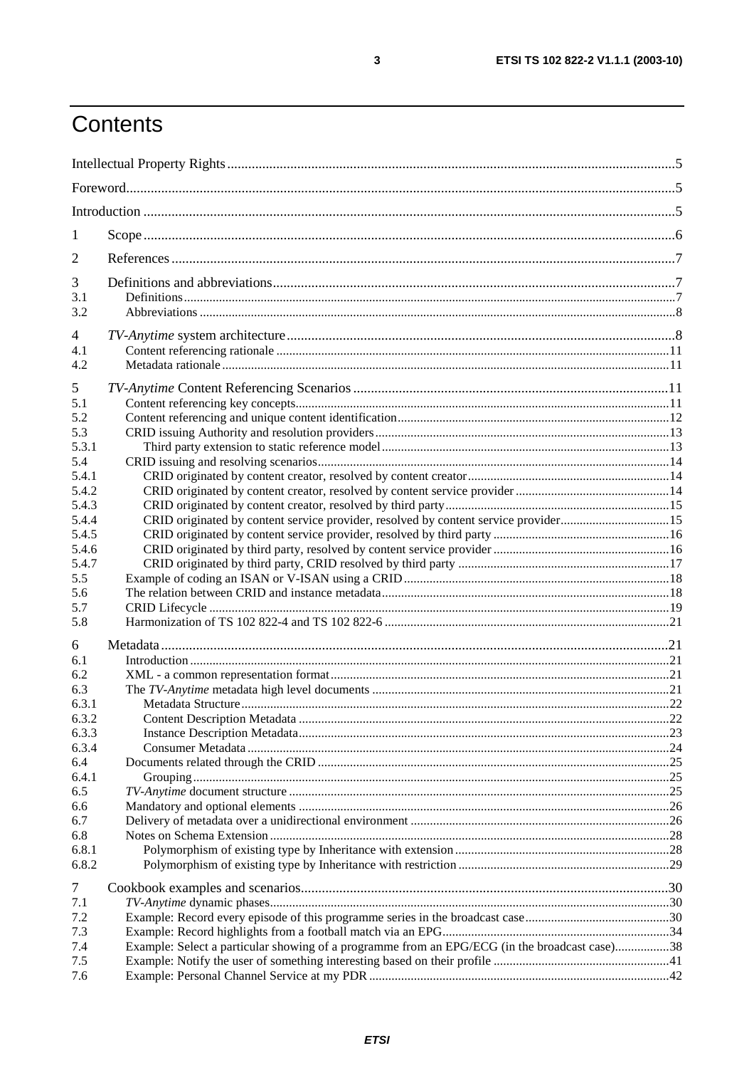# Contents

Intellectual Property Rights ....5

Foreword....5

Introduction ....5

1 Scope....6

2 References....7

3 Definitions and abbreviations....7
- 3.1 Definitions....7
- 3.2 Abbreviations....8

4 *TV-Anytime* system architecture....8
- 4.1 Content referencing rationale....11
- 4.2 Metadata rationale....11

5 *TV-Anytime* Content Referencing Scenarios....11
- 5.1 Content referencing key concepts....11
- 5.2 Content referencing and unique content identification....12
- 5.3 CRID issuing Authority and resolution providers....13
- 5.3.1 Third party extension to static reference model....13
- 5.4 CRID issuing and resolving scenarios....14
- 5.4.1 CRID originated by content creator, resolved by content creator....14
- 5.4.2 CRID originated by content creator, resolved by content service provider....14
- 5.4.3 CRID originated by content creator, resolved by third party....15
- 5.4.4 CRID originated by content service provider, resolved by content service provider....15
- 5.4.5 CRID originated by content service provider, resolved by third party....16
- 5.4.6 CRID originated by third party, resolved by content service provider....16
- 5.4.7 CRID originated by third party, CRID resolved by third party....17
- 5.5 Example of coding an ISAN or V-ISAN using a CRID....18
- 5.6 The relation between CRID and instance metadata....18
- 5.7 CRID Lifecycle....19
- 5.8 Harmonization of TS 102 822-4 and TS 102 822-6....21

6 Metadata....21
- 6.1 Introduction....21
- 6.2 XML - a common representation format....21
- 6.3 The *TV-Anytime* metadata high level documents....21
- 6.3.1 Metadata Structure....22
- 6.3.2 Content Description Metadata....22
- 6.3.3 Instance Description Metadata....23
- 6.3.4 Consumer Metadata....24
- 6.4 Documents related through the CRID....25
- 6.4.1 Grouping....25
- 6.5 *TV-Anytime* document structure....25
- 6.6 Mandatory and optional elements....26
- 6.7 Delivery of metadata over a unidirectional environment....26
- 6.8 Notes on Schema Extension....28
- 6.8.1 Polymorphism of existing type by Inheritance with extension....28
- 6.8.2 Polymorphism of existing type by Inheritance with restriction....29

7 Cookbook examples and scenarios....30
- 7.1 *TV-Anytime* dynamic phases....30
- 7.2 Example: Record every episode of this programme series in the broadcast case....30
- 7.3 Example: Record highlights from a football match via an EPG....34
- 7.4 Example: Select a particular showing of a programme from an EPG/ECG (in the broadcast case)....38
- 7.5 Example: Notify the user of something interesting based on their profile....41
- 7.6 Example: Personal Channel Service at my PDR....42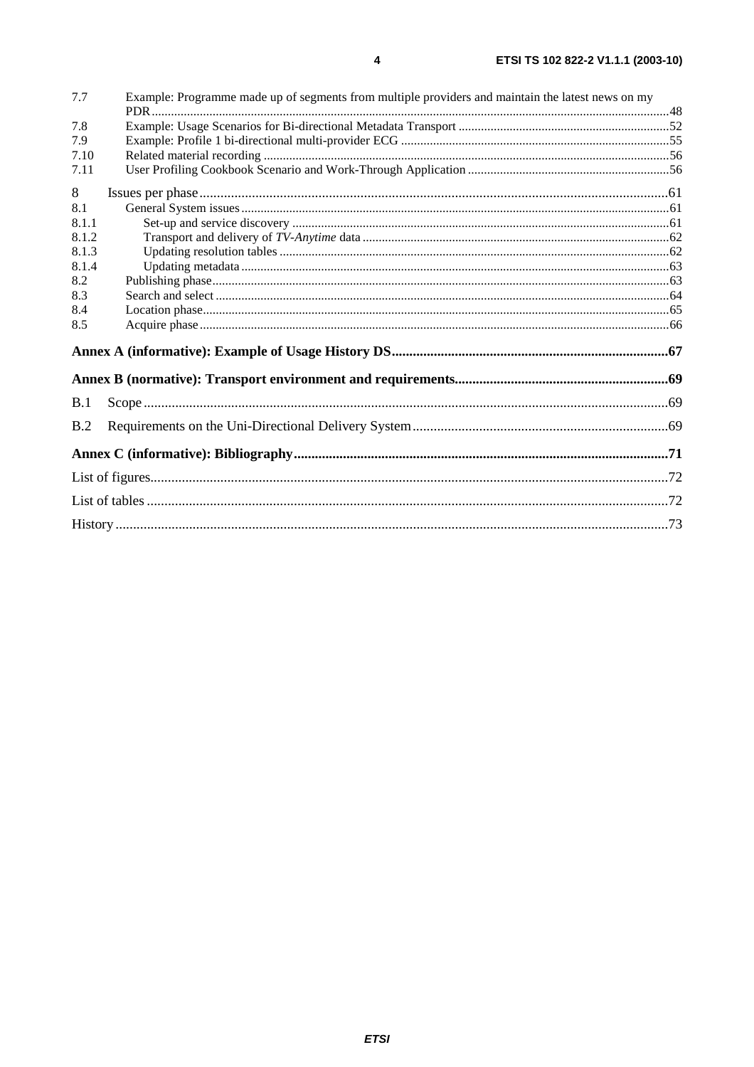7.7 Example: Programme made up of segments from multiple providers and maintain the latest news on my PDR.......48
7.8 Example: Usage Scenarios for Bi-directional Metadata Transport.......52
7.9 Example: Profile 1 bi-directional multi-provider ECG.......55
7.10 Related material recording.......56
7.11 User Profiling Cookbook Scenario and Work-Through Application.......56

8 Issues per phase.......61
8.1 General System issues.......61
8.1.1 Set-up and service discovery.......61
8.1.2 Transport and delivery of *TV-Anytime* data.......62
8.1.3 Updating resolution tables.......62
8.1.4 Updating metadata.......63
8.2 Publishing phase.......63
8.3 Search and select.......64
8.4 Location phase.......65
8.5 Acquire phase.......66

**Annex A (informative): Example of Usage History DS.......67**

**Annex B (normative): Transport environment and requirements.......69**

B.1 Scope.......69

B.2 Requirements on the Uni-Directional Delivery System.......69

**Annex C (informative): Bibliography.......71**

List of figures.......72

List of tables.......72

History.......73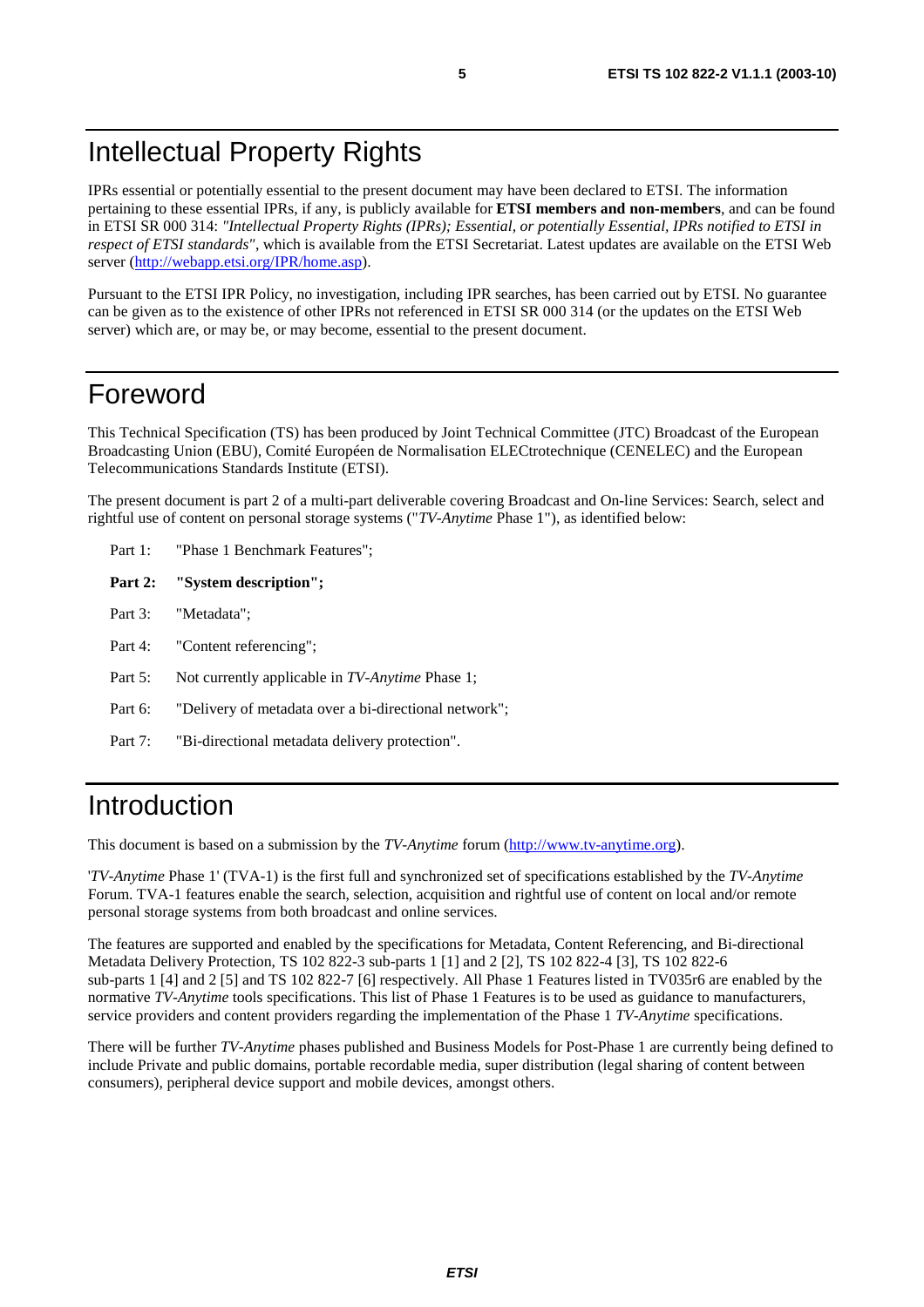# Intellectual Property Rights

IPRs essential or potentially essential to the present document may have been declared to ETSI. The information pertaining to these essential IPRs, if any, is publicly available for **ETSI members and non-members**, and can be found in ETSI SR 000 314: *"Intellectual Property Rights (IPRs); Essential, or potentially Essential, IPRs notified to ETSI in respect of ETSI standards"*, which is available from the ETSI Secretariat. Latest updates are available on the ETSI Web server (http://webapp.etsi.org/IPR/home.asp).

Pursuant to the ETSI IPR Policy, no investigation, including IPR searches, has been carried out by ETSI. No guarantee can be given as to the existence of other IPRs not referenced in ETSI SR 000 314 (or the updates on the ETSI Web server) which are, or may be, or may become, essential to the present document.

# Foreword

This Technical Specification (TS) has been produced by Joint Technical Committee (JTC) Broadcast of the European Broadcasting Union (EBU), Comité Européen de Normalisation ELECtrotechnique (CENELEC) and the European Telecommunications Standards Institute (ETSI).

The present document is part 2 of a multi-part deliverable covering Broadcast and On-line Services: Search, select and rightful use of content on personal storage systems ("*TV-Anytime* Phase 1"), as identified below:

Part 1: "Phase 1 Benchmark Features";

**Part 2: "System description";**

Part 3: "Metadata";

Part 4: "Content referencing";

Part 5: Not currently applicable in *TV-Anytime* Phase 1;

Part 6: "Delivery of metadata over a bi-directional network";

Part 7: "Bi-directional metadata delivery protection".

# Introduction

This document is based on a submission by the *TV-Anytime* forum (http://www.tv-anytime.org).

'*TV-Anytime* Phase 1' (TVA-1) is the first full and synchronized set of specifications established by the *TV-Anytime* Forum. TVA-1 features enable the search, selection, acquisition and rightful use of content on local and/or remote personal storage systems from both broadcast and online services.

The features are supported and enabled by the specifications for Metadata, Content Referencing, and Bi-directional Metadata Delivery Protection, TS 102 822-3 sub-parts 1 [1] and 2 [2], TS 102 822-4 [3], TS 102 822-6 sub-parts 1 [4] and 2 [5] and TS 102 822-7 [6] respectively. All Phase 1 Features listed in TV035r6 are enabled by the normative *TV-Anytime* tools specifications. This list of Phase 1 Features is to be used as guidance to manufacturers, service providers and content providers regarding the implementation of the Phase 1 *TV-Anytime* specifications.

There will be further *TV-Anytime* phases published and Business Models for Post-Phase 1 are currently being defined to include Private and public domains, portable recordable media, super distribution (legal sharing of content between consumers), peripheral device support and mobile devices, amongst others.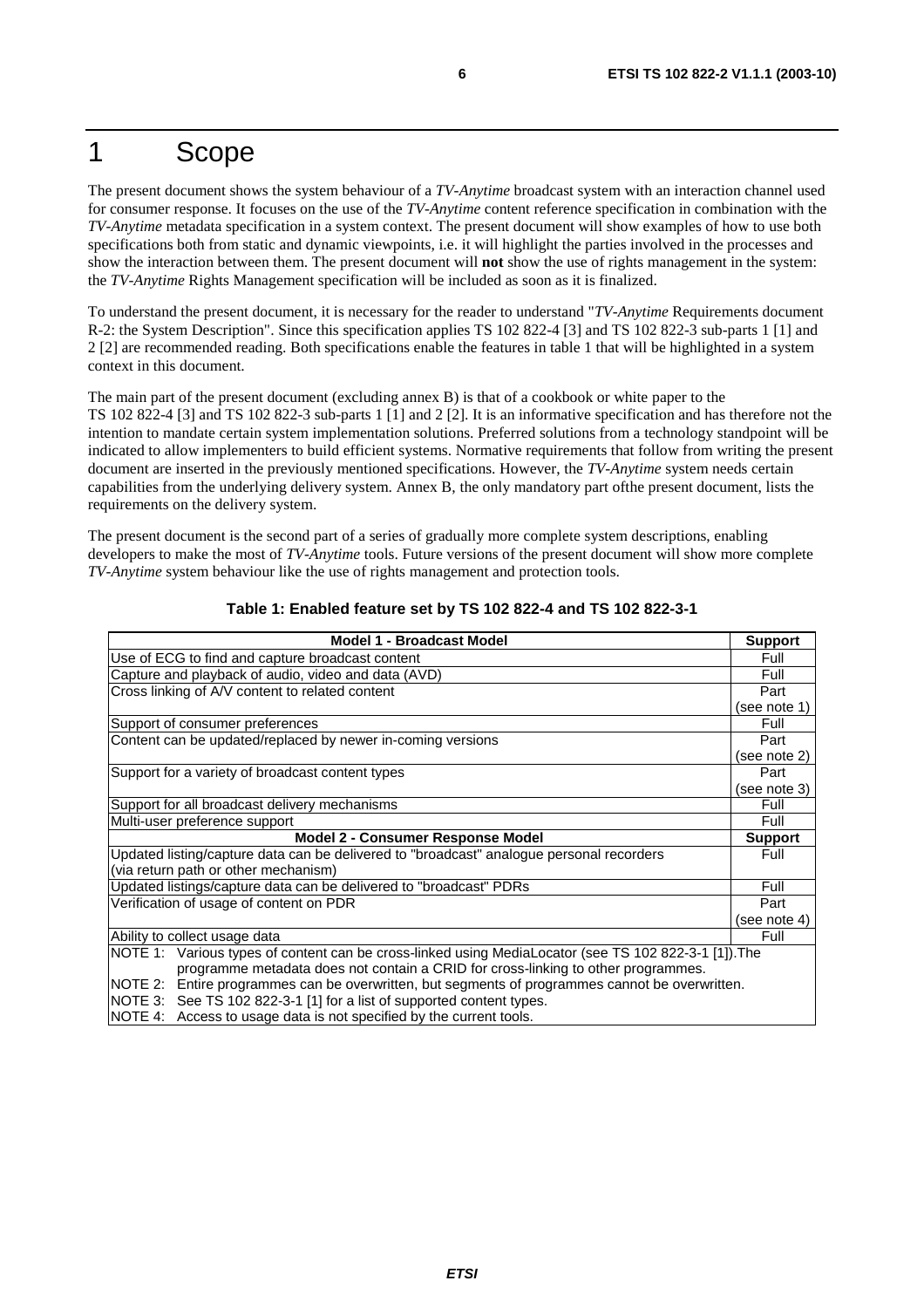# 1 Scope

The present document shows the system behaviour of a *TV-Anytime* broadcast system with an interaction channel used for consumer response. It focuses on the use of the *TV-Anytime* content reference specification in combination with the *TV-Anytime* metadata specification in a system context. The present document will show examples of how to use both specifications both from static and dynamic viewpoints, i.e. it will highlight the parties involved in the processes and show the interaction between them. The present document will **not** show the use of rights management in the system: the *TV-Anytime* Rights Management specification will be included as soon as it is finalized.

To understand the present document, it is necessary for the reader to understand "*TV-Anytime* Requirements document R-2: the System Description". Since this specification applies TS 102 822-4 [3] and TS 102 822-3 sub-parts 1 [1] and 2 [2] are recommended reading. Both specifications enable the features in table 1 that will be highlighted in a system context in this document.

The main part of the present document (excluding annex B) is that of a cookbook or white paper to the TS 102 822-4 [3] and TS 102 822-3 sub-parts 1 [1] and 2 [2]. It is an informative specification and has therefore not the intention to mandate certain system implementation solutions. Preferred solutions from a technology standpoint will be indicated to allow implementers to build efficient systems. Normative requirements that follow from writing the present document are inserted in the previously mentioned specifications. However, the *TV-Anytime* system needs certain capabilities from the underlying delivery system. Annex B, the only mandatory part ofthe present document, lists the requirements on the delivery system.

The present document is the second part of a series of gradually more complete system descriptions, enabling developers to make the most of *TV-Anytime* tools. Future versions of the present document will show more complete *TV-Anytime* system behaviour like the use of rights management and protection tools.

**Table 1: Enabled feature set by TS 102 822-4 and TS 102 822-3-1**

| Model 1 - Broadcast Model | Support |
|---|---|
| Use of ECG to find and capture broadcast content | Full |
| Capture and playback of audio, video and data (AVD) | Full |
| Cross linking of A/V content to related content | Part (see note 1) |
| Support of consumer preferences | Full |
| Content can be updated/replaced by newer in-coming versions | Part (see note 2) |
| Support for a variety of broadcast content types | Part (see note 3) |
| Support for all broadcast delivery mechanisms | Full |
| Multi-user preference support | Full |
| **Model 2 - Consumer Response Model** | **Support** |
| Updated listing/capture data can be delivered to "broadcast" analogue personal recorders (via return path or other mechanism) | Full |
| Updated listings/capture data can be delivered to "broadcast" PDRs | Full |
| Verification of usage of content on PDR | Part (see note 4) |
| Ability to collect usage data | Full |
| NOTE 1: Various types of content can be cross-linked using MediaLocator (see TS 102 822-3-1 [1]).The programme metadata does not contain a CRID for cross-linking to other programmes. | |
| NOTE 2: Entire programmes can be overwritten, but segments of programmes cannot be overwritten. | |
| NOTE 3: See TS 102 822-3-1 [1] for a list of supported content types. | |
| NOTE 4: Access to usage data is not specified by the current tools. | |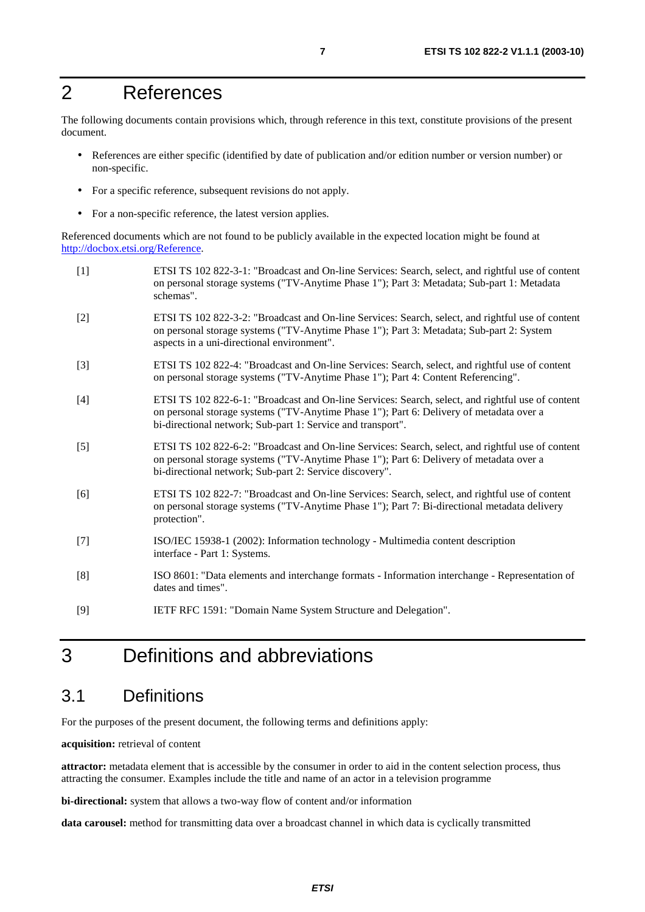# 2 References

The following documents contain provisions which, through reference in this text, constitute provisions of the present document.

- References are either specific (identified by date of publication and/or edition number or version number) or non-specific.
- For a specific reference, subsequent revisions do not apply.
- For a non-specific reference, the latest version applies.

Referenced documents which are not found to be publicly available in the expected location might be found at http://docbox.etsi.org/Reference.

[1] ETSI TS 102 822-3-1: "Broadcast and On-line Services: Search, select, and rightful use of content on personal storage systems ("TV-Anytime Phase 1"); Part 3: Metadata; Sub-part 1: Metadata schemas".

[2] ETSI TS 102 822-3-2: "Broadcast and On-line Services: Search, select, and rightful use of content on personal storage systems ("TV-Anytime Phase 1"); Part 3: Metadata; Sub-part 2: System aspects in a uni-directional environment".

[3] ETSI TS 102 822-4: "Broadcast and On-line Services: Search, select, and rightful use of content on personal storage systems ("TV-Anytime Phase 1"); Part 4: Content Referencing".

[4] ETSI TS 102 822-6-1: "Broadcast and On-line Services: Search, select, and rightful use of content on personal storage systems ("TV-Anytime Phase 1"); Part 6: Delivery of metadata over a bi-directional network; Sub-part 1: Service and transport".

[5] ETSI TS 102 822-6-2: "Broadcast and On-line Services: Search, select, and rightful use of content on personal storage systems ("TV-Anytime Phase 1"); Part 6: Delivery of metadata over a bi-directional network; Sub-part 2: Service discovery".

[6] ETSI TS 102 822-7: "Broadcast and On-line Services: Search, select, and rightful use of content on personal storage systems ("TV-Anytime Phase 1"); Part 7: Bi-directional metadata delivery protection".

[7] ISO/IEC 15938-1 (2002): Information technology - Multimedia content description interface - Part 1: Systems.

[8] ISO 8601: "Data elements and interchange formats - Information interchange - Representation of dates and times".

[9] IETF RFC 1591: "Domain Name System Structure and Delegation".

# 3 Definitions and abbreviations

## 3.1 Definitions

For the purposes of the present document, the following terms and definitions apply:

**acquisition:** retrieval of content

**attractor:** metadata element that is accessible by the consumer in order to aid in the content selection process, thus attracting the consumer. Examples include the title and name of an actor in a television programme

**bi-directional:** system that allows a two-way flow of content and/or information

**data carousel:** method for transmitting data over a broadcast channel in which data is cyclically transmitted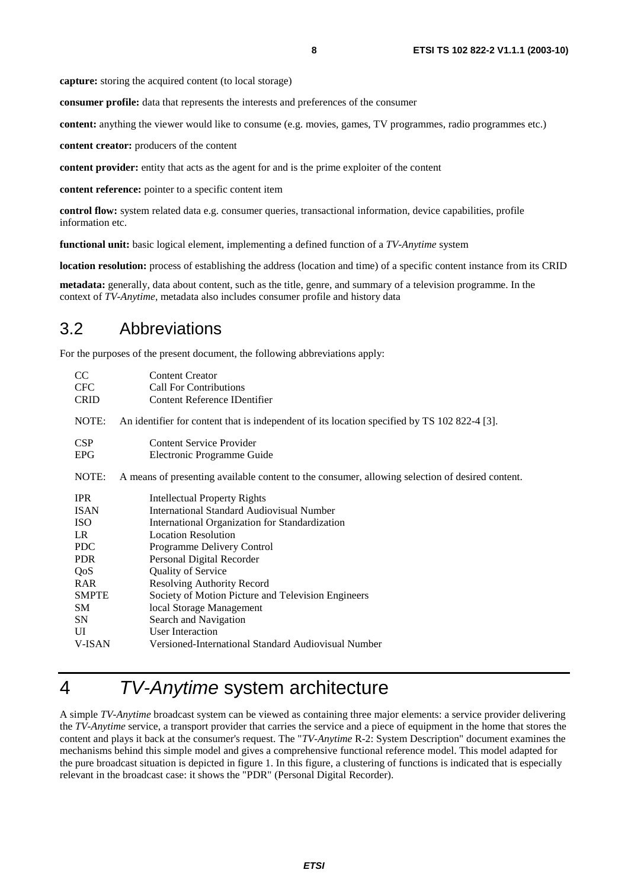**capture:** storing the acquired content (to local storage)

**consumer profile:** data that represents the interests and preferences of the consumer

**content:** anything the viewer would like to consume (e.g. movies, games, TV programmes, radio programmes etc.)

**content creator:** producers of the content

**content provider:** entity that acts as the agent for and is the prime exploiter of the content

**content reference:** pointer to a specific content item

**control flow:** system related data e.g. consumer queries, transactional information, device capabilities, profile information etc.

**functional unit:** basic logical element, implementing a defined function of a *TV-Anytime* system

**location resolution:** process of establishing the address (location and time) of a specific content instance from its CRID

**metadata:** generally, data about content, such as the title, genre, and summary of a television programme. In the context of *TV-Anytime*, metadata also includes consumer profile and history data

## 3.2 Abbreviations

For the purposes of the present document, the following abbreviations apply:

| | |
|---|---|
| CC | Content Creator |
| CFC | Call For Contributions |
| CRID | Content Reference IDentifier |

NOTE: An identifier for content that is independent of its location specified by TS 102 822-4 [3].

| | |
|---|---|
| CSP | Content Service Provider |
| EPG | Electronic Programme Guide |

NOTE: A means of presenting available content to the consumer, allowing selection of desired content.

| | |
|---|---|
| IPR | Intellectual Property Rights |
| ISAN | International Standard Audiovisual Number |
| ISO | International Organization for Standardization |
| LR | Location Resolution |
| PDC | Programme Delivery Control |
| PDR | Personal Digital Recorder |
| QoS | Quality of Service |
| RAR | Resolving Authority Record |
| SMPTE | Society of Motion Picture and Television Engineers |
| SM | local Storage Management |
| SN | Search and Navigation |
| UI | User Interaction |
| V-ISAN | Versioned-International Standard Audiovisual Number |

# 4 *TV-Anytime* system architecture

A simple *TV-Anytime* broadcast system can be viewed as containing three major elements: a service provider delivering the *TV-Anytime* service, a transport provider that carries the service and a piece of equipment in the home that stores the content and plays it back at the consumer's request. The "*TV-Anytime* R-2: System Description" document examines the mechanisms behind this simple model and gives a comprehensive functional reference model. This model adapted for the pure broadcast situation is depicted in figure 1. In this figure, a clustering of functions is indicated that is especially relevant in the broadcast case: it shows the "PDR" (Personal Digital Recorder).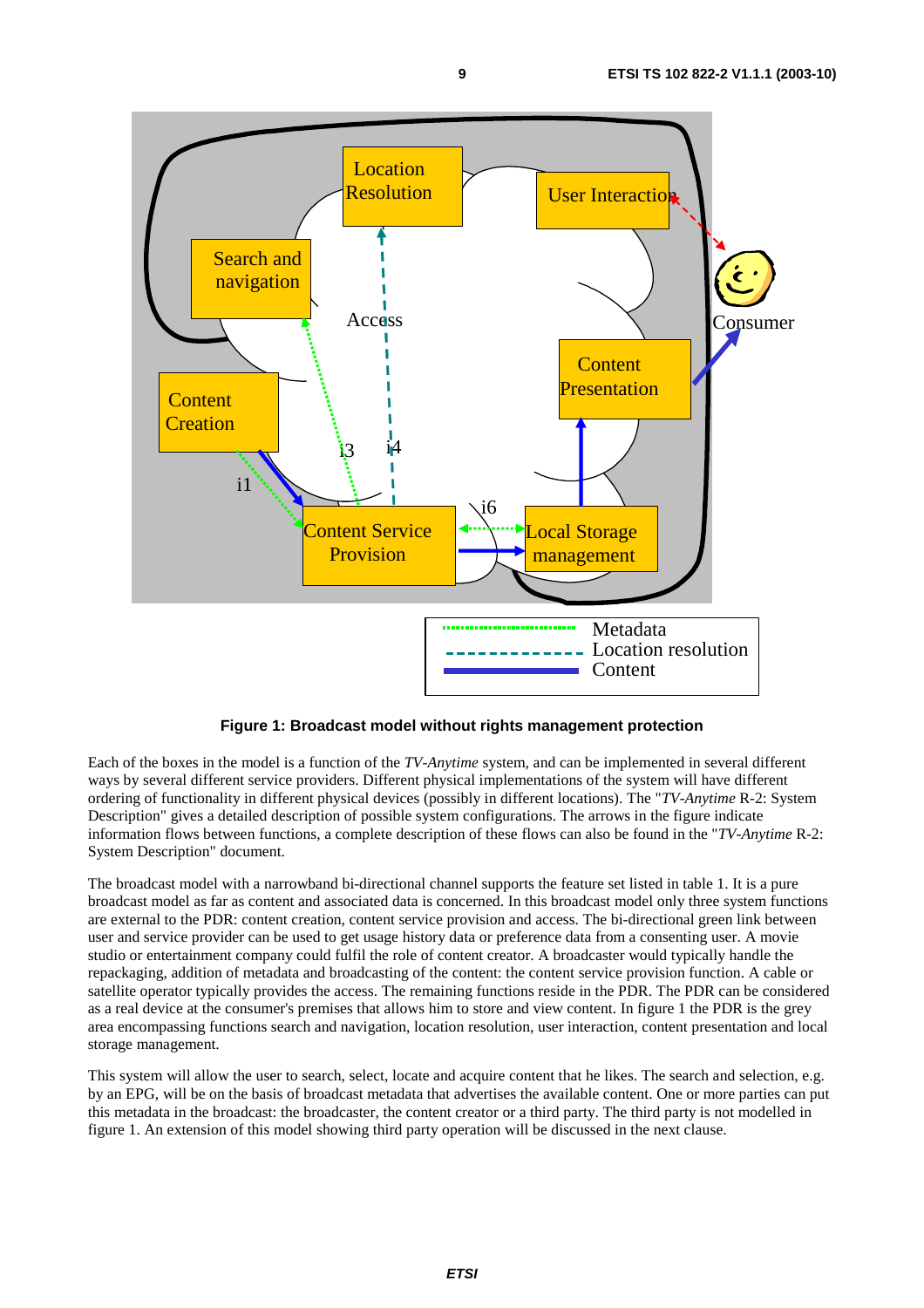**Figure 1: Broadcast model without rights management protection**

Each of the boxes in the model is a function of the *TV-Anytime* system, and can be implemented in several different ways by several different service providers. Different physical implementations of the system will have different ordering of functionality in different physical devices (possibly in different locations). The "*TV-Anytime* R-2: System Description" gives a detailed description of possible system configurations. The arrows in the figure indicate information flows between functions, a complete description of these flows can also be found in the "*TV-Anytime* R-2: System Description" document.

The broadcast model with a narrowband bi-directional channel supports the feature set listed in table 1. It is a pure broadcast model as far as content and associated data is concerned. In this broadcast model only three system functions are external to the PDR: content creation, content service provision and access. The bi-directional green link between user and service provider can be used to get usage history data or preference data from a consenting user. A movie studio or entertainment company could fulfil the role of content creator. A broadcaster would typically handle the repackaging, addition of metadata and broadcasting of the content: the content service provision function. A cable or satellite operator typically provides the access. The remaining functions reside in the PDR. The PDR can be considered as a real device at the consumer's premises that allows him to store and view content. In figure 1 the PDR is the grey area encompassing functions search and navigation, location resolution, user interaction, content presentation and local storage management.

This system will allow the user to search, select, locate and acquire content that he likes. The search and selection, e.g. by an EPG, will be on the basis of broadcast metadata that advertises the available content. One or more parties can put this metadata in the broadcast: the broadcaster, the content creator or a third party. The third party is not modelled in figure 1. An extension of this model showing third party operation will be discussed in the next clause.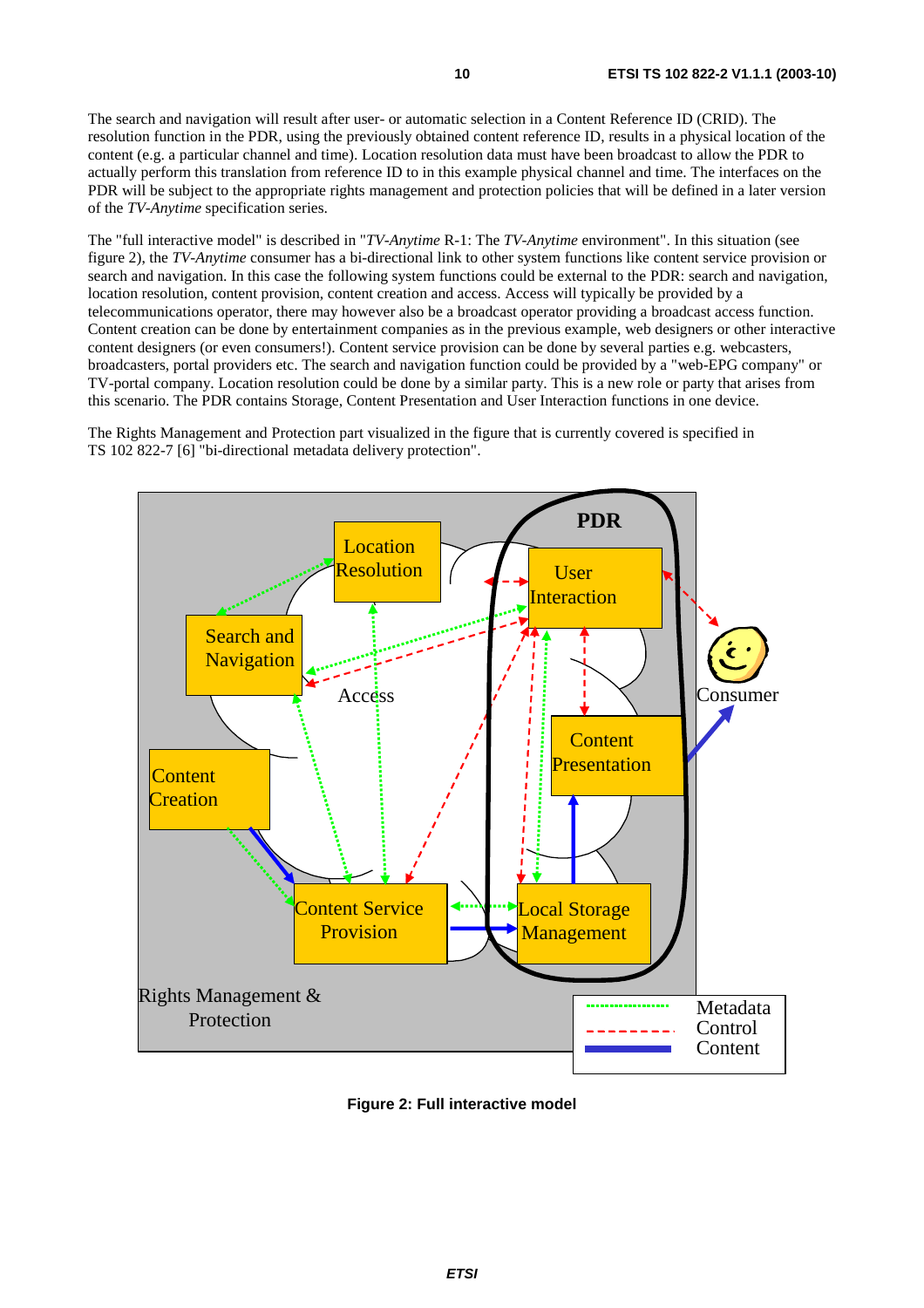The search and navigation will result after user- or automatic selection in a Content Reference ID (CRID). The resolution function in the PDR, using the previously obtained content reference ID, results in a physical location of the content (e.g. a particular channel and time). Location resolution data must have been broadcast to allow the PDR to actually perform this translation from reference ID to in this example physical channel and time. The interfaces on the PDR will be subject to the appropriate rights management and protection policies that will be defined in a later version of the *TV-Anytime* specification series.

The "full interactive model" is described in "*TV-Anytime* R-1: The *TV-Anytime* environment". In this situation (see figure 2), the *TV-Anytime* consumer has a bi-directional link to other system functions like content service provision or search and navigation. In this case the following system functions could be external to the PDR: search and navigation, location resolution, content provision, content creation and access. Access will typically be provided by a telecommunications operator, there may however also be a broadcast operator providing a broadcast access function. Content creation can be done by entertainment companies as in the previous example, web designers or other interactive content designers (or even consumers!). Content service provision can be done by several parties e.g. webcasters, broadcasters, portal providers etc. The search and navigation function could be provided by a "web-EPG company" or TV-portal company. Location resolution could be done by a similar party. This is a new role or party that arises from this scenario. The PDR contains Storage, Content Presentation and User Interaction functions in one device.

The Rights Management and Protection part visualized in the figure that is currently covered is specified in TS 102 822-7 [6] "bi-directional metadata delivery protection".

**Figure 2: Full interactive model**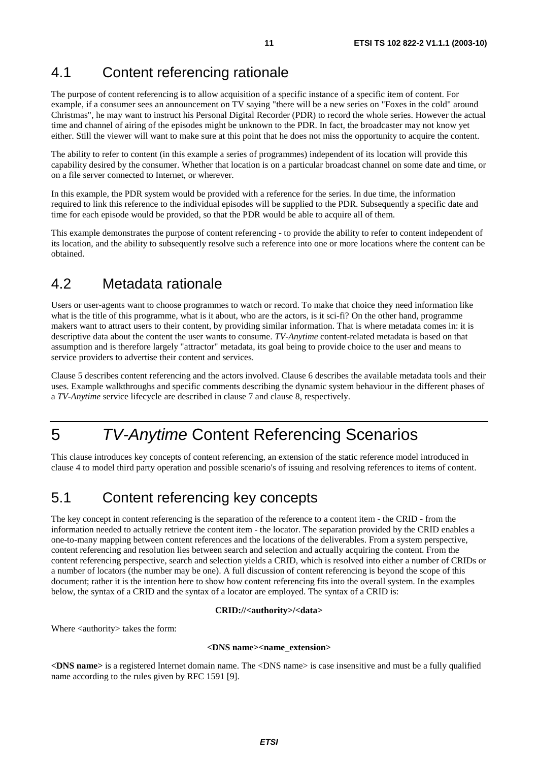## 4.1 Content referencing rationale

The purpose of content referencing is to allow acquisition of a specific instance of a specific item of content. For example, if a consumer sees an announcement on TV saying "there will be a new series on "Foxes in the cold" around Christmas", he may want to instruct his Personal Digital Recorder (PDR) to record the whole series. However the actual time and channel of airing of the episodes might be unknown to the PDR. In fact, the broadcaster may not know yet either. Still the viewer will want to make sure at this point that he does not miss the opportunity to acquire the content.

The ability to refer to content (in this example a series of programmes) independent of its location will provide this capability desired by the consumer. Whether that location is on a particular broadcast channel on some date and time, or on a file server connected to Internet, or wherever.

In this example, the PDR system would be provided with a reference for the series. In due time, the information required to link this reference to the individual episodes will be supplied to the PDR. Subsequently a specific date and time for each episode would be provided, so that the PDR would be able to acquire all of them.

This example demonstrates the purpose of content referencing - to provide the ability to refer to content independent of its location, and the ability to subsequently resolve such a reference into one or more locations where the content can be obtained.

## 4.2 Metadata rationale

Users or user-agents want to choose programmes to watch or record. To make that choice they need information like what is the title of this programme, what is it about, who are the actors, is it sci-fi? On the other hand, programme makers want to attract users to their content, by providing similar information. That is where metadata comes in: it is descriptive data about the content the user wants to consume. *TV-Anytime* content-related metadata is based on that assumption and is therefore largely "attractor" metadata, its goal being to provide choice to the user and means to service providers to advertise their content and services.

Clause 5 describes content referencing and the actors involved. Clause 6 describes the available metadata tools and their uses. Example walkthroughs and specific comments describing the dynamic system behaviour in the different phases of a *TV-Anytime* service lifecycle are described in clause 7 and clause 8, respectively.

# 5 *TV-Anytime* Content Referencing Scenarios

This clause introduces key concepts of content referencing, an extension of the static reference model introduced in clause 4 to model third party operation and possible scenario's of issuing and resolving references to items of content.

## 5.1 Content referencing key concepts

The key concept in content referencing is the separation of the reference to a content item - the CRID - from the information needed to actually retrieve the content item - the locator. The separation provided by the CRID enables a one-to-many mapping between content references and the locations of the deliverables. From a system perspective, content referencing and resolution lies between search and selection and actually acquiring the content. From the content referencing perspective, search and selection yields a CRID, which is resolved into either a number of CRIDs or a number of locators (the number may be one). A full discussion of content referencing is beyond the scope of this document; rather it is the intention here to show how content referencing fits into the overall system. In the examples below, the syntax of a CRID and the syntax of a locator are employed. The syntax of a CRID is:

**CRID://<authority>/<data>**

Where <authority> takes the form:

**<DNS name><name_extension>**

**<DNS name>** is a registered Internet domain name. The <DNS name> is case insensitive and must be a fully qualified name according to the rules given by RFC 1591 [9].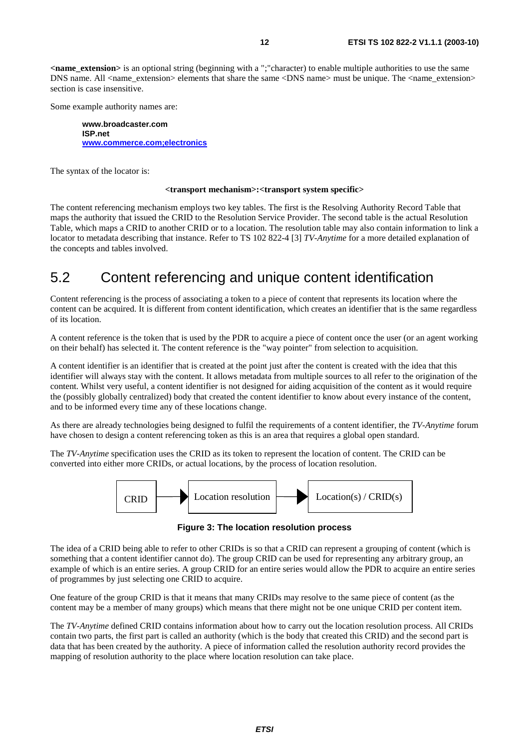**<name_extension>** is an optional string (beginning with a ";"character) to enable multiple authorities to use the same DNS name. All <name_extension> elements that share the same <DNS name> must be unique. The <name_extension> section is case insensitive.

Some example authority names are:

> **www.broadcaster.com**
> **ISP.net**
> **www.commerce.com;electronics**

The syntax of the locator is:

**<transport mechanism>:<transport system specific>**

The content referencing mechanism employs two key tables. The first is the Resolving Authority Record Table that maps the authority that issued the CRID to the Resolution Service Provider. The second table is the actual Resolution Table, which maps a CRID to another CRID or to a location. The resolution table may also contain information to link a locator to metadata describing that instance. Refer to TS 102 822-4 [3] *TV-Anytime* for a more detailed explanation of the concepts and tables involved.

## 5.2 Content referencing and unique content identification

Content referencing is the process of associating a token to a piece of content that represents its location where the content can be acquired. It is different from content identification, which creates an identifier that is the same regardless of its location.

A content reference is the token that is used by the PDR to acquire a piece of content once the user (or an agent working on their behalf) has selected it. The content reference is the "way pointer" from selection to acquisition.

A content identifier is an identifier that is created at the point just after the content is created with the idea that this identifier will always stay with the content. It allows metadata from multiple sources to all refer to the origination of the content. Whilst very useful, a content identifier is not designed for aiding acquisition of the content as it would require the (possibly globally centralized) body that created the content identifier to know about every instance of the content, and to be informed every time any of these locations change.

As there are already technologies being designed to fulfil the requirements of a content identifier, the *TV-Anytime* forum have chosen to design a content referencing token as this is an area that requires a global open standard.

The *TV-Anytime* specification uses the CRID as its token to represent the location of content. The CRID can be converted into either more CRIDs, or actual locations, by the process of location resolution.

CRID → Location resolution → Location(s) / CRID(s)

**Figure 3: The location resolution process**

The idea of a CRID being able to refer to other CRIDs is so that a CRID can represent a grouping of content (which is something that a content identifier cannot do). The group CRID can be used for representing any arbitrary group, an example of which is an entire series. A group CRID for an entire series would allow the PDR to acquire an entire series of programmes by just selecting one CRID to acquire.

One feature of the group CRID is that it means that many CRIDs may resolve to the same piece of content (as the content may be a member of many groups) which means that there might not be one unique CRID per content item.

The *TV-Anytime* defined CRID contains information about how to carry out the location resolution process. All CRIDs contain two parts, the first part is called an authority (which is the body that created this CRID) and the second part is data that has been created by the authority. A piece of information called the resolution authority record provides the mapping of resolution authority to the place where location resolution can take place.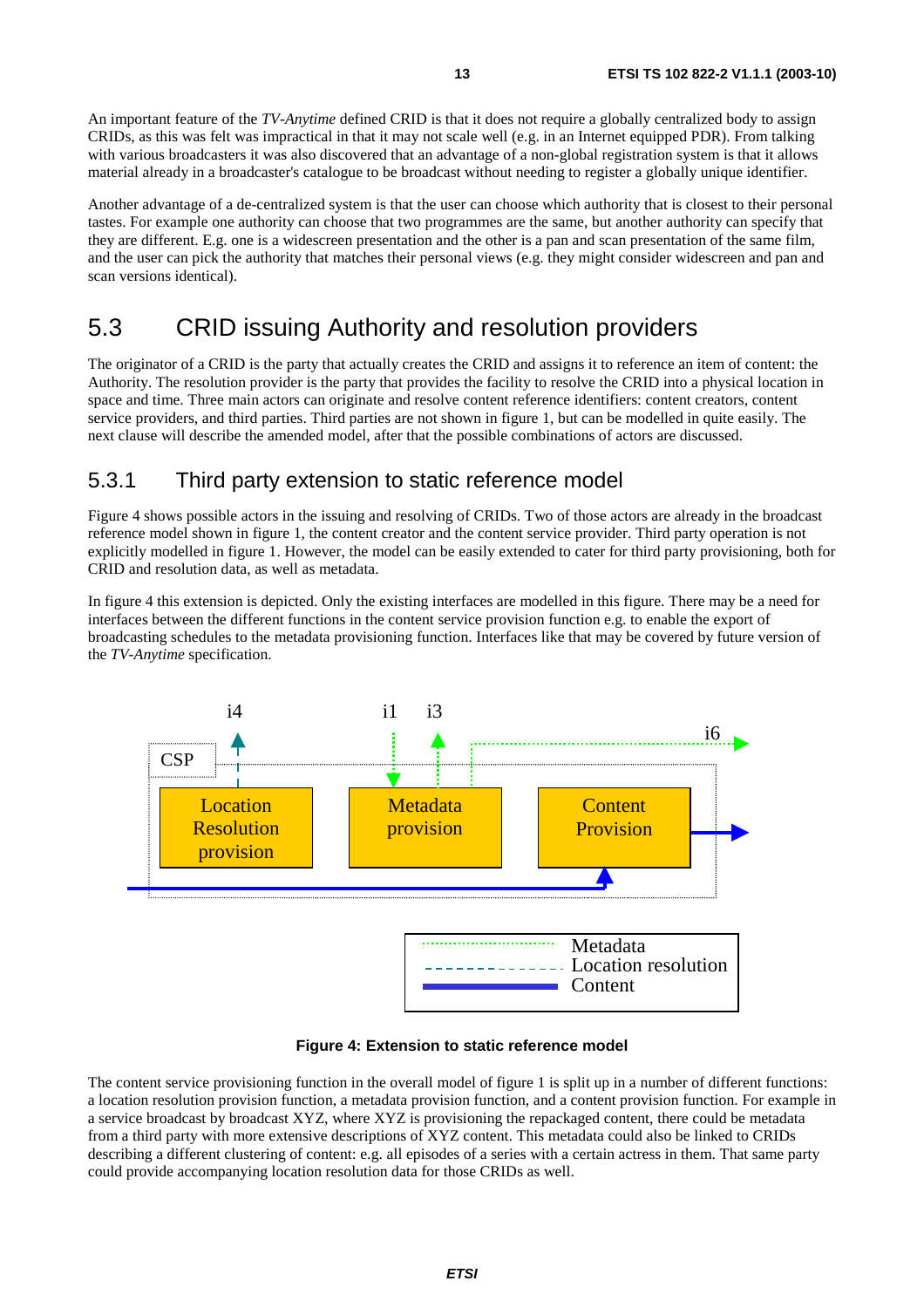An important feature of the *TV-Anytime* defined CRID is that it does not require a globally centralized body to assign CRIDs, as this was felt was impractical in that it may not scale well (e.g. in an Internet equipped PDR). From talking with various broadcasters it was also discovered that an advantage of a non-global registration system is that it allows material already in a broadcaster's catalogue to be broadcast without needing to register a globally unique identifier.

Another advantage of a de-centralized system is that the user can choose which authority that is closest to their personal tastes. For example one authority can choose that two programmes are the same, but another authority can specify that they are different. E.g. one is a widescreen presentation and the other is a pan and scan presentation of the same film, and the user can pick the authority that matches their personal views (e.g. they might consider widescreen and pan and scan versions identical).

## 5.3 CRID issuing Authority and resolution providers

The originator of a CRID is the party that actually creates the CRID and assigns it to reference an item of content: the Authority. The resolution provider is the party that provides the facility to resolve the CRID into a physical location in space and time. Three main actors can originate and resolve content reference identifiers: content creators, content service providers, and third parties. Third parties are not shown in figure 1, but can be modelled in quite easily. The next clause will describe the amended model, after that the possible combinations of actors are discussed.

### 5.3.1 Third party extension to static reference model

Figure 4 shows possible actors in the issuing and resolving of CRIDs. Two of those actors are already in the broadcast reference model shown in figure 1, the content creator and the content service provider. Third party operation is not explicitly modelled in figure 1. However, the model can be easily extended to cater for third party provisioning, both for CRID and resolution data, as well as metadata.

In figure 4 this extension is depicted. Only the existing interfaces are modelled in this figure. There may be a need for interfaces between the different functions in the content service provision function e.g. to enable the export of broadcasting schedules to the metadata provisioning function. Interfaces like that may be covered by future version of the *TV-Anytime* specification.

**Figure 4: Extension to static reference model**

The content service provisioning function in the overall model of figure 1 is split up in a number of different functions: a location resolution provision function, a metadata provision function, and a content provision function. For example in a service broadcast by broadcast XYZ, where XYZ is provisioning the repackaged content, there could be metadata from a third party with more extensive descriptions of XYZ content. This metadata could also be linked to CRIDs describing a different clustering of content: e.g. all episodes of a series with a certain actress in them. That same party could provide accompanying location resolution data for those CRIDs as well.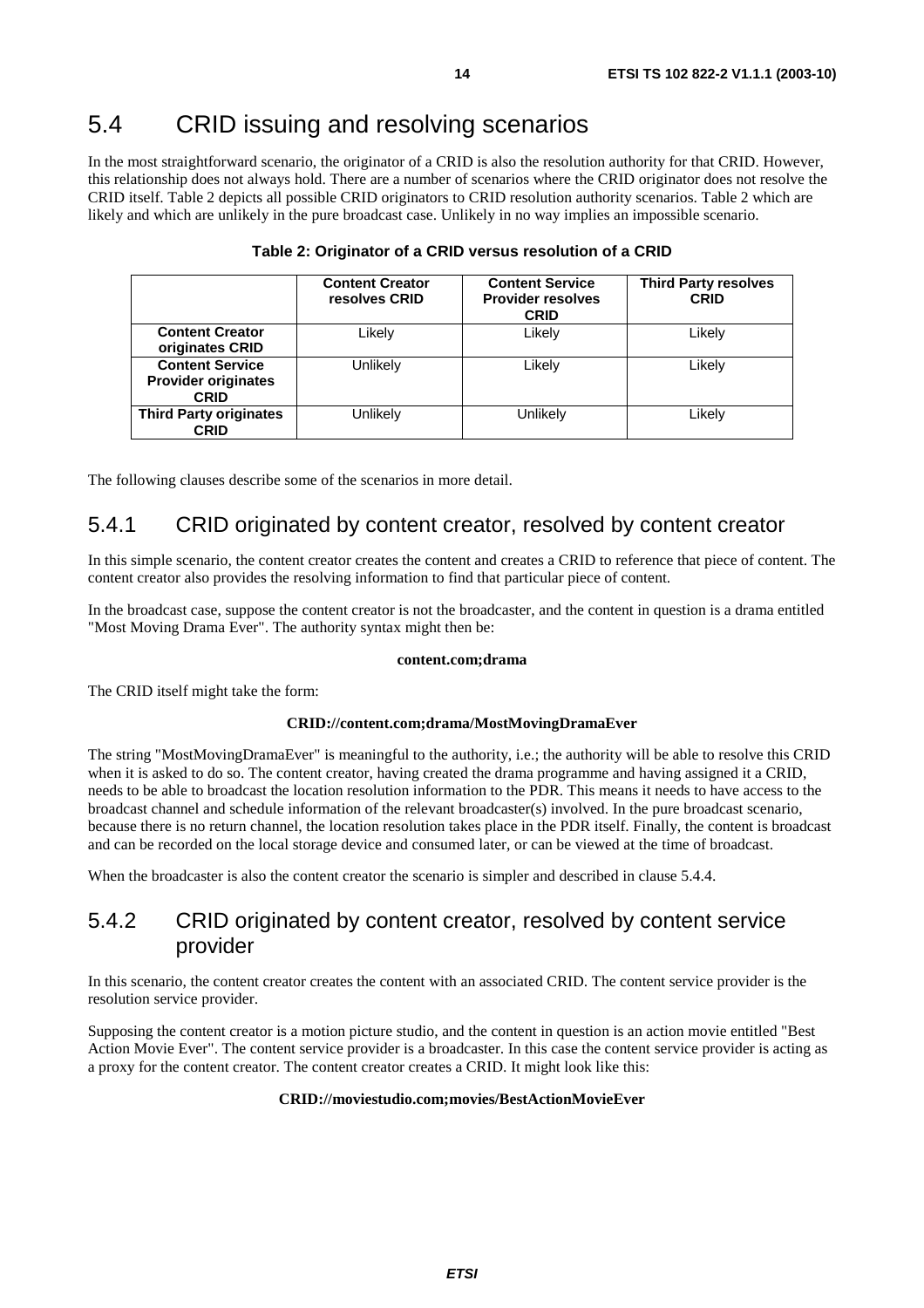## 5.4 CRID issuing and resolving scenarios

In the most straightforward scenario, the originator of a CRID is also the resolution authority for that CRID. However, this relationship does not always hold. There are a number of scenarios where the CRID originator does not resolve the CRID itself. Table 2 depicts all possible CRID originators to CRID resolution authority scenarios. Table 2 which are likely and which are unlikely in the pure broadcast case. Unlikely in no way implies an impossible scenario.

**Table 2: Originator of a CRID versus resolution of a CRID**

| | Content Creator resolves CRID | Content Service Provider resolves CRID | Third Party resolves CRID |
|---|---|---|---|
| **Content Creator originates CRID** | Likely | Likely | Likely |
| **Content Service Provider originates CRID** | Unlikely | Likely | Likely |
| **Third Party originates CRID** | Unlikely | Unlikely | Likely |

The following clauses describe some of the scenarios in more detail.

### 5.4.1 CRID originated by content creator, resolved by content creator

In this simple scenario, the content creator creates the content and creates a CRID to reference that piece of content. The content creator also provides the resolving information to find that particular piece of content.

In the broadcast case, suppose the content creator is not the broadcaster, and the content in question is a drama entitled "Most Moving Drama Ever". The authority syntax might then be:

**content.com;drama**

The CRID itself might take the form:

**CRID://content.com;drama/MostMovingDramaEver**

The string "MostMovingDramaEver" is meaningful to the authority, i.e.; the authority will be able to resolve this CRID when it is asked to do so. The content creator, having created the drama programme and having assigned it a CRID, needs to be able to broadcast the location resolution information to the PDR. This means it needs to have access to the broadcast channel and schedule information of the relevant broadcaster(s) involved. In the pure broadcast scenario, because there is no return channel, the location resolution takes place in the PDR itself. Finally, the content is broadcast and can be recorded on the local storage device and consumed later, or can be viewed at the time of broadcast.

When the broadcaster is also the content creator the scenario is simpler and described in clause 5.4.4.

### 5.4.2 CRID originated by content creator, resolved by content service provider

In this scenario, the content creator creates the content with an associated CRID. The content service provider is the resolution service provider.

Supposing the content creator is a motion picture studio, and the content in question is an action movie entitled "Best Action Movie Ever". The content service provider is a broadcaster. In this case the content service provider is acting as a proxy for the content creator. The content creator creates a CRID. It might look like this:

**CRID://moviestudio.com;movies/BestActionMovieEver**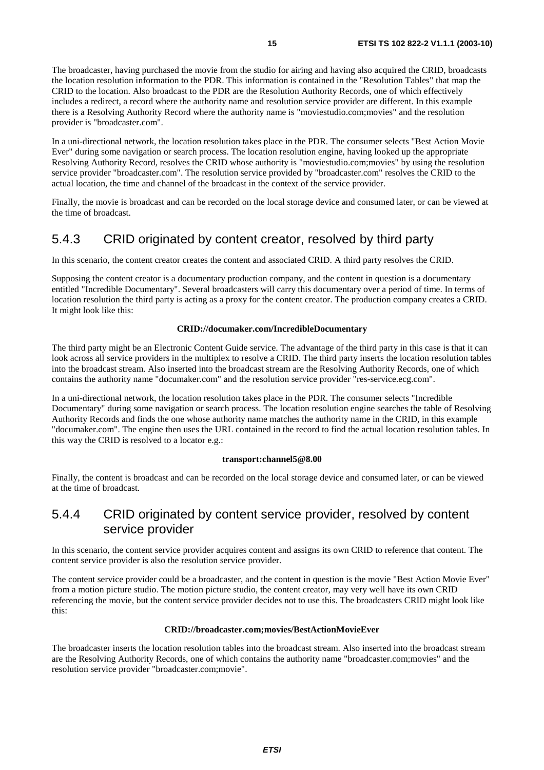The broadcaster, having purchased the movie from the studio for airing and having also acquired the CRID, broadcasts the location resolution information to the PDR. This information is contained in the "Resolution Tables" that map the CRID to the location. Also broadcast to the PDR are the Resolution Authority Records, one of which effectively includes a redirect, a record where the authority name and resolution service provider are different. In this example there is a Resolving Authority Record where the authority name is "moviestudio.com;movies" and the resolution provider is "broadcaster.com".

In a uni-directional network, the location resolution takes place in the PDR. The consumer selects "Best Action Movie Ever" during some navigation or search process. The location resolution engine, having looked up the appropriate Resolving Authority Record, resolves the CRID whose authority is "moviestudio.com;movies" by using the resolution service provider "broadcaster.com". The resolution service provided by "broadcaster.com" resolves the CRID to the actual location, the time and channel of the broadcast in the context of the service provider.

Finally, the movie is broadcast and can be recorded on the local storage device and consumed later, or can be viewed at the time of broadcast.

### 5.4.3 CRID originated by content creator, resolved by third party

In this scenario, the content creator creates the content and associated CRID. A third party resolves the CRID.

Supposing the content creator is a documentary production company, and the content in question is a documentary entitled "Incredible Documentary". Several broadcasters will carry this documentary over a period of time. In terms of location resolution the third party is acting as a proxy for the content creator. The production company creates a CRID. It might look like this:

**CRID://documaker.com/IncredibleDocumentary**

The third party might be an Electronic Content Guide service. The advantage of the third party in this case is that it can look across all service providers in the multiplex to resolve a CRID. The third party inserts the location resolution tables into the broadcast stream. Also inserted into the broadcast stream are the Resolving Authority Records, one of which contains the authority name "documaker.com" and the resolution service provider "res-service.ecg.com".

In a uni-directional network, the location resolution takes place in the PDR. The consumer selects "Incredible Documentary" during some navigation or search process. The location resolution engine searches the table of Resolving Authority Records and finds the one whose authority name matches the authority name in the CRID, in this example "documaker.com". The engine then uses the URL contained in the record to find the actual location resolution tables. In this way the CRID is resolved to a locator e.g.:

**transport:channel5@8.00**

Finally, the content is broadcast and can be recorded on the local storage device and consumed later, or can be viewed at the time of broadcast.

### 5.4.4 CRID originated by content service provider, resolved by content service provider

In this scenario, the content service provider acquires content and assigns its own CRID to reference that content. The content service provider is also the resolution service provider.

The content service provider could be a broadcaster, and the content in question is the movie "Best Action Movie Ever" from a motion picture studio. The motion picture studio, the content creator, may very well have its own CRID referencing the movie, but the content service provider decides not to use this. The broadcasters CRID might look like this:

**CRID://broadcaster.com;movies/BestActionMovieEver**

The broadcaster inserts the location resolution tables into the broadcast stream. Also inserted into the broadcast stream are the Resolving Authority Records, one of which contains the authority name "broadcaster.com;movies" and the resolution service provider "broadcaster.com;movie".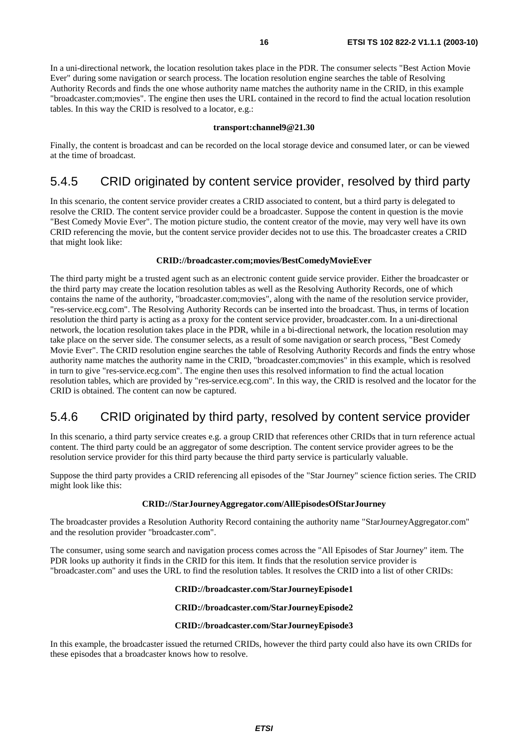In a uni-directional network, the location resolution takes place in the PDR. The consumer selects "Best Action Movie Ever" during some navigation or search process. The location resolution engine searches the table of Resolving Authority Records and finds the one whose authority name matches the authority name in the CRID, in this example "broadcaster.com;movies". The engine then uses the URL contained in the record to find the actual location resolution tables. In this way the CRID is resolved to a locator, e.g.:

**transport:channel9@21.30**

Finally, the content is broadcast and can be recorded on the local storage device and consumed later, or can be viewed at the time of broadcast.

### 5.4.5 CRID originated by content service provider, resolved by third party

In this scenario, the content service provider creates a CRID associated to content, but a third party is delegated to resolve the CRID. The content service provider could be a broadcaster. Suppose the content in question is the movie "Best Comedy Movie Ever". The motion picture studio, the content creator of the movie, may very well have its own CRID referencing the movie, but the content service provider decides not to use this. The broadcaster creates a CRID that might look like:

**CRID://broadcaster.com;movies/BestComedyMovieEver**

The third party might be a trusted agent such as an electronic content guide service provider. Either the broadcaster or the third party may create the location resolution tables as well as the Resolving Authority Records, one of which contains the name of the authority, "broadcaster.com;movies", along with the name of the resolution service provider, "res-service.ecg.com". The Resolving Authority Records can be inserted into the broadcast. Thus, in terms of location resolution the third party is acting as a proxy for the content service provider, broadcaster.com. In a uni-directional network, the location resolution takes place in the PDR, while in a bi-directional network, the location resolution may take place on the server side. The consumer selects, as a result of some navigation or search process, "Best Comedy Movie Ever". The CRID resolution engine searches the table of Resolving Authority Records and finds the entry whose authority name matches the authority name in the CRID, "broadcaster.com;movies" in this example, which is resolved in turn to give "res-service.ecg.com". The engine then uses this resolved information to find the actual location resolution tables, which are provided by "res-service.ecg.com". In this way, the CRID is resolved and the locator for the CRID is obtained. The content can now be captured.

### 5.4.6 CRID originated by third party, resolved by content service provider

In this scenario, a third party service creates e.g. a group CRID that references other CRIDs that in turn reference actual content. The third party could be an aggregator of some description. The content service provider agrees to be the resolution service provider for this third party because the third party service is particularly valuable.

Suppose the third party provides a CRID referencing all episodes of the "Star Journey" science fiction series. The CRID might look like this:

**CRID://StarJourneyAggregator.com/AllEpisodesOfStarJourney**

The broadcaster provides a Resolution Authority Record containing the authority name "StarJourneyAggregator.com" and the resolution provider "broadcaster.com".

The consumer, using some search and navigation process comes across the "All Episodes of Star Journey" item. The PDR looks up authority it finds in the CRID for this item. It finds that the resolution service provider is "broadcaster.com" and uses the URL to find the resolution tables. It resolves the CRID into a list of other CRIDs:

**CRID://broadcaster.com/StarJourneyEpisode1**

**CRID://broadcaster.com/StarJourneyEpisode2**

**CRID://broadcaster.com/StarJourneyEpisode3**

In this example, the broadcaster issued the returned CRIDs, however the third party could also have its own CRIDs for these episodes that a broadcaster knows how to resolve.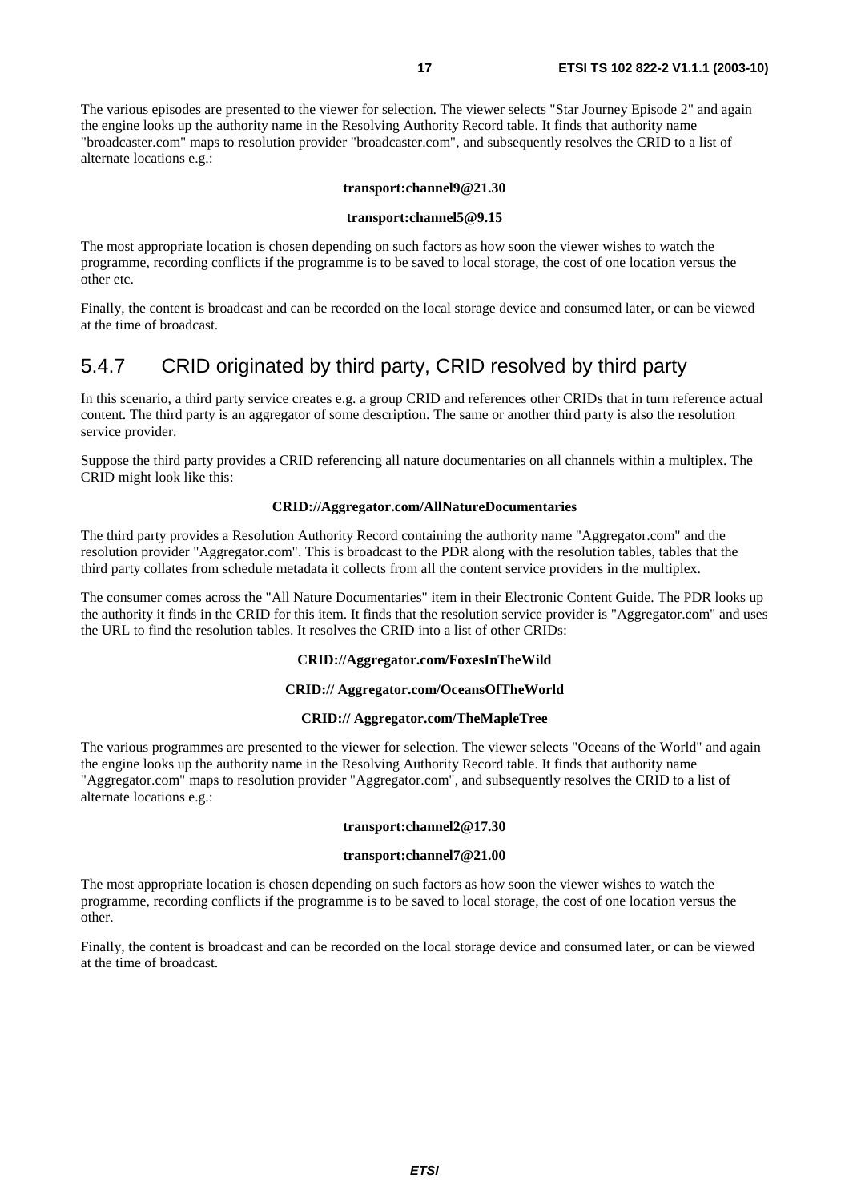The various episodes are presented to the viewer for selection. The viewer selects "Star Journey Episode 2" and again the engine looks up the authority name in the Resolving Authority Record table. It finds that authority name "broadcaster.com" maps to resolution provider "broadcaster.com", and subsequently resolves the CRID to a list of alternate locations e.g.:

**transport:channel9@21.30**

**transport:channel5@9.15**

The most appropriate location is chosen depending on such factors as how soon the viewer wishes to watch the programme, recording conflicts if the programme is to be saved to local storage, the cost of one location versus the other etc.

Finally, the content is broadcast and can be recorded on the local storage device and consumed later, or can be viewed at the time of broadcast.

### 5.4.7 CRID originated by third party, CRID resolved by third party

In this scenario, a third party service creates e.g. a group CRID and references other CRIDs that in turn reference actual content. The third party is an aggregator of some description. The same or another third party is also the resolution service provider.

Suppose the third party provides a CRID referencing all nature documentaries on all channels within a multiplex. The CRID might look like this:

**CRID://Aggregator.com/AllNatureDocumentaries**

The third party provides a Resolution Authority Record containing the authority name "Aggregator.com" and the resolution provider "Aggregator.com". This is broadcast to the PDR along with the resolution tables, tables that the third party collates from schedule metadata it collects from all the content service providers in the multiplex.

The consumer comes across the "All Nature Documentaries" item in their Electronic Content Guide. The PDR looks up the authority it finds in the CRID for this item. It finds that the resolution service provider is "Aggregator.com" and uses the URL to find the resolution tables. It resolves the CRID into a list of other CRIDs:

**CRID://Aggregator.com/FoxesInTheWild**

**CRID:// Aggregator.com/OceansOfTheWorld**

**CRID:// Aggregator.com/TheMapleTree**

The various programmes are presented to the viewer for selection. The viewer selects "Oceans of the World" and again the engine looks up the authority name in the Resolving Authority Record table. It finds that authority name "Aggregator.com" maps to resolution provider "Aggregator.com", and subsequently resolves the CRID to a list of alternate locations e.g.:

**transport:channel2@17.30**

**transport:channel7@21.00**

The most appropriate location is chosen depending on such factors as how soon the viewer wishes to watch the programme, recording conflicts if the programme is to be saved to local storage, the cost of one location versus the other.

Finally, the content is broadcast and can be recorded on the local storage device and consumed later, or can be viewed at the time of broadcast.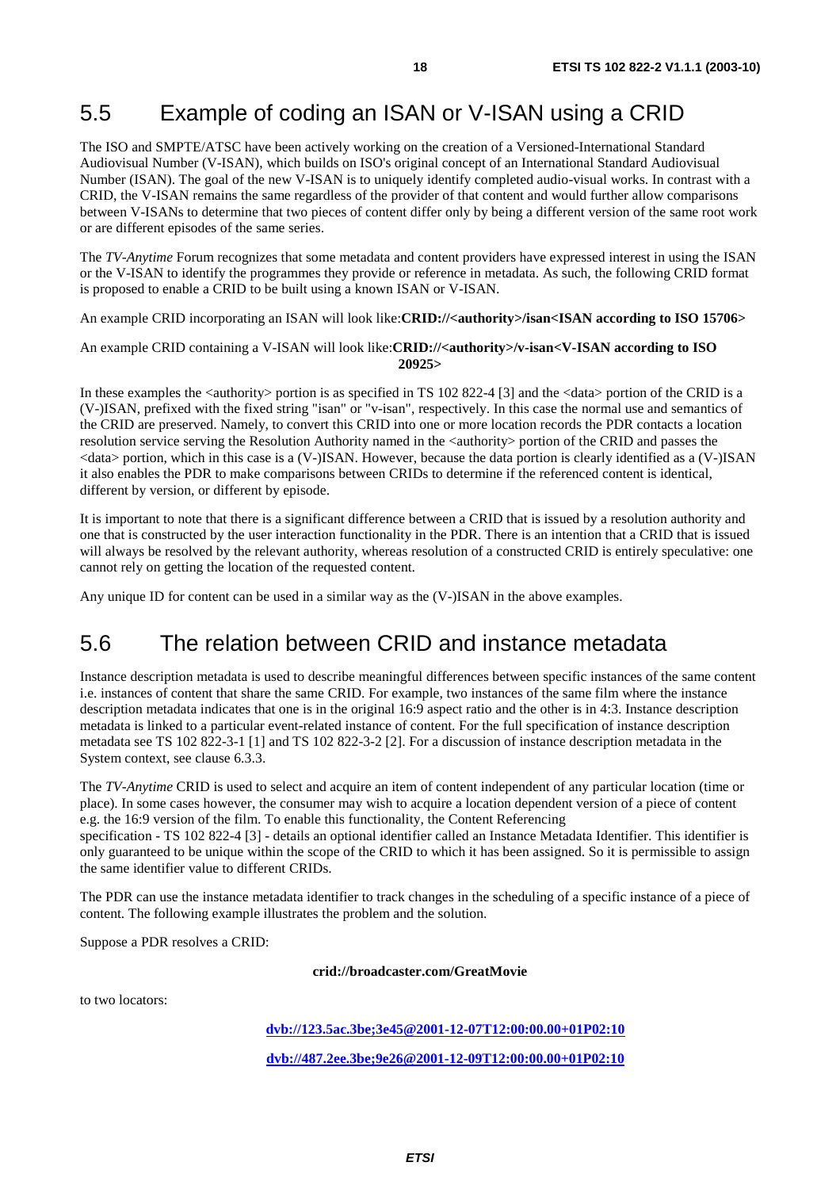## 5.5 Example of coding an ISAN or V-ISAN using a CRID

The ISO and SMPTE/ATSC have been actively working on the creation of a Versioned-International Standard Audiovisual Number (V-ISAN), which builds on ISO's original concept of an International Standard Audiovisual Number (ISAN). The goal of the new V-ISAN is to uniquely identify completed audio-visual works. In contrast with a CRID, the V-ISAN remains the same regardless of the provider of that content and would further allow comparisons between V-ISANs to determine that two pieces of content differ only by being a different version of the same root work or are different episodes of the same series.

The *TV-Anytime* Forum recognizes that some metadata and content providers have expressed interest in using the ISAN or the V-ISAN to identify the programmes they provide or reference in metadata. As such, the following CRID format is proposed to enable a CRID to be built using a known ISAN or V-ISAN.

An example CRID incorporating an ISAN will look like:**CRID://<authority>/isan<ISAN according to ISO 15706>**

An example CRID containing a V-ISAN will look like:**CRID://<authority>/v-isan<V-ISAN according to ISO 20925>**

In these examples the <authority> portion is as specified in TS 102 822-4 [3] and the <data> portion of the CRID is a (V-)ISAN, prefixed with the fixed string "isan" or "v-isan", respectively. In this case the normal use and semantics of the CRID are preserved. Namely, to convert this CRID into one or more location records the PDR contacts a location resolution service serving the Resolution Authority named in the <authority> portion of the CRID and passes the <data> portion, which in this case is a (V-)ISAN. However, because the data portion is clearly identified as a (V-)ISAN it also enables the PDR to make comparisons between CRIDs to determine if the referenced content is identical, different by version, or different by episode.

It is important to note that there is a significant difference between a CRID that is issued by a resolution authority and one that is constructed by the user interaction functionality in the PDR. There is an intention that a CRID that is issued will always be resolved by the relevant authority, whereas resolution of a constructed CRID is entirely speculative: one cannot rely on getting the location of the requested content.

Any unique ID for content can be used in a similar way as the (V-)ISAN in the above examples.

## 5.6 The relation between CRID and instance metadata

Instance description metadata is used to describe meaningful differences between specific instances of the same content i.e. instances of content that share the same CRID. For example, two instances of the same film where the instance description metadata indicates that one is in the original 16:9 aspect ratio and the other is in 4:3. Instance description metadata is linked to a particular event-related instance of content. For the full specification of instance description metadata see TS 102 822-3-1 [1] and TS 102 822-3-2 [2]. For a discussion of instance description metadata in the System context, see clause 6.3.3.

The *TV-Anytime* CRID is used to select and acquire an item of content independent of any particular location (time or place). In some cases however, the consumer may wish to acquire a location dependent version of a piece of content e.g. the 16:9 version of the film. To enable this functionality, the Content Referencing specification - TS 102 822-4 [3] - details an optional identifier called an Instance Metadata Identifier. This identifier is only guaranteed to be unique within the scope of the CRID to which it has been assigned. So it is permissible to assign the same identifier value to different CRIDs.

The PDR can use the instance metadata identifier to track changes in the scheduling of a specific instance of a piece of content. The following example illustrates the problem and the solution.

Suppose a PDR resolves a CRID:

**crid://broadcaster.com/GreatMovie**

to two locators:

**dvb://123.5ac.3be;3e45@2001-12-07T12:00:00.00+01P02:10**

**dvb://487.2ee.3be;9e26@2001-12-09T12:00:00.00+01P02:10**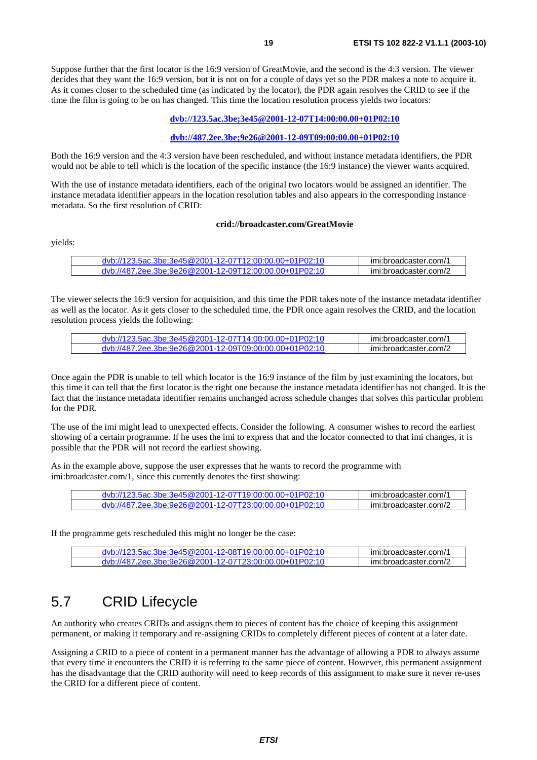Suppose further that the first locator is the 16:9 version of GreatMovie, and the second is the 4:3 version. The viewer decides that they want the 16:9 version, but it is not on for a couple of days yet so the PDR makes a note to acquire it. As it comes closer to the scheduled time (as indicated by the locator), the PDR again resolves the CRID to see if the time the film is going to be on has changed. This time the location resolution process yields two locators:

**dvb://123.5ac.3be;3e45@2001-12-07T14:00:00.00+01P02:10**

**dvb://487.2ee.3be;9e26@2001-12-09T09:00:00.00+01P02:10**

Both the 16:9 version and the 4:3 version have been rescheduled, and without instance metadata identifiers, the PDR would not be able to tell which is the location of the specific instance (the 16:9 instance) the viewer wants acquired.

With the use of instance metadata identifiers, each of the original two locators would be assigned an identifier. The instance metadata identifier appears in the location resolution tables and also appears in the corresponding instance metadata. So the first resolution of CRID:

**crid://broadcaster.com/GreatMovie**

yields:

| | |
|---|---|
| dvb://123.5ac.3be;3e45@2001-12-07T12:00:00.00+01P02:10 | imi:broadcaster.com/1 |
| dvb://487.2ee.3be;9e26@2001-12-09T12:00:00.00+01P02:10 | imi:broadcaster.com/2 |

The viewer selects the 16:9 version for acquisition, and this time the PDR takes note of the instance metadata identifier as well as the locator. As it gets closer to the scheduled time, the PDR once again resolves the CRID, and the location resolution process yields the following:

| | |
|---|---|
| dvb://123.5ac.3be;3e45@2001-12-07T14:00:00.00+01P02:10 | imi:broadcaster.com/1 |
| dvb://487.2ee.3be;9e26@2001-12-09T09:00:00.00+01P02:10 | imi:broadcaster.com/2 |

Once again the PDR is unable to tell which locator is the 16:9 instance of the film by just examining the locators, but this time it can tell that the first locator is the right one because the instance metadata identifier has not changed. It is the fact that the instance metadata identifier remains unchanged across schedule changes that solves this particular problem for the PDR.

The use of the imi might lead to unexpected effects. Consider the following. A consumer wishes to record the earliest showing of a certain programme. If he uses the imi to express that and the locator connected to that imi changes, it is possible that the PDR will not record the earliest showing.

As in the example above, suppose the user expresses that he wants to record the programme with imi:broadcaster.com/1, since this currently denotes the first showing:

| | |
|---|---|
| dvb://123.5ac.3be;3e45@2001-12-07T19:00:00.00+01P02:10 | imi:broadcaster.com/1 |
| dvb://487.2ee.3be;9e26@2001-12-07T23:00:00.00+01P02:10 | imi:broadcaster.com/2 |

If the programme gets rescheduled this might no longer be the case:

| | |
|---|---|
| dvb://123.5ac.3be;3e45@2001-12-08T19:00:00.00+01P02:10 | imi:broadcaster.com/1 |
| dvb://487.2ee.3be;9e26@2001-12-07T23:00:00.00+01P02:10 | imi:broadcaster.com/2 |

## 5.7 CRID Lifecycle

An authority who creates CRIDs and assigns them to pieces of content has the choice of keeping this assignment permanent, or making it temporary and re-assigning CRIDs to completely different pieces of content at a later date.

Assigning a CRID to a piece of content in a permanent manner has the advantage of allowing a PDR to always assume that every time it encounters the CRID it is referring to the same piece of content. However, this permanent assignment has the disadvantage that the CRID authority will need to keep records of this assignment to make sure it never re-uses the CRID for a different piece of content.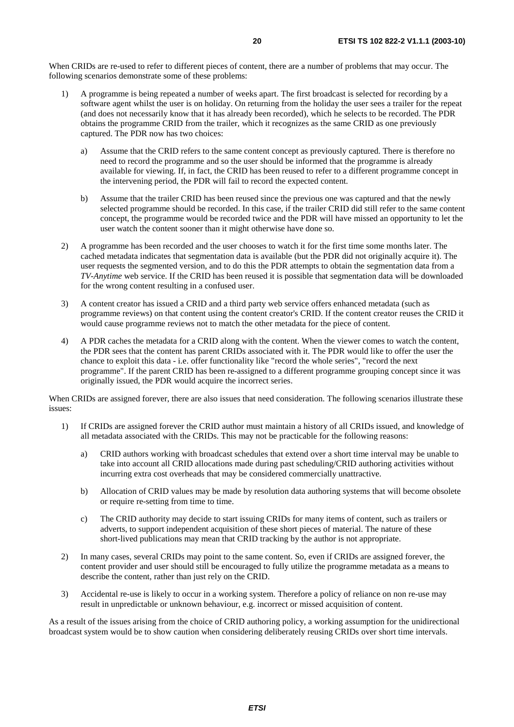When CRIDs are re-used to refer to different pieces of content, there are a number of problems that may occur. The following scenarios demonstrate some of these problems:

1) A programme is being repeated a number of weeks apart. The first broadcast is selected for recording by a software agent whilst the user is on holiday. On returning from the holiday the user sees a trailer for the repeat (and does not necessarily know that it has already been recorded), which he selects to be recorded. The PDR obtains the programme CRID from the trailer, which it recognizes as the same CRID as one previously captured. The PDR now has two choices:

   a) Assume that the CRID refers to the same content concept as previously captured. There is therefore no need to record the programme and so the user should be informed that the programme is already available for viewing. If, in fact, the CRID has been reused to refer to a different programme concept in the intervening period, the PDR will fail to record the expected content.

   b) Assume that the trailer CRID has been reused since the previous one was captured and that the newly selected programme should be recorded. In this case, if the trailer CRID did still refer to the same content concept, the programme would be recorded twice and the PDR will have missed an opportunity to let the user watch the content sooner than it might otherwise have done so.

2) A programme has been recorded and the user chooses to watch it for the first time some months later. The cached metadata indicates that segmentation data is available (but the PDR did not originally acquire it). The user requests the segmented version, and to do this the PDR attempts to obtain the segmentation data from a *TV-Anytime* web service. If the CRID has been reused it is possible that segmentation data will be downloaded for the wrong content resulting in a confused user.

3) A content creator has issued a CRID and a third party web service offers enhanced metadata (such as programme reviews) on that content using the content creator's CRID. If the content creator reuses the CRID it would cause programme reviews not to match the other metadata for the piece of content.

4) A PDR caches the metadata for a CRID along with the content. When the viewer comes to watch the content, the PDR sees that the content has parent CRIDs associated with it. The PDR would like to offer the user the chance to exploit this data - i.e. offer functionality like "record the whole series", "record the next programme". If the parent CRID has been re-assigned to a different programme grouping concept since it was originally issued, the PDR would acquire the incorrect series.

When CRIDs are assigned forever, there are also issues that need consideration. The following scenarios illustrate these issues:

1) If CRIDs are assigned forever the CRID author must maintain a history of all CRIDs issued, and knowledge of all metadata associated with the CRIDs. This may not be practicable for the following reasons:

   a) CRID authors working with broadcast schedules that extend over a short time interval may be unable to take into account all CRID allocations made during past scheduling/CRID authoring activities without incurring extra cost overheads that may be considered commercially unattractive.

   b) Allocation of CRID values may be made by resolution data authoring systems that will become obsolete or require re-setting from time to time.

   c) The CRID authority may decide to start issuing CRIDs for many items of content, such as trailers or adverts, to support independent acquisition of these short pieces of material. The nature of these short-lived publications may mean that CRID tracking by the author is not appropriate.

2) In many cases, several CRIDs may point to the same content. So, even if CRIDs are assigned forever, the content provider and user should still be encouraged to fully utilize the programme metadata as a means to describe the content, rather than just rely on the CRID.

3) Accidental re-use is likely to occur in a working system. Therefore a policy of reliance on non re-use may result in unpredictable or unknown behaviour, e.g. incorrect or missed acquisition of content.

As a result of the issues arising from the choice of CRID authoring policy, a working assumption for the unidirectional broadcast system would be to show caution when considering deliberately reusing CRIDs over short time intervals.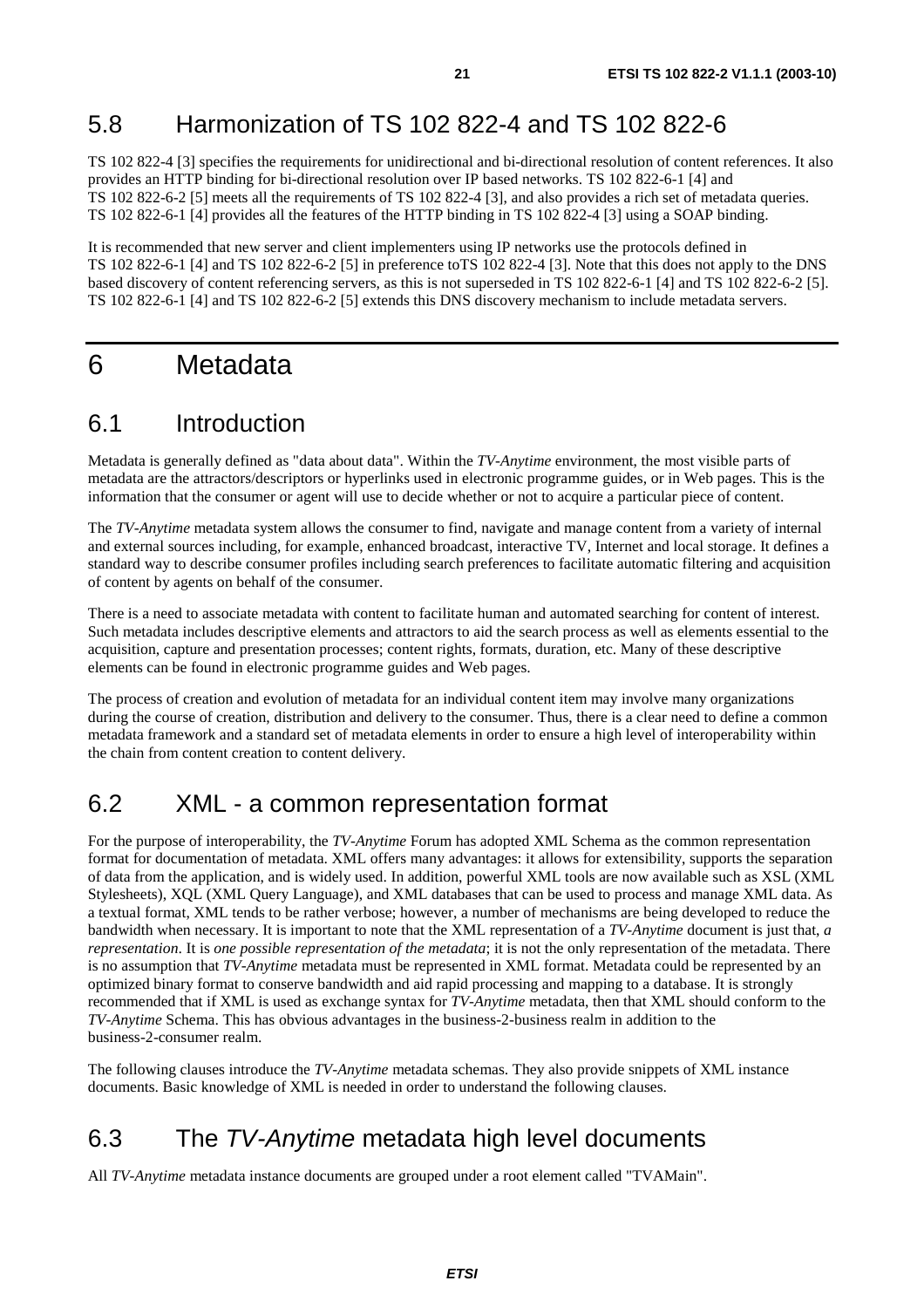## 5.8 Harmonization of TS 102 822-4 and TS 102 822-6

TS 102 822-4 [3] specifies the requirements for unidirectional and bi-directional resolution of content references. It also provides an HTTP binding for bi-directional resolution over IP based networks. TS 102 822-6-1 [4] and TS 102 822-6-2 [5] meets all the requirements of TS 102 822-4 [3], and also provides a rich set of metadata queries. TS 102 822-6-1 [4] provides all the features of the HTTP binding in TS 102 822-4 [3] using a SOAP binding.

It is recommended that new server and client implementers using IP networks use the protocols defined in TS 102 822-6-1 [4] and TS 102 822-6-2 [5] in preference toTS 102 822-4 [3]. Note that this does not apply to the DNS based discovery of content referencing servers, as this is not superseded in TS 102 822-6-1 [4] and TS 102 822-6-2 [5]. TS 102 822-6-1 [4] and TS 102 822-6-2 [5] extends this DNS discovery mechanism to include metadata servers.

# 6 Metadata

## 6.1 Introduction

Metadata is generally defined as "data about data". Within the *TV-Anytime* environment, the most visible parts of metadata are the attractors/descriptors or hyperlinks used in electronic programme guides, or in Web pages. This is the information that the consumer or agent will use to decide whether or not to acquire a particular piece of content.

The *TV-Anytime* metadata system allows the consumer to find, navigate and manage content from a variety of internal and external sources including, for example, enhanced broadcast, interactive TV, Internet and local storage. It defines a standard way to describe consumer profiles including search preferences to facilitate automatic filtering and acquisition of content by agents on behalf of the consumer.

There is a need to associate metadata with content to facilitate human and automated searching for content of interest. Such metadata includes descriptive elements and attractors to aid the search process as well as elements essential to the acquisition, capture and presentation processes; content rights, formats, duration, etc. Many of these descriptive elements can be found in electronic programme guides and Web pages.

The process of creation and evolution of metadata for an individual content item may involve many organizations during the course of creation, distribution and delivery to the consumer. Thus, there is a clear need to define a common metadata framework and a standard set of metadata elements in order to ensure a high level of interoperability within the chain from content creation to content delivery.

## 6.2 XML - a common representation format

For the purpose of interoperability, the *TV-Anytime* Forum has adopted XML Schema as the common representation format for documentation of metadata. XML offers many advantages: it allows for extensibility, supports the separation of data from the application, and is widely used. In addition, powerful XML tools are now available such as XSL (XML Stylesheets), XQL (XML Query Language), and XML databases that can be used to process and manage XML data. As a textual format, XML tends to be rather verbose; however, a number of mechanisms are being developed to reduce the bandwidth when necessary. It is important to note that the XML representation of a *TV-Anytime* document is just that, *a representation*. It is *one possible representation of the metadata*; it is not the only representation of the metadata. There is no assumption that *TV-Anytime* metadata must be represented in XML format. Metadata could be represented by an optimized binary format to conserve bandwidth and aid rapid processing and mapping to a database. It is strongly recommended that if XML is used as exchange syntax for *TV-Anytime* metadata, then that XML should conform to the *TV-Anytime* Schema. This has obvious advantages in the business-2-business realm in addition to the business-2-consumer realm.

The following clauses introduce the *TV-Anytime* metadata schemas. They also provide snippets of XML instance documents. Basic knowledge of XML is needed in order to understand the following clauses.

## 6.3 The *TV-Anytime* metadata high level documents

All *TV-Anytime* metadata instance documents are grouped under a root element called "TVAMain".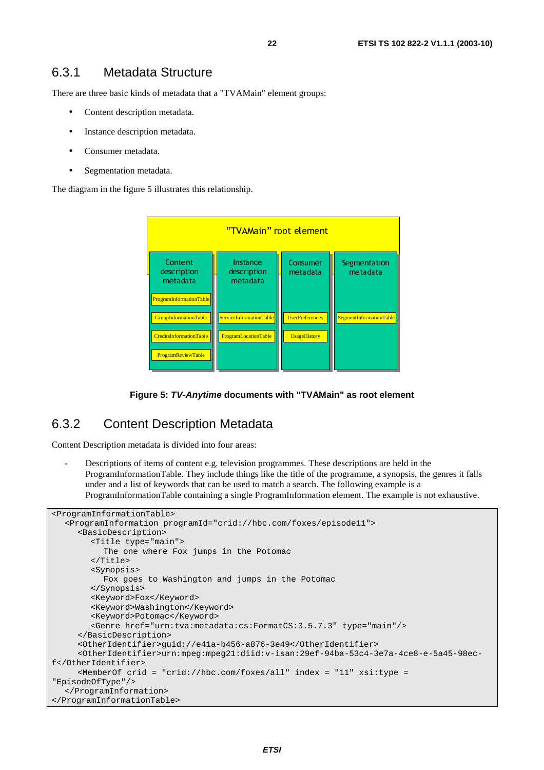### 6.3.1 Metadata Structure

There are three basic kinds of metadata that a "TVAMain" element groups:

- Content description metadata.
- Instance description metadata.
- Consumer metadata.
- Segmentation metadata.

The diagram in the figure 5 illustrates this relationship.

| "TVAMain" root element | | | |
|---|---|---|---|
| Content description metadata | Instance description metadata | Consumer metadata | Segmentation metadata |
| ProgramInformationTable | | | |
| GroupInformationTable | ServiceInformationTable | UserPreferences | SegmentInformationTable |
| CreditsInformationTable | ProgramLocationTable | UsageHistory | |
| ProgramReviewTable | | | |

**Figure 5: *TV-Anytime* documents with "TVAMain" as root element**

### 6.3.2 Content Description Metadata

Content Description metadata is divided into four areas:

- Descriptions of items of content e.g. television programmes. These descriptions are held in the ProgramInformationTable. They include things like the title of the programme, a synopsis, the genres it falls under and a list of keywords that can be used to match a search. The following example is a ProgramInformationTable containing a single ProgramInformation element. The example is not exhaustive.

```
<ProgramInformationTable>
   <ProgramInformation programId="crid://hbc.com/foxes/episode11">
      <BasicDescription>
         <Title type="main">
            The one where Fox jumps in the Potomac
         </Title>
         <Synopsis>
            Fox goes to Washington and jumps in the Potomac
         </Synopsis>
         <Keyword>Fox</Keyword>
         <Keyword>Washington</Keyword>
         <Keyword>Potomac</Keyword>
         <Genre href="urn:tva:metadata:cs:FormatCS:3.5.7.3" type="main"/>
      </BasicDescription>
      <OtherIdentifier>guid://e41a-b456-a876-3e49</OtherIdentifier>
      <OtherIdentifier>urn:mpeg:mpeg21:diid:v-isan:29ef-94ba-53c4-3e7a-4ce8-e-5a45-98ec-
f</OtherIdentifier>
      <MemberOf crid = "crid://hbc.com/foxes/all" index = "11" xsi:type =
"EpisodeOfType"/>
   </ProgramInformation>
</ProgramInformationTable>
```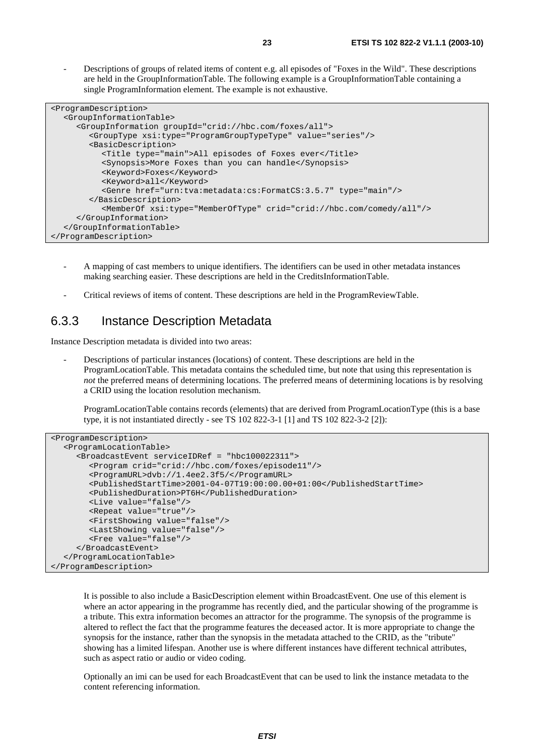- Descriptions of groups of related items of content e.g. all episodes of "Foxes in the Wild". These descriptions are held in the GroupInformationTable. The following example is a GroupInformationTable containing a single ProgramInformation element. The example is not exhaustive.

```
<ProgramDescription>
   <GroupInformationTable>
      <GroupInformation groupId="crid://hbc.com/foxes/all">
         <GroupType xsi:type="ProgramGroupTypeType" value="series"/>
         <BasicDescription>
            <Title type="main">All episodes of Foxes ever</Title>
            <Synopsis>More Foxes than you can handle</Synopsis>
            <Keyword>Foxes</Keyword>
            <Keyword>all</Keyword>
            <Genre href="urn:tva:metadata:cs:FormatCS:3.5.7" type="main"/>
         </BasicDescription>
            <MemberOf xsi:type="MemberOfType" crid="crid://hbc.com/comedy/all"/>
      </GroupInformation>
   </GroupInformationTable>
</ProgramDescription>
```

- A mapping of cast members to unique identifiers. The identifiers can be used in other metadata instances making searching easier. These descriptions are held in the CreditsInformationTable.

- Critical reviews of items of content. These descriptions are held in the ProgramReviewTable.

### 6.3.3 Instance Description Metadata

Instance Description metadata is divided into two areas:

- Descriptions of particular instances (locations) of content. These descriptions are held in the ProgramLocationTable. This metadata contains the scheduled time, but note that using this representation is *not* the preferred means of determining locations. The preferred means of determining locations is by resolving a CRID using the location resolution mechanism.

  ProgramLocationTable contains records (elements) that are derived from ProgramLocationType (this is a base type, it is not instantiated directly - see TS 102 822-3-1 [1] and TS 102 822-3-2 [2]):

```
<ProgramDescription>
   <ProgramLocationTable>
      <BroadcastEvent serviceIDRef = "hbc100022311">
         <Program crid="crid://hbc.com/foxes/episode11"/>
         <ProgramURL>dvb://1.4ee2.3f5/</ProgramURL>
         <PublishedStartTime>2001-04-07T19:00:00.00+01:00</PublishedStartTime>
         <PublishedDuration>PT6H</PublishedDuration>
         <Live value="false"/>
         <Repeat value="true"/>
         <FirstShowing value="false"/>
         <LastShowing value="false"/>
         <Free value="false"/>
      </BroadcastEvent>
   </ProgramLocationTable>
</ProgramDescription>
```

  It is possible to also include a BasicDescription element within BroadcastEvent. One use of this element is where an actor appearing in the programme has recently died, and the particular showing of the programme is a tribute. This extra information becomes an attractor for the programme. The synopsis of the programme is altered to reflect the fact that the programme features the deceased actor. It is more appropriate to change the synopsis for the instance, rather than the synopsis in the metadata attached to the CRID, as the "tribute" showing has a limited lifespan. Another use is where different instances have different technical attributes, such as aspect ratio or audio or video coding.

  Optionally an imi can be used for each BroadcastEvent that can be used to link the instance metadata to the content referencing information.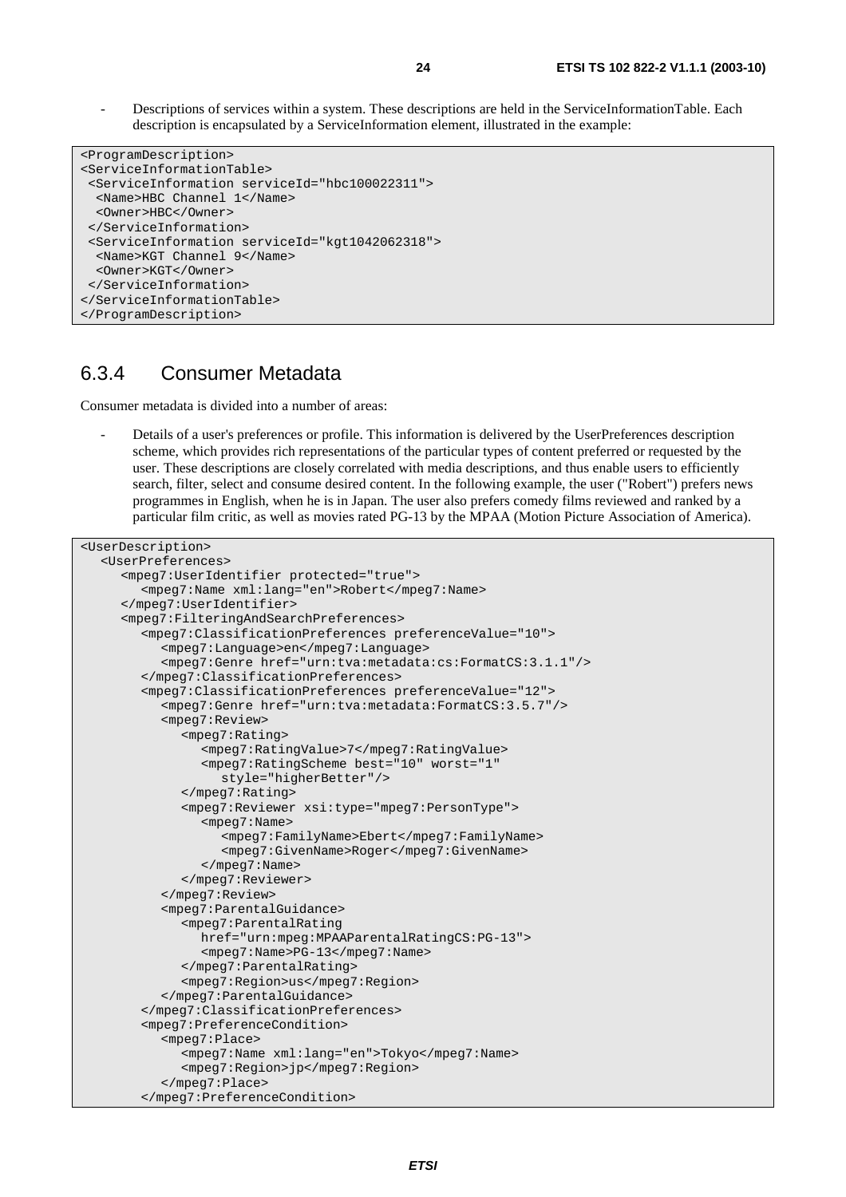- Descriptions of services within a system. These descriptions are held in the ServiceInformationTable. Each description is encapsulated by a ServiceInformation element, illustrated in the example:

```
<ProgramDescription>
<ServiceInformationTable>
 <ServiceInformation serviceId="hbc100022311">
  <Name>HBC Channel 1</Name>
  <Owner>HBC</Owner>
 </ServiceInformation>
 <ServiceInformation serviceId="kgt1042062318">
  <Name>KGT Channel 9</Name>
  <Owner>KGT</Owner>
 </ServiceInformation>
</ServiceInformationTable>
</ProgramDescription>
```

### 6.3.4 Consumer Metadata

Consumer metadata is divided into a number of areas:

- Details of a user's preferences or profile. This information is delivered by the UserPreferences description scheme, which provides rich representations of the particular types of content preferred or requested by the user. These descriptions are closely correlated with media descriptions, and thus enable users to efficiently search, filter, select and consume desired content. In the following example, the user ("Robert") prefers news programmes in English, when he is in Japan. The user also prefers comedy films reviewed and ranked by a particular film critic, as well as movies rated PG-13 by the MPAA (Motion Picture Association of America).

```
<UserDescription>
   <UserPreferences>
      <mpeg7:UserIdentifier protected="true">
         <mpeg7:Name xml:lang="en">Robert</mpeg7:Name>
      </mpeg7:UserIdentifier>
      <mpeg7:FilteringAndSearchPreferences>
         <mpeg7:ClassificationPreferences preferenceValue="10">
            <mpeg7:Language>en</mpeg7:Language>
            <mpeg7:Genre href="urn:tva:metadata:cs:FormatCS:3.1.1"/>
         </mpeg7:ClassificationPreferences>
         <mpeg7:ClassificationPreferences preferenceValue="12">
            <mpeg7:Genre href="urn:tva:metadata:FormatCS:3.5.7"/>
            <mpeg7:Review>
               <mpeg7:Rating>
                  <mpeg7:RatingValue>7</mpeg7:RatingValue>
                  <mpeg7:RatingScheme best="10" worst="1"
                     style="higherBetter"/>
               </mpeg7:Rating>
               <mpeg7:Reviewer xsi:type="mpeg7:PersonType">
                  <mpeg7:Name>
                     <mpeg7:FamilyName>Ebert</mpeg7:FamilyName>
                     <mpeg7:GivenName>Roger</mpeg7:GivenName>
                  </mpeg7:Name>
               </mpeg7:Reviewer>
            </mpeg7:Review>
            <mpeg7:ParentalGuidance>
               <mpeg7:ParentalRating
                  href="urn:mpeg:MPAAParentalRatingCS:PG-13">
                  <mpeg7:Name>PG-13</mpeg7:Name>
               </mpeg7:ParentalRating>
               <mpeg7:Region>us</mpeg7:Region>
            </mpeg7:ParentalGuidance>
         </mpeg7:ClassificationPreferences>
         <mpeg7:PreferenceCondition>
            <mpeg7:Place>
               <mpeg7:Name xml:lang="en">Tokyo</mpeg7:Name>
               <mpeg7:Region>jp</mpeg7:Region>
            </mpeg7:Place>
         </mpeg7:PreferenceCondition>
```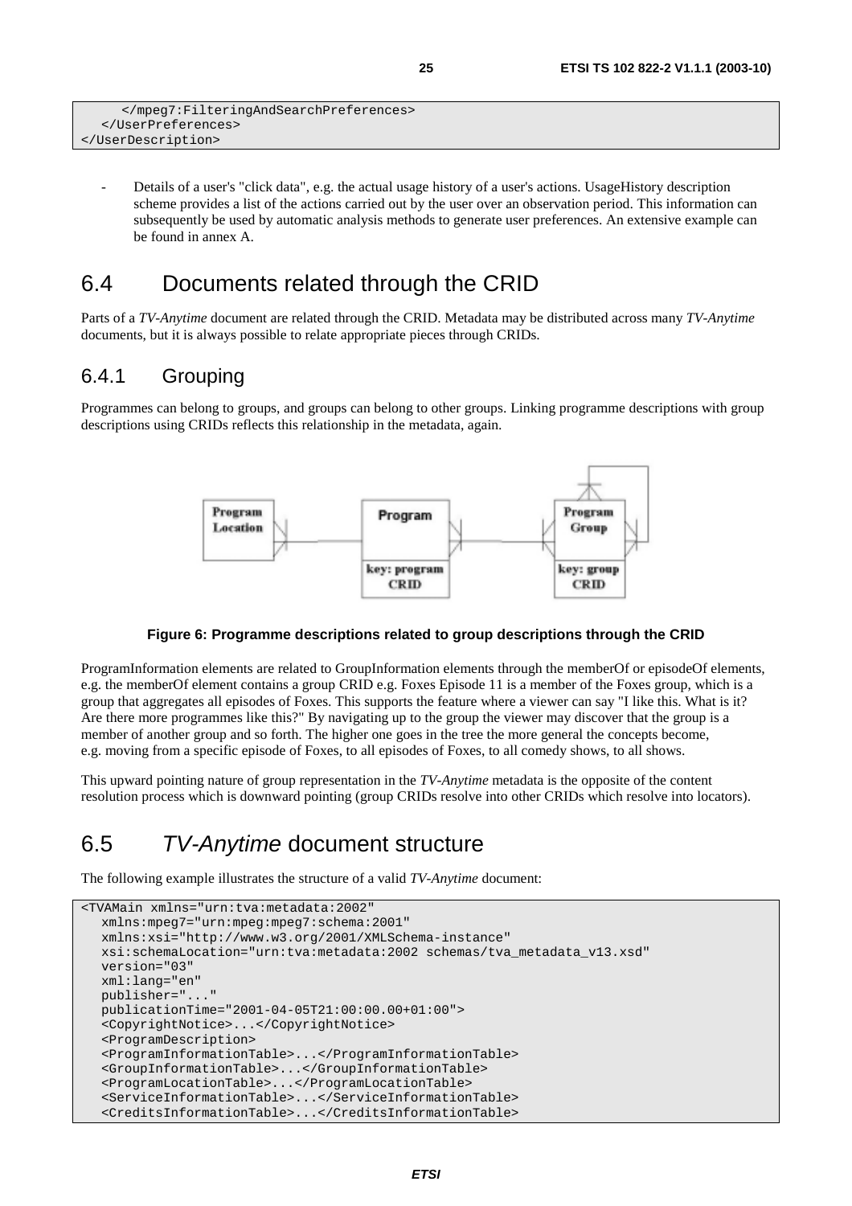```
      </mpeg7:FilteringAndSearchPreferences>
   </UserPreferences>
</UserDescription>
```

- Details of a user's "click data", e.g. the actual usage history of a user's actions. UsageHistory description scheme provides a list of the actions carried out by the user over an observation period. This information can subsequently be used by automatic analysis methods to generate user preferences. An extensive example can be found in annex A.

# 6.4 Documents related through the CRID

Parts of a *TV-Anytime* document are related through the CRID. Metadata may be distributed across many *TV-Anytime* documents, but it is always possible to relate appropriate pieces through CRIDs.

## 6.4.1 Grouping

Programmes can belong to groups, and groups can belong to other groups. Linking programme descriptions with group descriptions using CRIDs reflects this relationship in the metadata, again.

**Figure 6: Programme descriptions related to group descriptions through the CRID**

ProgramInformation elements are related to GroupInformation elements through the memberOf or episodeOf elements, e.g. the memberOf element contains a group CRID e.g. Foxes Episode 11 is a member of the Foxes group, which is a group that aggregates all episodes of Foxes. This supports the feature where a viewer can say "I like this. What is it? Are there more programmes like this?" By navigating up to the group the viewer may discover that the group is a member of another group and so forth. The higher one goes in the tree the more general the concepts become, e.g. moving from a specific episode of Foxes, to all episodes of Foxes, to all comedy shows, to all shows.

This upward pointing nature of group representation in the *TV-Anytime* metadata is the opposite of the content resolution process which is downward pointing (group CRIDs resolve into other CRIDs which resolve into locators).

# 6.5 *TV-Anytime* document structure

The following example illustrates the structure of a valid *TV-Anytime* document:

```
<TVAMain xmlns="urn:tva:metadata:2002"
   xmlns:mpeg7="urn:mpeg:mpeg7:schema:2001"
   xmlns:xsi="http://www.w3.org/2001/XMLSchema-instance"
   xsi:schemaLocation="urn:tva:metadata:2002 schemas/tva_metadata_v13.xsd"
   version="03"
   xml:lang="en"
   publisher="..."
   publicationTime="2001-04-05T21:00:00.00+01:00">
   <CopyrightNotice>...</CopyrightNotice>
   <ProgramDescription>
   <ProgramInformationTable>...</ProgramInformationTable>
   <GroupInformationTable>...</GroupInformationTable>
   <ProgramLocationTable>...</ProgramLocationTable>
   <ServiceInformationTable>...</ServiceInformationTable>
   <CreditsInformationTable>...</CreditsInformationTable>
```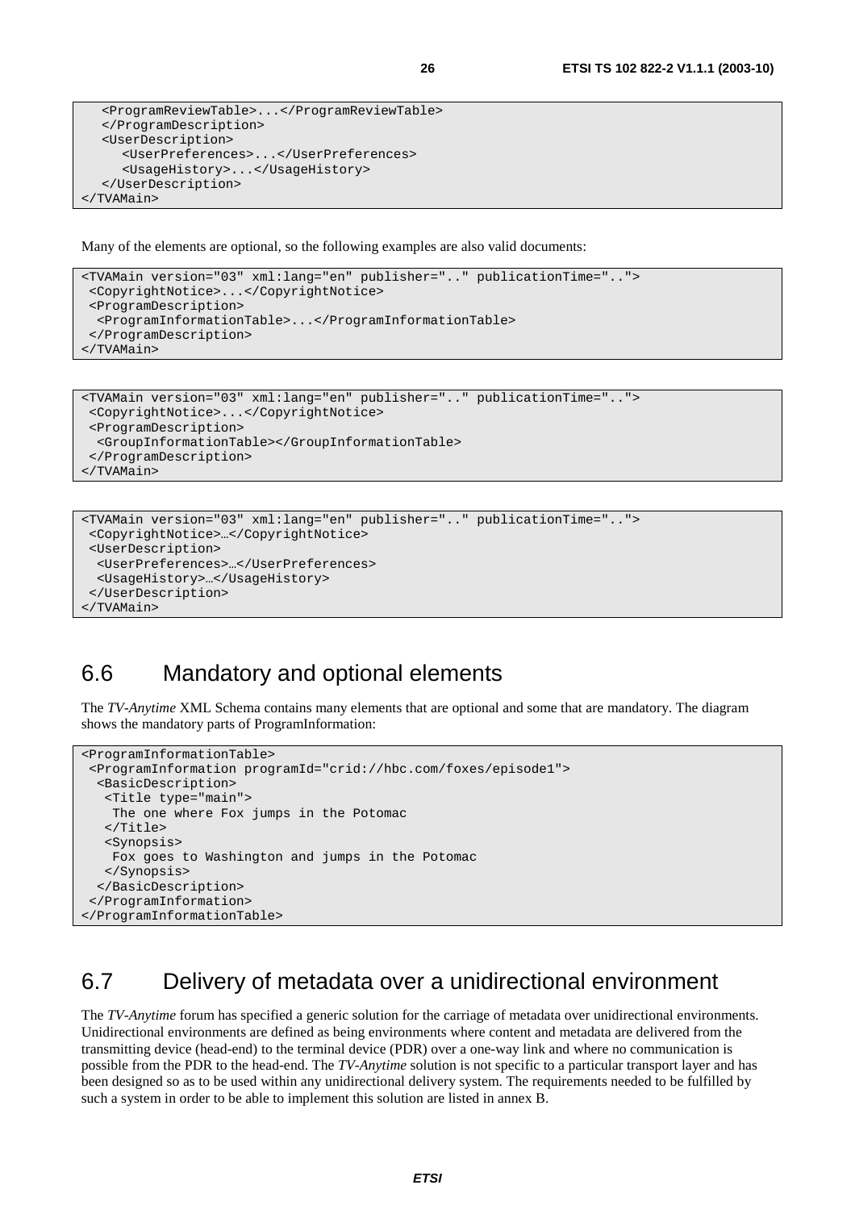```
   <ProgramReviewTable>...</ProgramReviewTable>
   </ProgramDescription>
   <UserDescription>
      <UserPreferences>...</UserPreferences>
      <UsageHistory>...</UsageHistory>
   </UserDescription>
</TVAMain>
```

Many of the elements are optional, so the following examples are also valid documents:

```
<TVAMain version="03" xml:lang="en" publisher=".." publicationTime="..">
 <CopyrightNotice>...</CopyrightNotice>
 <ProgramDescription>
  <ProgramInformationTable>...</ProgramInformationTable>
 </ProgramDescription>
</TVAMain>
```

```
<TVAMain version="03" xml:lang="en" publisher=".." publicationTime="..">
 <CopyrightNotice>...</CopyrightNotice>
 <ProgramDescription>
  <GroupInformationTable></GroupInformationTable>
 </ProgramDescription>
</TVAMain>
```

```
<TVAMain version="03" xml:lang="en" publisher=".." publicationTime="..">
 <CopyrightNotice>…</CopyrightNotice>
 <UserDescription>
  <UserPreferences>…</UserPreferences>
  <UsageHistory>…</UsageHistory>
 </UserDescription>
</TVAMain>
```

## 6.6 Mandatory and optional elements

The *TV-Anytime* XML Schema contains many elements that are optional and some that are mandatory. The diagram shows the mandatory parts of ProgramInformation:

```
<ProgramInformationTable>
 <ProgramInformation programId="crid://hbc.com/foxes/episode1">
  <BasicDescription>
   <Title type="main">
    The one where Fox jumps in the Potomac
   </Title>
   <Synopsis>
    Fox goes to Washington and jumps in the Potomac
   </Synopsis>
  </BasicDescription>
 </ProgramInformation>
</ProgramInformationTable>
```

## 6.7 Delivery of metadata over a unidirectional environment

The *TV-Anytime* forum has specified a generic solution for the carriage of metadata over unidirectional environments. Unidirectional environments are defined as being environments where content and metadata are delivered from the transmitting device (head-end) to the terminal device (PDR) over a one-way link and where no communication is possible from the PDR to the head-end. The *TV-Anytime* solution is not specific to a particular transport layer and has been designed so as to be used within any unidirectional delivery system. The requirements needed to be fulfilled by such a system in order to be able to implement this solution are listed in annex B.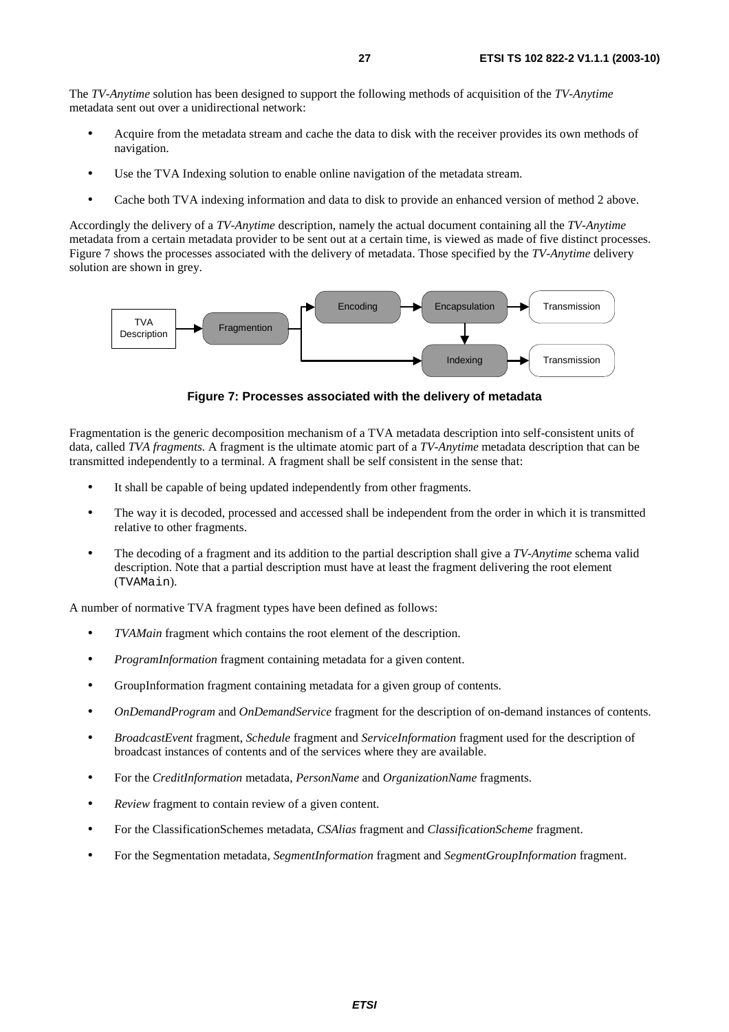The *TV-Anytime* solution has been designed to support the following methods of acquisition of the *TV-Anytime* metadata sent out over a unidirectional network:

- Acquire from the metadata stream and cache the data to disk with the receiver provides its own methods of navigation.
- Use the TVA Indexing solution to enable online navigation of the metadata stream.
- Cache both TVA indexing information and data to disk to provide an enhanced version of method 2 above.

Accordingly the delivery of a *TV-Anytime* description, namely the actual document containing all the *TV-Anytime* metadata from a certain metadata provider to be sent out at a certain time, is viewed as made of five distinct processes. Figure 7 shows the processes associated with the delivery of metadata. Those specified by the *TV-Anytime* delivery solution are shown in grey.

**Figure 7: Processes associated with the delivery of metadata**

Fragmentation is the generic decomposition mechanism of a TVA metadata description into self-consistent units of data, called *TVA fragments*. A fragment is the ultimate atomic part of a *TV-Anytime* metadata description that can be transmitted independently to a terminal. A fragment shall be self consistent in the sense that:

- It shall be capable of being updated independently from other fragments.
- The way it is decoded, processed and accessed shall be independent from the order in which it is transmitted relative to other fragments.
- The decoding of a fragment and its addition to the partial description shall give a *TV-Anytime* schema valid description. Note that a partial description must have at least the fragment delivering the root element (`TVAMain`).

A number of normative TVA fragment types have been defined as follows:

- *TVAMain* fragment which contains the root element of the description.
- *ProgramInformation* fragment containing metadata for a given content.
- GroupInformation fragment containing metadata for a given group of contents.
- *OnDemandProgram* and *OnDemandService* fragment for the description of on-demand instances of contents.
- *BroadcastEvent* fragment, *Schedule* fragment and *ServiceInformation* fragment used for the description of broadcast instances of contents and of the services where they are available.
- For the *CreditInformation* metadata, *PersonName* and *OrganizationName* fragments.
- *Review* fragment to contain review of a given content.
- For the ClassificationSchemes metadata, *CSAlias* fragment and *ClassificationScheme* fragment.
- For the Segmentation metadata, *SegmentInformation* fragment and *SegmentGroupInformation* fragment.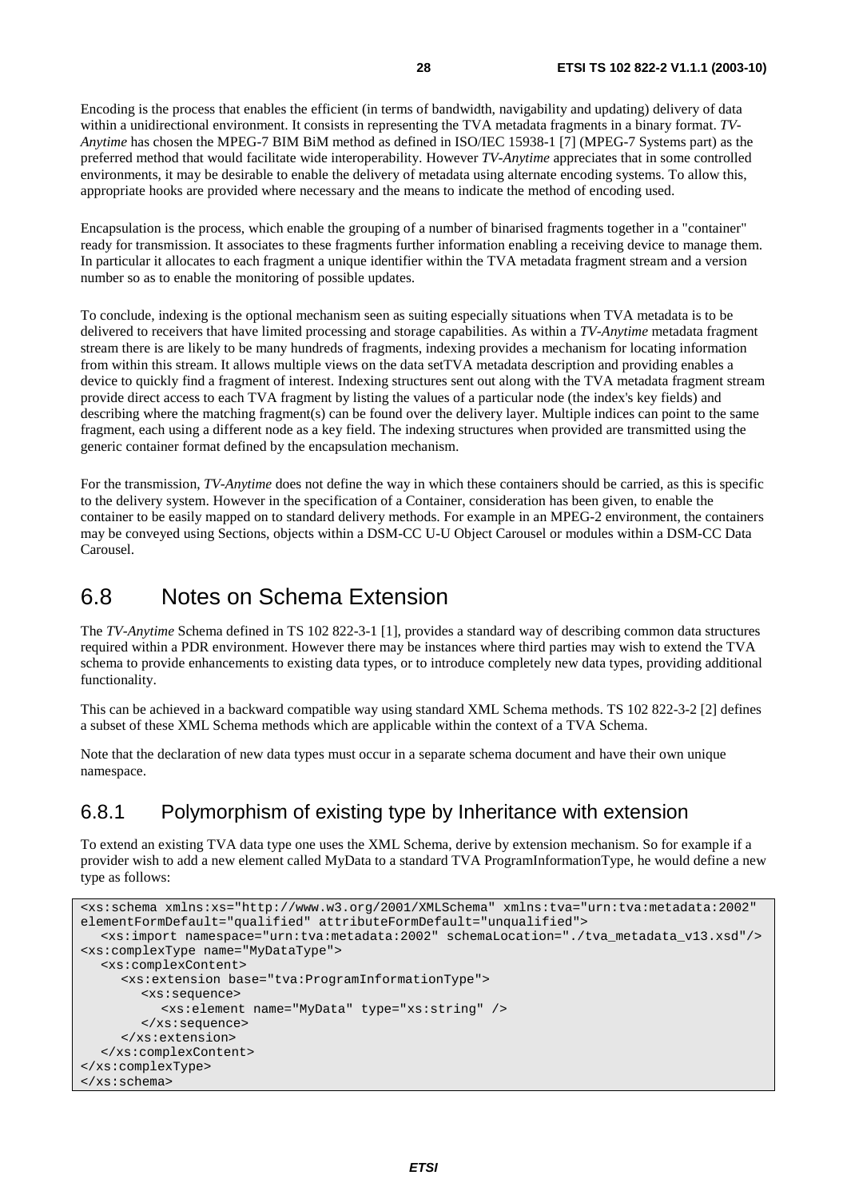Encoding is the process that enables the efficient (in terms of bandwidth, navigability and updating) delivery of data within a unidirectional environment. It consists in representing the TVA metadata fragments in a binary format. *TV-Anytime* has chosen the MPEG-7 BIM BiM method as defined in ISO/IEC 15938-1 [7] (MPEG-7 Systems part) as the preferred method that would facilitate wide interoperability. However *TV-Anytime* appreciates that in some controlled environments, it may be desirable to enable the delivery of metadata using alternate encoding systems. To allow this, appropriate hooks are provided where necessary and the means to indicate the method of encoding used.

Encapsulation is the process, which enable the grouping of a number of binarised fragments together in a "container" ready for transmission. It associates to these fragments further information enabling a receiving device to manage them. In particular it allocates to each fragment a unique identifier within the TVA metadata fragment stream and a version number so as to enable the monitoring of possible updates.

To conclude, indexing is the optional mechanism seen as suiting especially situations when TVA metadata is to be delivered to receivers that have limited processing and storage capabilities. As within a *TV-Anytime* metadata fragment stream there is are likely to be many hundreds of fragments, indexing provides a mechanism for locating information from within this stream. It allows multiple views on the data setTVA metadata description and providing enables a device to quickly find a fragment of interest. Indexing structures sent out along with the TVA metadata fragment stream provide direct access to each TVA fragment by listing the values of a particular node (the index's key fields) and describing where the matching fragment(s) can be found over the delivery layer. Multiple indices can point to the same fragment, each using a different node as a key field. The indexing structures when provided are transmitted using the generic container format defined by the encapsulation mechanism.

For the transmission, *TV-Anytime* does not define the way in which these containers should be carried, as this is specific to the delivery system. However in the specification of a Container, consideration has been given, to enable the container to be easily mapped on to standard delivery methods. For example in an MPEG-2 environment, the containers may be conveyed using Sections, objects within a DSM-CC U-U Object Carousel or modules within a DSM-CC Data Carousel.

## 6.8 Notes on Schema Extension

The *TV-Anytime* Schema defined in TS 102 822-3-1 [1], provides a standard way of describing common data structures required within a PDR environment. However there may be instances where third parties may wish to extend the TVA schema to provide enhancements to existing data types, or to introduce completely new data types, providing additional functionality.

This can be achieved in a backward compatible way using standard XML Schema methods. TS 102 822-3-2 [2] defines a subset of these XML Schema methods which are applicable within the context of a TVA Schema.

Note that the declaration of new data types must occur in a separate schema document and have their own unique namespace.

### 6.8.1 Polymorphism of existing type by Inheritance with extension

To extend an existing TVA data type one uses the XML Schema, derive by extension mechanism. So for example if a provider wish to add a new element called MyData to a standard TVA ProgramInformationType, he would define a new type as follows:

```
<xs:schema xmlns:xs="http://www.w3.org/2001/XMLSchema" xmlns:tva="urn:tva:metadata:2002"
elementFormDefault="qualified" attributeFormDefault="unqualified">
   <xs:import namespace="urn:tva:metadata:2002" schemaLocation="./tva_metadata_v13.xsd"/>
<xs:complexType name="MyDataType">
   <xs:complexContent>
      <xs:extension base="tva:ProgramInformationType">
         <xs:sequence>
            <xs:element name="MyData" type="xs:string" />
         </xs:sequence>
      </xs:extension>
   </xs:complexContent>
</xs:complexType>
</xs:schema>
```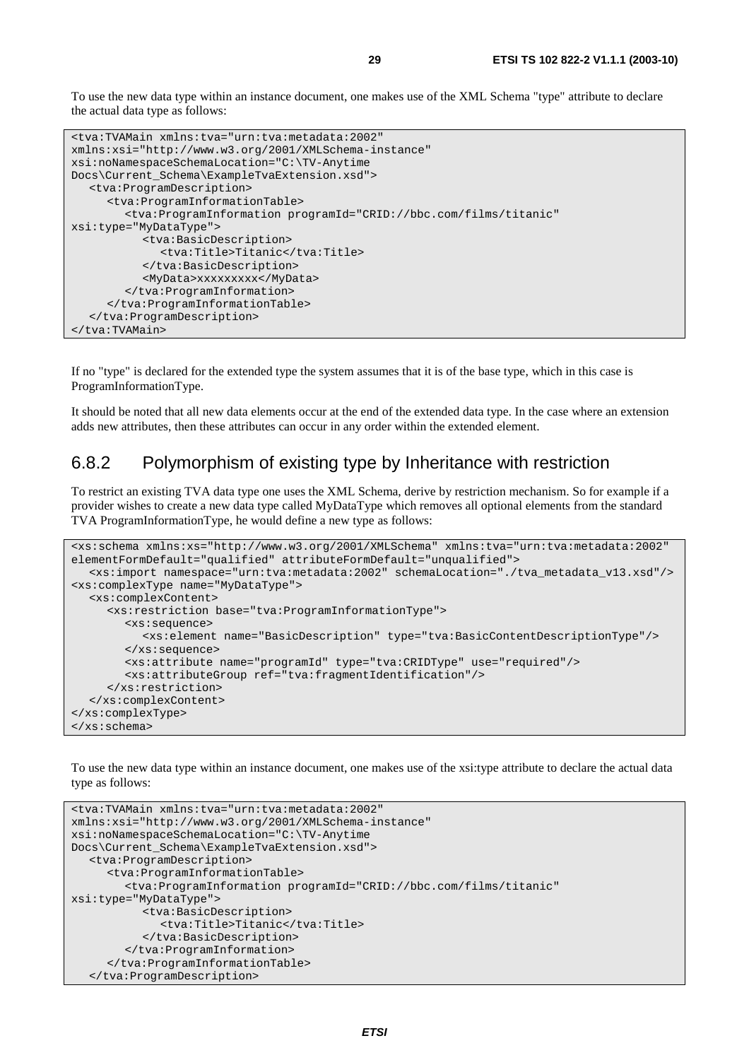To use the new data type within an instance document, one makes use of the XML Schema "type" attribute to declare the actual data type as follows:

```
<tva:TVAMain xmlns:tva="urn:tva:metadata:2002"
xmlns:xsi="http://www.w3.org/2001/XMLSchema-instance"
xsi:noNamespaceSchemaLocation="C:\TV-Anytime
Docs\Current_Schema\ExampleTvaExtension.xsd">
   <tva:ProgramDescription>
      <tva:ProgramInformationTable>
         <tva:ProgramInformation programId="CRID://bbc.com/films/titanic"
xsi:type="MyDataType">
            <tva:BasicDescription>
               <tva:Title>Titanic</tva:Title>
            </tva:BasicDescription>
            <MyData>xxxxxxxxx</MyData>
         </tva:ProgramInformation>
      </tva:ProgramInformationTable>
   </tva:ProgramDescription>
</tva:TVAMain>
```

If no "type" is declared for the extended type the system assumes that it is of the base type, which in this case is ProgramInformationType.

It should be noted that all new data elements occur at the end of the extended data type. In the case where an extension adds new attributes, then these attributes can occur in any order within the extended element.

### 6.8.2 Polymorphism of existing type by Inheritance with restriction

To restrict an existing TVA data type one uses the XML Schema, derive by restriction mechanism. So for example if a provider wishes to create a new data type called MyDataType which removes all optional elements from the standard TVA ProgramInformationType, he would define a new type as follows:

```
<xs:schema xmlns:xs="http://www.w3.org/2001/XMLSchema" xmlns:tva="urn:tva:metadata:2002"
elementFormDefault="qualified" attributeFormDefault="unqualified">
   <xs:import namespace="urn:tva:metadata:2002" schemaLocation="./tva_metadata_v13.xsd"/>
<xs:complexType name="MyDataType">
   <xs:complexContent>
      <xs:restriction base="tva:ProgramInformationType">
         <xs:sequence>
            <xs:element name="BasicDescription" type="tva:BasicContentDescriptionType"/>
         </xs:sequence>
         <xs:attribute name="programId" type="tva:CRIDType" use="required"/>
         <xs:attributeGroup ref="tva:fragmentIdentification"/>
      </xs:restriction>
   </xs:complexContent>
</xs:complexType>
</xs:schema>
```

To use the new data type within an instance document, one makes use of the xsi:type attribute to declare the actual data type as follows:

```
<tva:TVAMain xmlns:tva="urn:tva:metadata:2002"
xmlns:xsi="http://www.w3.org/2001/XMLSchema-instance"
xsi:noNamespaceSchemaLocation="C:\TV-Anytime
Docs\Current_Schema\ExampleTvaExtension.xsd">
   <tva:ProgramDescription>
      <tva:ProgramInformationTable>
         <tva:ProgramInformation programId="CRID://bbc.com/films/titanic"
xsi:type="MyDataType">
            <tva:BasicDescription>
               <tva:Title>Titanic</tva:Title>
            </tva:BasicDescription>
         </tva:ProgramInformation>
      </tva:ProgramInformationTable>
   </tva:ProgramDescription>
```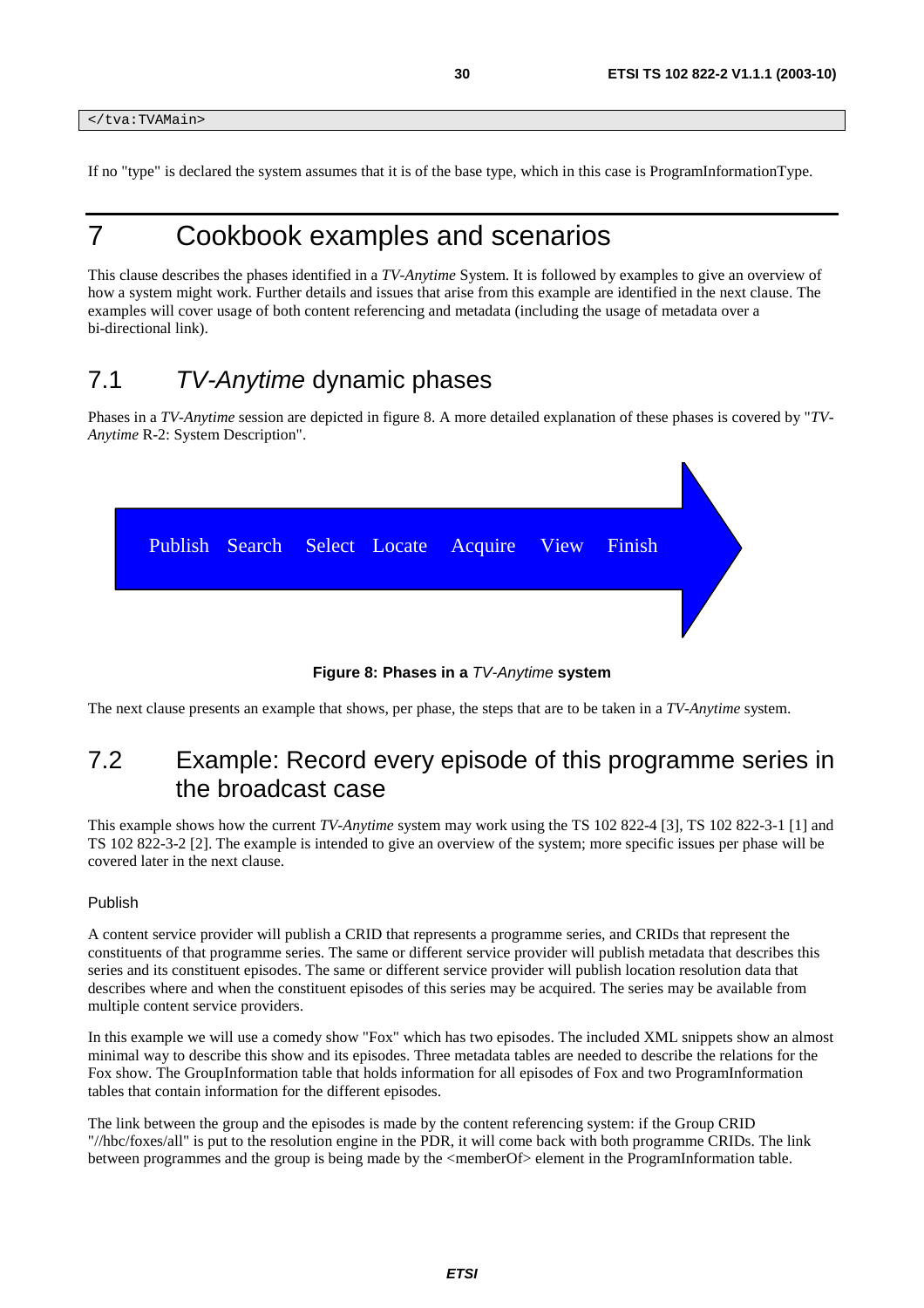```
</tva:TVAMain>
```

If no "type" is declared the system assumes that it is of the base type, which in this case is ProgramInformationType.

# 7 Cookbook examples and scenarios

This clause describes the phases identified in a *TV-Anytime* System. It is followed by examples to give an overview of how a system might work. Further details and issues that arise from this example are identified in the next clause. The examples will cover usage of both content referencing and metadata (including the usage of metadata over a bi-directional link).

## 7.1 *TV-Anytime* dynamic phases

Phases in a *TV-Anytime* session are depicted in figure 8. A more detailed explanation of these phases is covered by "*TV-Anytime* R-2: System Description".

Publish Search Select Locate Acquire View Finish

**Figure 8: Phases in a *TV-Anytime* system**

The next clause presents an example that shows, per phase, the steps that are to be taken in a *TV-Anytime* system.

## 7.2 Example: Record every episode of this programme series in the broadcast case

This example shows how the current *TV-Anytime* system may work using the TS 102 822-4 [3], TS 102 822-3-1 [1] and TS 102 822-3-2 [2]. The example is intended to give an overview of the system; more specific issues per phase will be covered later in the next clause.

Publish

A content service provider will publish a CRID that represents a programme series, and CRIDs that represent the constituents of that programme series. The same or different service provider will publish metadata that describes this series and its constituent episodes. The same or different service provider will publish location resolution data that describes where and when the constituent episodes of this series may be acquired. The series may be available from multiple content service providers.

In this example we will use a comedy show "Fox" which has two episodes. The included XML snippets show an almost minimal way to describe this show and its episodes. Three metadata tables are needed to describe the relations for the Fox show. The GroupInformation table that holds information for all episodes of Fox and two ProgramInformation tables that contain information for the different episodes.

The link between the group and the episodes is made by the content referencing system: if the Group CRID "//hbc/foxes/all" is put to the resolution engine in the PDR, it will come back with both programme CRIDs. The link between programmes and the group is being made by the <memberOf> element in the ProgramInformation table.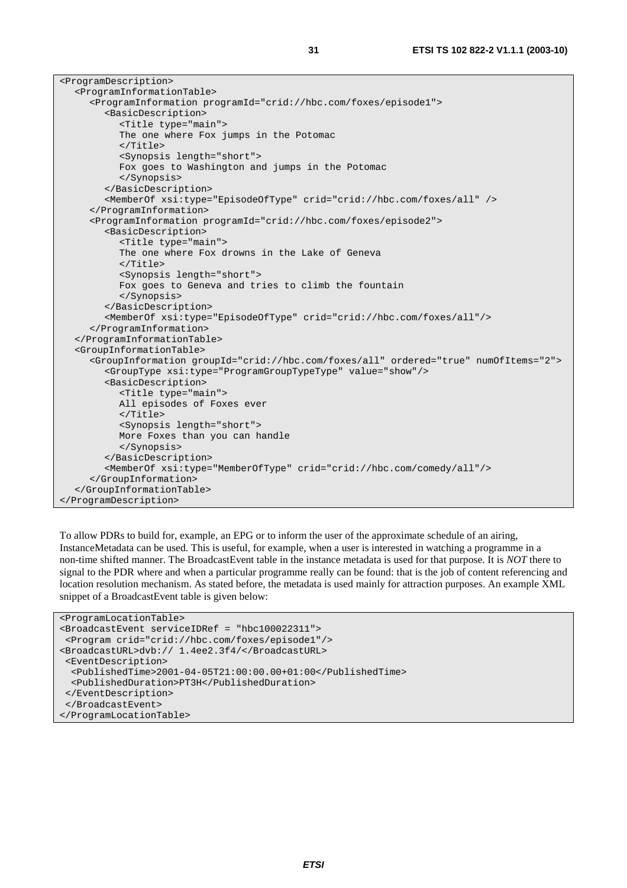```
<ProgramDescription>
   <ProgramInformationTable>
      <ProgramInformation programId="crid://hbc.com/foxes/episode1">
         <BasicDescription>
            <Title type="main">
            The one where Fox jumps in the Potomac
            </Title>
            <Synopsis length="short">
            Fox goes to Washington and jumps in the Potomac
            </Synopsis>
         </BasicDescription>
         <MemberOf xsi:type="EpisodeOfType" crid="crid://hbc.com/foxes/all" />
      </ProgramInformation>
      <ProgramInformation programId="crid://hbc.com/foxes/episode2">
         <BasicDescription>
            <Title type="main">
            The one where Fox drowns in the Lake of Geneva
            </Title>
            <Synopsis length="short">
            Fox goes to Geneva and tries to climb the fountain
            </Synopsis>
         </BasicDescription>
         <MemberOf xsi:type="EpisodeOfType" crid="crid://hbc.com/foxes/all"/>
      </ProgramInformation>
   </ProgramInformationTable>
   <GroupInformationTable>
      <GroupInformation groupId="crid://hbc.com/foxes/all" ordered="true" numOfItems="2">
         <GroupType xsi:type="ProgramGroupTypeType" value="show"/>
         <BasicDescription>
            <Title type="main">
            All episodes of Foxes ever
            </Title>
            <Synopsis length="short">
            More Foxes than you can handle
            </Synopsis>
         </BasicDescription>
         <MemberOf xsi:type="MemberOfType" crid="crid://hbc.com/comedy/all"/>
      </GroupInformation>
   </GroupInformationTable>
</ProgramDescription>
```

To allow PDRs to build for, example, an EPG or to inform the user of the approximate schedule of an airing, InstanceMetadata can be used. This is useful, for example, when a user is interested in watching a programme in a non-time shifted manner. The BroadcastEvent table in the instance metadata is used for that purpose. It is *NOT* there to signal to the PDR where and when a particular programme really can be found: that is the job of content referencing and location resolution mechanism. As stated before, the metadata is used mainly for attraction purposes. An example XML snippet of a BroadcastEvent table is given below:

```
<ProgramLocationTable>
<BroadcastEvent serviceIDRef = "hbc100022311">
 <Program crid="crid://hbc.com/foxes/episode1"/>
<BroadcastURL>dvb:// 1.4ee2.3f4/</BroadcastURL>
 <EventDescription>
  <PublishedTime>2001-04-05T21:00:00.00+01:00</PublishedTime>
  <PublishedDuration>PT3H</PublishedDuration>
 </EventDescription>
 </BroadcastEvent>
</ProgramLocationTable>
```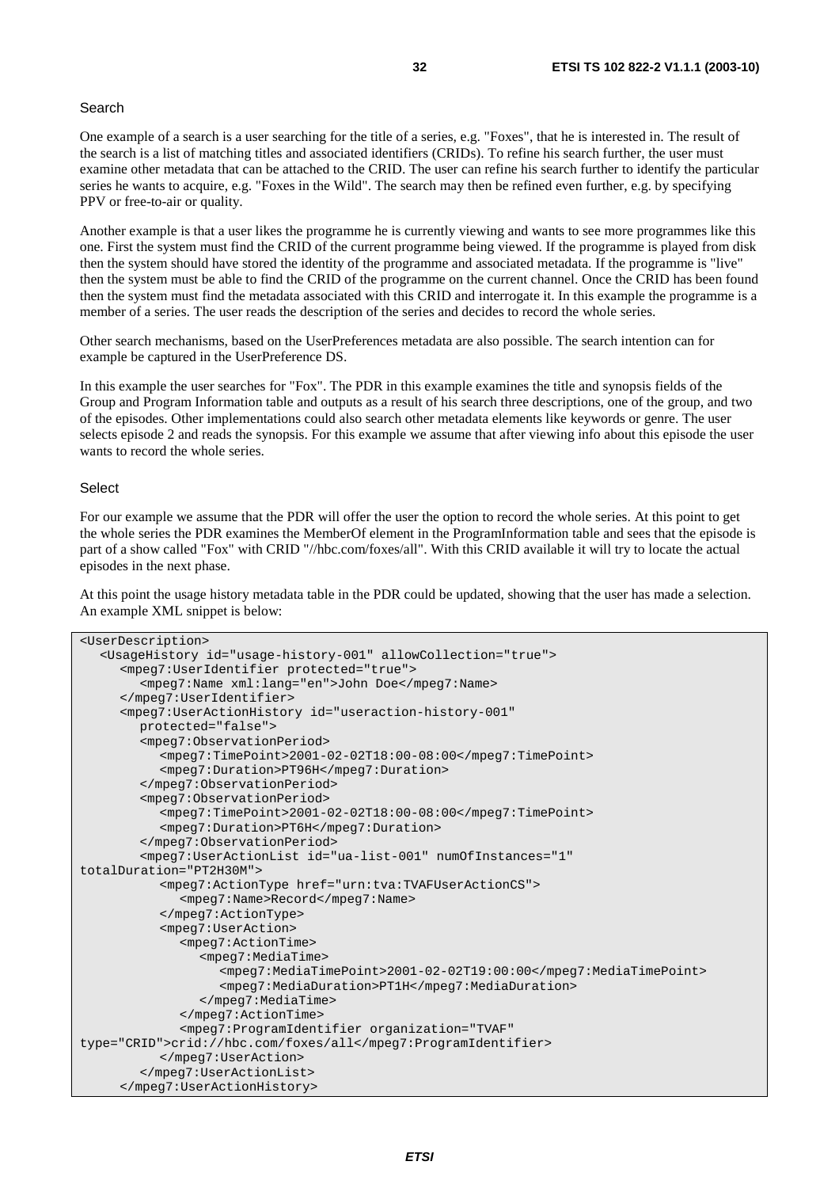Search

One example of a search is a user searching for the title of a series, e.g. "Foxes", that he is interested in. The result of the search is a list of matching titles and associated identifiers (CRIDs). To refine his search further, the user must examine other metadata that can be attached to the CRID. The user can refine his search further to identify the particular series he wants to acquire, e.g. "Foxes in the Wild". The search may then be refined even further, e.g. by specifying PPV or free-to-air or quality.

Another example is that a user likes the programme he is currently viewing and wants to see more programmes like this one. First the system must find the CRID of the current programme being viewed. If the programme is played from disk then the system should have stored the identity of the programme and associated metadata. If the programme is "live" then the system must be able to find the CRID of the programme on the current channel. Once the CRID has been found then the system must find the metadata associated with this CRID and interrogate it. In this example the programme is a member of a series. The user reads the description of the series and decides to record the whole series.

Other search mechanisms, based on the UserPreferences metadata are also possible. The search intention can for example be captured in the UserPreference DS.

In this example the user searches for "Fox". The PDR in this example examines the title and synopsis fields of the Group and Program Information table and outputs as a result of his search three descriptions, one of the group, and two of the episodes. Other implementations could also search other metadata elements like keywords or genre. The user selects episode 2 and reads the synopsis. For this example we assume that after viewing info about this episode the user wants to record the whole series.

Select

For our example we assume that the PDR will offer the user the option to record the whole series. At this point to get the whole series the PDR examines the MemberOf element in the ProgramInformation table and sees that the episode is part of a show called "Fox" with CRID "//hbc.com/foxes/all". With this CRID available it will try to locate the actual episodes in the next phase.

At this point the usage history metadata table in the PDR could be updated, showing that the user has made a selection. An example XML snippet is below:

```
<UserDescription>
   <UsageHistory id="usage-history-001" allowCollection="true">
      <mpeg7:UserIdentifier protected="true">
         <mpeg7:Name xml:lang="en">John Doe</mpeg7:Name>
      </mpeg7:UserIdentifier>
      <mpeg7:UserActionHistory id="useraction-history-001"
         protected="false">
         <mpeg7:ObservationPeriod>
            <mpeg7:TimePoint>2001-02-02T18:00-08:00</mpeg7:TimePoint>
            <mpeg7:Duration>PT96H</mpeg7:Duration>
         </mpeg7:ObservationPeriod>
         <mpeg7:ObservationPeriod>
            <mpeg7:TimePoint>2001-02-02T18:00-08:00</mpeg7:TimePoint>
            <mpeg7:Duration>PT6H</mpeg7:Duration>
         </mpeg7:ObservationPeriod>
         <mpeg7:UserActionList id="ua-list-001" numOfInstances="1"
totalDuration="PT2H30M">
            <mpeg7:ActionType href="urn:tva:TVAFUserActionCS">
               <mpeg7:Name>Record</mpeg7:Name>
            </mpeg7:ActionType>
            <mpeg7:UserAction>
               <mpeg7:ActionTime>
                  <mpeg7:MediaTime>
                     <mpeg7:MediaTimePoint>2001-02-02T19:00:00</mpeg7:MediaTimePoint>
                     <mpeg7:MediaDuration>PT1H</mpeg7:MediaDuration>
                  </mpeg7:MediaTime>
               </mpeg7:ActionTime>
               <mpeg7:ProgramIdentifier organization="TVAF"
type="CRID">crid://hbc.com/foxes/all</mpeg7:ProgramIdentifier>
            </mpeg7:UserAction>
         </mpeg7:UserActionList>
      </mpeg7:UserActionHistory>
```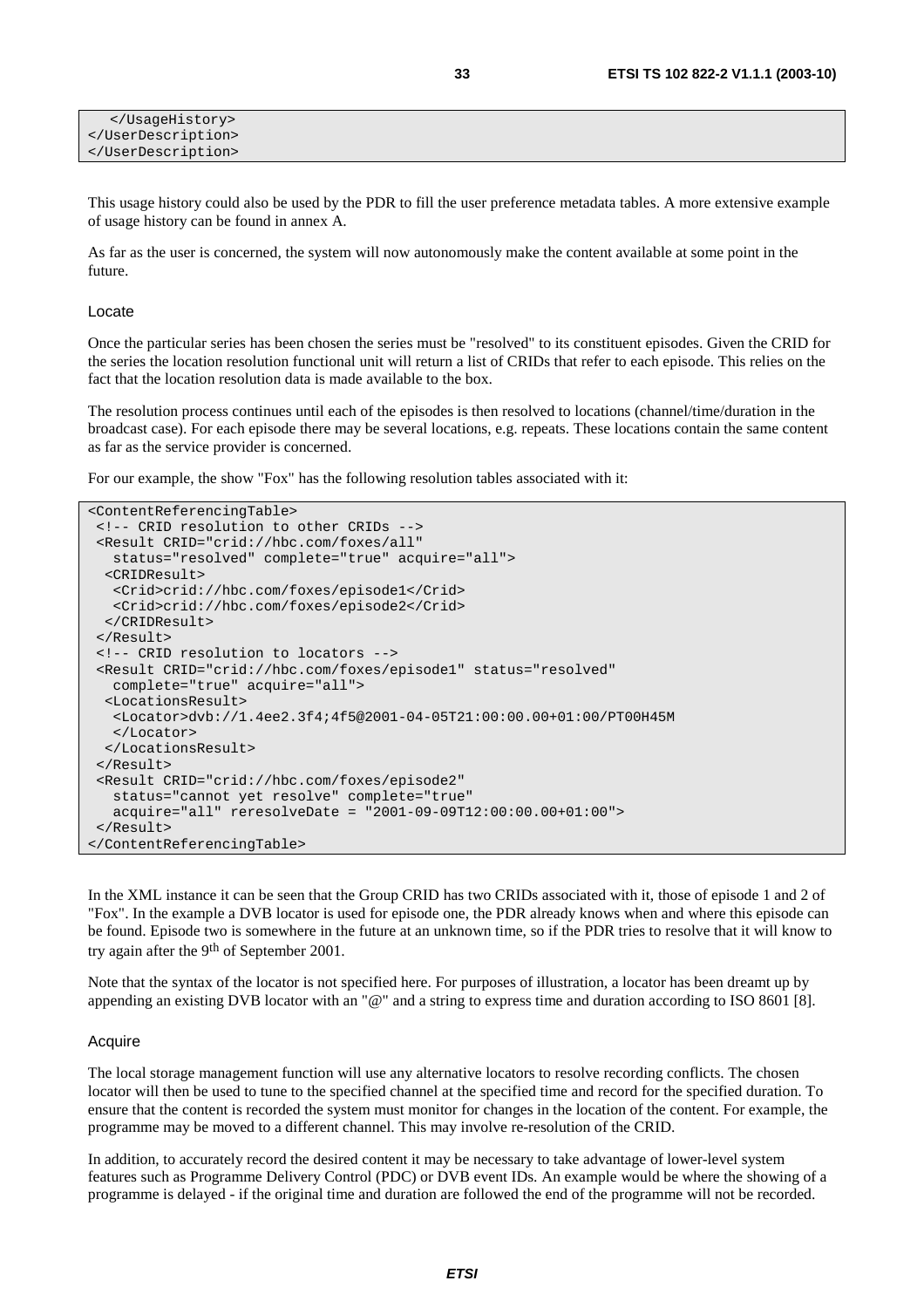```
   </UsageHistory>
</UserDescription>
</UserDescription>
```

This usage history could also be used by the PDR to fill the user preference metadata tables. A more extensive example of usage history can be found in annex A.

As far as the user is concerned, the system will now autonomously make the content available at some point in the future.

Locate

Once the particular series has been chosen the series must be "resolved" to its constituent episodes. Given the CRID for the series the location resolution functional unit will return a list of CRIDs that refer to each episode. This relies on the fact that the location resolution data is made available to the box.

The resolution process continues until each of the episodes is then resolved to locations (channel/time/duration in the broadcast case). For each episode there may be several locations, e.g. repeats. These locations contain the same content as far as the service provider is concerned.

For our example, the show "Fox" has the following resolution tables associated with it:

```
<ContentReferencingTable>
 <!-- CRID resolution to other CRIDs -->
 <Result CRID="crid://hbc.com/foxes/all"
   status="resolved" complete="true" acquire="all">
  <CRIDResult>
   <Crid>crid://hbc.com/foxes/episode1</Crid>
   <Crid>crid://hbc.com/foxes/episode2</Crid>
  </CRIDResult>
 </Result>
 <!-- CRID resolution to locators -->
 <Result CRID="crid://hbc.com/foxes/episode1" status="resolved"
   complete="true" acquire="all">
  <LocationsResult>
   <Locator>dvb://1.4ee2.3f4;4f5@2001-04-05T21:00:00.00+01:00/PT00H45M
   </Locator>
  </LocationsResult>
 </Result>
 <Result CRID="crid://hbc.com/foxes/episode2"
   status="cannot yet resolve" complete="true"
   acquire="all" reresolveDate = "2001-09-09T12:00:00.00+01:00">
 </Result>
</ContentReferencingTable>
```

In the XML instance it can be seen that the Group CRID has two CRIDs associated with it, those of episode 1 and 2 of "Fox". In the example a DVB locator is used for episode one, the PDR already knows when and where this episode can be found. Episode two is somewhere in the future at an unknown time, so if the PDR tries to resolve that it will know to try again after the 9th of September 2001.

Note that the syntax of the locator is not specified here. For purposes of illustration, a locator has been dreamt up by appending an existing DVB locator with an "@" and a string to express time and duration according to ISO 8601 [8].

Acquire

The local storage management function will use any alternative locators to resolve recording conflicts. The chosen locator will then be used to tune to the specified channel at the specified time and record for the specified duration. To ensure that the content is recorded the system must monitor for changes in the location of the content. For example, the programme may be moved to a different channel. This may involve re-resolution of the CRID.

In addition, to accurately record the desired content it may be necessary to take advantage of lower-level system features such as Programme Delivery Control (PDC) or DVB event IDs. An example would be where the showing of a programme is delayed - if the original time and duration are followed the end of the programme will not be recorded.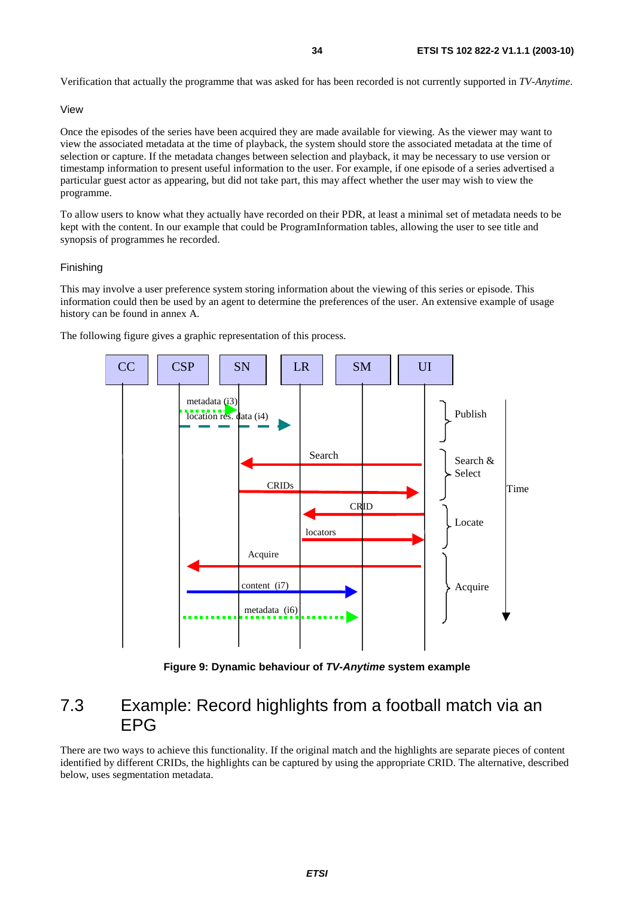Verification that actually the programme that was asked for has been recorded is not currently supported in *TV-Anytime*.

View

Once the episodes of the series have been acquired they are made available for viewing. As the viewer may want to view the associated metadata at the time of playback, the system should store the associated metadata at the time of selection or capture. If the metadata changes between selection and playback, it may be necessary to use version or timestamp information to present useful information to the user. For example, if one episode of a series advertised a particular guest actor as appearing, but did not take part, this may affect whether the user may wish to view the programme.

To allow users to know what they actually have recorded on their PDR, at least a minimal set of metadata needs to be kept with the content. In our example that could be ProgramInformation tables, allowing the user to see title and synopsis of programmes he recorded.

Finishing

This may involve a user preference system storing information about the viewing of this series or episode. This information could then be used by an agent to determine the preferences of the user. An extensive example of usage history can be found in annex A.

The following figure gives a graphic representation of this process.

**Figure 9: Dynamic behaviour of *TV-Anytime* system example**

## 7.3 Example: Record highlights from a football match via an EPG

There are two ways to achieve this functionality. If the original match and the highlights are separate pieces of content identified by different CRIDs, the highlights can be captured by using the appropriate CRID. The alternative, described below, uses segmentation metadata.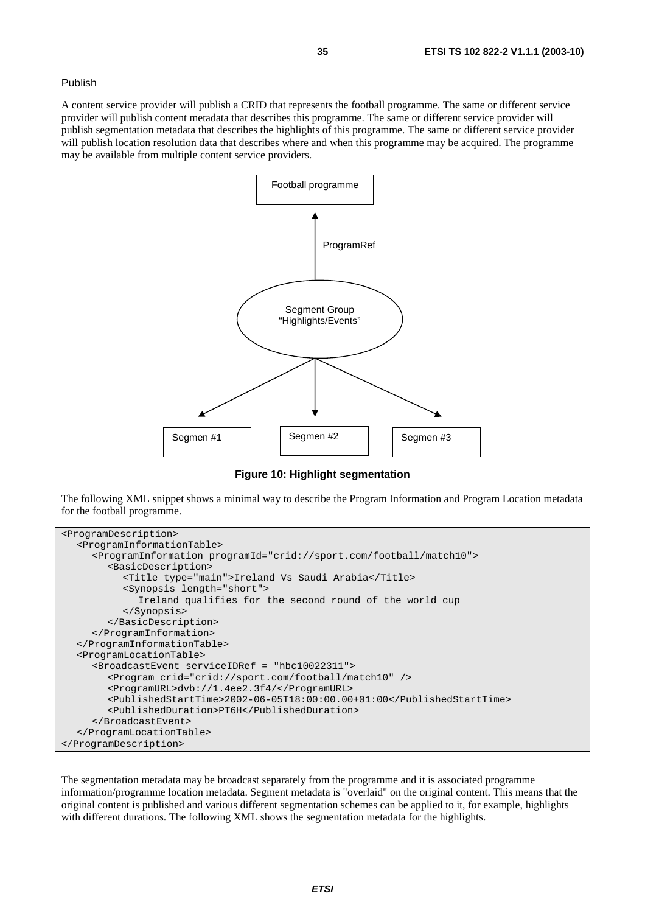Publish

A content service provider will publish a CRID that represents the football programme. The same or different service provider will publish content metadata that describes this programme. The same or different service provider will publish segmentation metadata that describes the highlights of this programme. The same or different service provider will publish location resolution data that describes where and when this programme may be acquired. The programme may be available from multiple content service providers.

Football programme

ProgramRef

Segment Group "Highlights/Events"

Segmen #1 | Segmen #2 | Segmen #3

**Figure 10: Highlight segmentation**

The following XML snippet shows a minimal way to describe the Program Information and Program Location metadata for the football programme.

```
<ProgramDescription>
   <ProgramInformationTable>
      <ProgramInformation programId="crid://sport.com/football/match10">
         <BasicDescription>
            <Title type="main">Ireland Vs Saudi Arabia</Title>
            <Synopsis length="short">
               Ireland qualifies for the second round of the world cup
            </Synopsis>
         </BasicDescription>
      </ProgramInformation>
   </ProgramInformationTable>
   <ProgramLocationTable>
      <BroadcastEvent serviceIDRef = "hbc10022311">
         <Program crid="crid://sport.com/football/match10" />
         <ProgramURL>dvb://1.4ee2.3f4/</ProgramURL>
         <PublishedStartTime>2002-06-05T18:00:00.00+01:00</PublishedStartTime>
         <PublishedDuration>PT6H</PublishedDuration>
      </BroadcastEvent>
   </ProgramLocationTable>
</ProgramDescription>
```

The segmentation metadata may be broadcast separately from the programme and it is associated programme information/programme location metadata. Segment metadata is "overlaid" on the original content. This means that the original content is published and various different segmentation schemes can be applied to it, for example, highlights with different durations. The following XML shows the segmentation metadata for the highlights.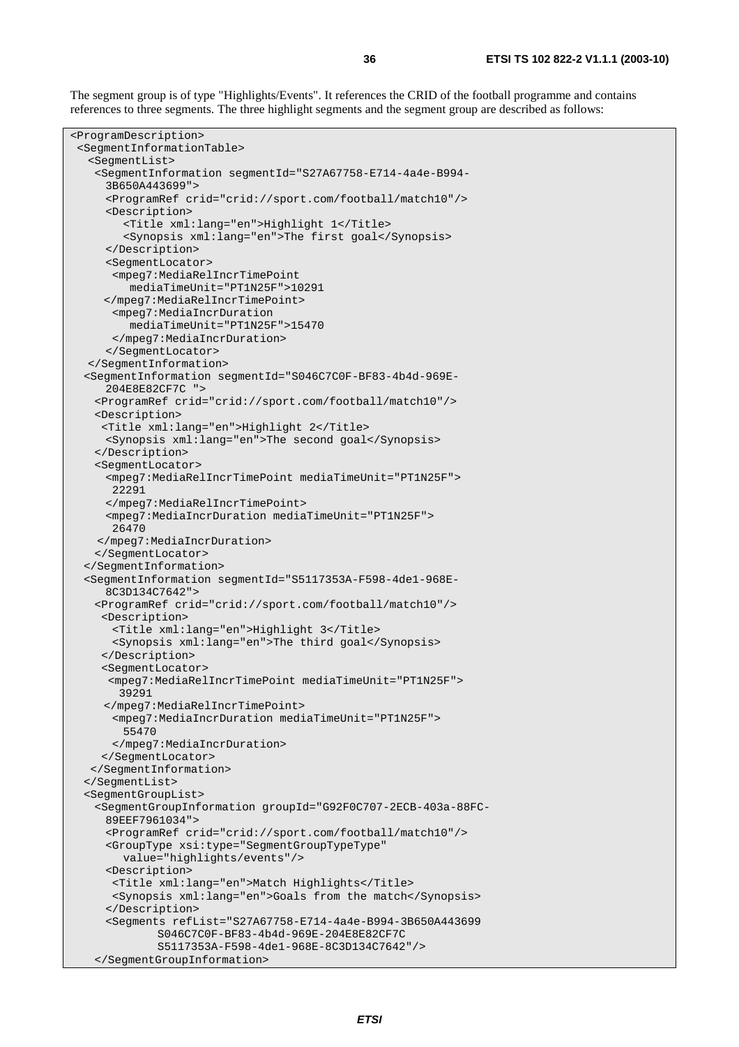The segment group is of type "Highlights/Events". It references the CRID of the football programme and contains references to three segments. The three highlight segments and the segment group are described as follows:

```
<ProgramDescription>
 <SegmentInformationTable>
   <SegmentList>
    <SegmentInformation segmentId="S27A67758-E714-4a4e-B994-
      3B650A443699">
      <ProgramRef crid="crid://sport.com/football/match10"/>
      <Description>
         <Title xml:lang="en">Highlight 1</Title>
         <Synopsis xml:lang="en">The first goal</Synopsis>
      </Description>
      <SegmentLocator>
       <mpeg7:MediaRelIncrTimePoint
          mediaTimeUnit="PT1N25F">10291
     </mpeg7:MediaRelIncrTimePoint>
       <mpeg7:MediaIncrDuration
          mediaTimeUnit="PT1N25F">15470
       </mpeg7:MediaIncrDuration>
      </SegmentLocator>
   </SegmentInformation>
  <SegmentInformation segmentId="S046C7C0F-BF83-4b4d-969E-
      204E8E82CF7C ">
    <ProgramRef crid="crid://sport.com/football/match10"/>
    <Description>
     <Title xml:lang="en">Highlight 2</Title>
      <Synopsis xml:lang="en">The second goal</Synopsis>
    </Description>
    <SegmentLocator>
      <mpeg7:MediaRelIncrTimePoint mediaTimeUnit="PT1N25F">
       22291
      </mpeg7:MediaRelIncrTimePoint>
      <mpeg7:MediaIncrDuration mediaTimeUnit="PT1N25F">
       26470
     </mpeg7:MediaIncrDuration>
    </SegmentLocator>
  </SegmentInformation>
  <SegmentInformation segmentId="S5117353A-F598-4de1-968E-
      8C3D134C7642">
    <ProgramRef crid="crid://sport.com/football/match10"/>
     <Description>
       <Title xml:lang="en">Highlight 3</Title>
       <Synopsis xml:lang="en">The third goal</Synopsis>
     </Description>
     <SegmentLocator>
      <mpeg7:MediaRelIncrTimePoint mediaTimeUnit="PT1N25F">
        39291
      </mpeg7:MediaRelIncrTimePoint>
       <mpeg7:MediaIncrDuration mediaTimeUnit="PT1N25F">
         55470
       </mpeg7:MediaIncrDuration>
     </SegmentLocator>
   </SegmentInformation>
  </SegmentList>
  <SegmentGroupList>
    <SegmentGroupInformation groupId="G92F0C707-2ECB-403a-88FC-
      89EEF7961034">
      <ProgramRef crid="crid://sport.com/football/match10"/>
      <GroupType xsi:type="SegmentGroupTypeType"
         value="highlights/events"/>
      <Description>
       <Title xml:lang="en">Match Highlights</Title>
       <Synopsis xml:lang="en">Goals from the match</Synopsis>
      </Description>
      <Segments refList="S27A67758-E714-4a4e-B994-3B650A443699
              S046C7C0F-BF83-4b4d-969E-204E8E82CF7C
              S5117353A-F598-4de1-968E-8C3D134C7642"/>
    </SegmentGroupInformation>
```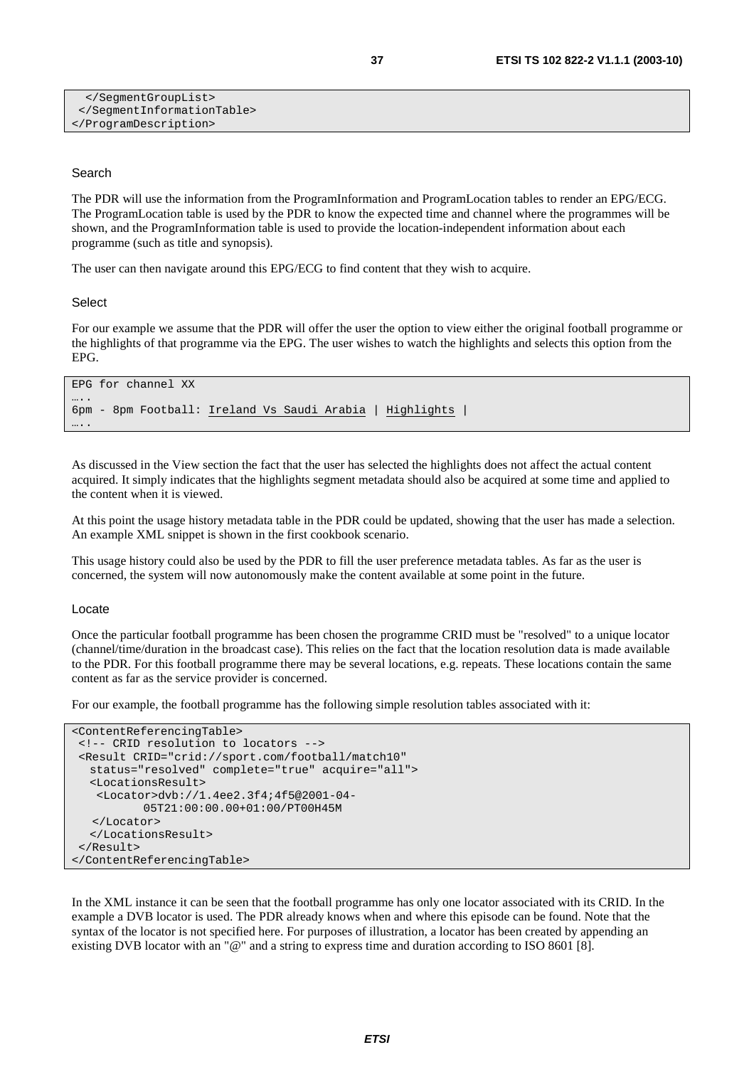```
  </SegmentGroupList>
 </SegmentInformationTable>
</ProgramDescription>
```

Search

The PDR will use the information from the ProgramInformation and ProgramLocation tables to render an EPG/ECG. The ProgramLocation table is used by the PDR to know the expected time and channel where the programmes will be shown, and the ProgramInformation table is used to provide the location-independent information about each programme (such as title and synopsis).

The user can then navigate around this EPG/ECG to find content that they wish to acquire.

Select

For our example we assume that the PDR will offer the user the option to view either the original football programme or the highlights of that programme via the EPG. The user wishes to watch the highlights and selects this option from the EPG.

```
EPG for channel XX
…..
6pm - 8pm Football: Ireland Vs Saudi Arabia | Highlights |
…..
```

As discussed in the View section the fact that the user has selected the highlights does not affect the actual content acquired. It simply indicates that the highlights segment metadata should also be acquired at some time and applied to the content when it is viewed.

At this point the usage history metadata table in the PDR could be updated, showing that the user has made a selection. An example XML snippet is shown in the first cookbook scenario.

This usage history could also be used by the PDR to fill the user preference metadata tables. As far as the user is concerned, the system will now autonomously make the content available at some point in the future.

Locate

Once the particular football programme has been chosen the programme CRID must be "resolved" to a unique locator (channel/time/duration in the broadcast case). This relies on the fact that the location resolution data is made available to the PDR. For this football programme there may be several locations, e.g. repeats. These locations contain the same content as far as the service provider is concerned.

For our example, the football programme has the following simple resolution tables associated with it:

```
<ContentReferencingTable>
 <!-- CRID resolution to locators -->
 <Result CRID="crid://sport.com/football/match10"
   status="resolved" complete="true" acquire="all">
   <LocationsResult>
    <Locator>dvb://1.4ee2.3f4;4f5@2001-04-
           05T21:00:00.00+01:00/PT00H45M
    </Locator>
   </LocationsResult>
 </Result>
</ContentReferencingTable>
```

In the XML instance it can be seen that the football programme has only one locator associated with its CRID. In the example a DVB locator is used. The PDR already knows when and where this episode can be found. Note that the syntax of the locator is not specified here. For purposes of illustration, a locator has been created by appending an existing DVB locator with an "@" and a string to express time and duration according to ISO 8601 [8].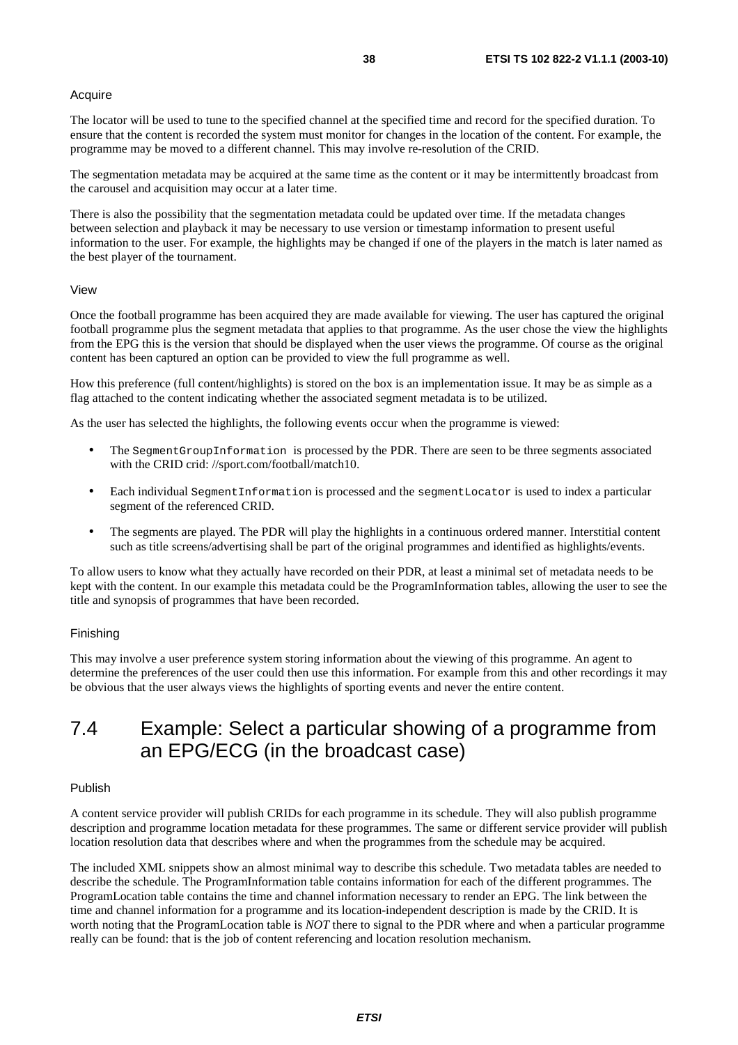Acquire

The locator will be used to tune to the specified channel at the specified time and record for the specified duration. To ensure that the content is recorded the system must monitor for changes in the location of the content. For example, the programme may be moved to a different channel. This may involve re-resolution of the CRID.

The segmentation metadata may be acquired at the same time as the content or it may be intermittently broadcast from the carousel and acquisition may occur at a later time.

There is also the possibility that the segmentation metadata could be updated over time. If the metadata changes between selection and playback it may be necessary to use version or timestamp information to present useful information to the user. For example, the highlights may be changed if one of the players in the match is later named as the best player of the tournament.

View

Once the football programme has been acquired they are made available for viewing. The user has captured the original football programme plus the segment metadata that applies to that programme. As the user chose the view the highlights from the EPG this is the version that should be displayed when the user views the programme. Of course as the original content has been captured an option can be provided to view the full programme as well.

How this preference (full content/highlights) is stored on the box is an implementation issue. It may be as simple as a flag attached to the content indicating whether the associated segment metadata is to be utilized.

As the user has selected the highlights, the following events occur when the programme is viewed:

- The `SegmentGroupInformation` is processed by the PDR. There are seen to be three segments associated with the CRID crid: //sport.com/football/match10.
- Each individual `SegmentInformation` is processed and the `segmentLocator` is used to index a particular segment of the referenced CRID.
- The segments are played. The PDR will play the highlights in a continuous ordered manner. Interstitial content such as title screens/advertising shall be part of the original programmes and identified as highlights/events.

To allow users to know what they actually have recorded on their PDR, at least a minimal set of metadata needs to be kept with the content. In our example this metadata could be the ProgramInformation tables, allowing the user to see the title and synopsis of programmes that have been recorded.

Finishing

This may involve a user preference system storing information about the viewing of this programme. An agent to determine the preferences of the user could then use this information. For example from this and other recordings it may be obvious that the user always views the highlights of sporting events and never the entire content.

## 7.4 Example: Select a particular showing of a programme from an EPG/ECG (in the broadcast case)

Publish

A content service provider will publish CRIDs for each programme in its schedule. They will also publish programme description and programme location metadata for these programmes. The same or different service provider will publish location resolution data that describes where and when the programmes from the schedule may be acquired.

The included XML snippets show an almost minimal way to describe this schedule. Two metadata tables are needed to describe the schedule. The ProgramInformation table contains information for each of the different programmes. The ProgramLocation table contains the time and channel information necessary to render an EPG. The link between the time and channel information for a programme and its location-independent description is made by the CRID. It is worth noting that the ProgramLocation table is *NOT* there to signal to the PDR where and when a particular programme really can be found: that is the job of content referencing and location resolution mechanism.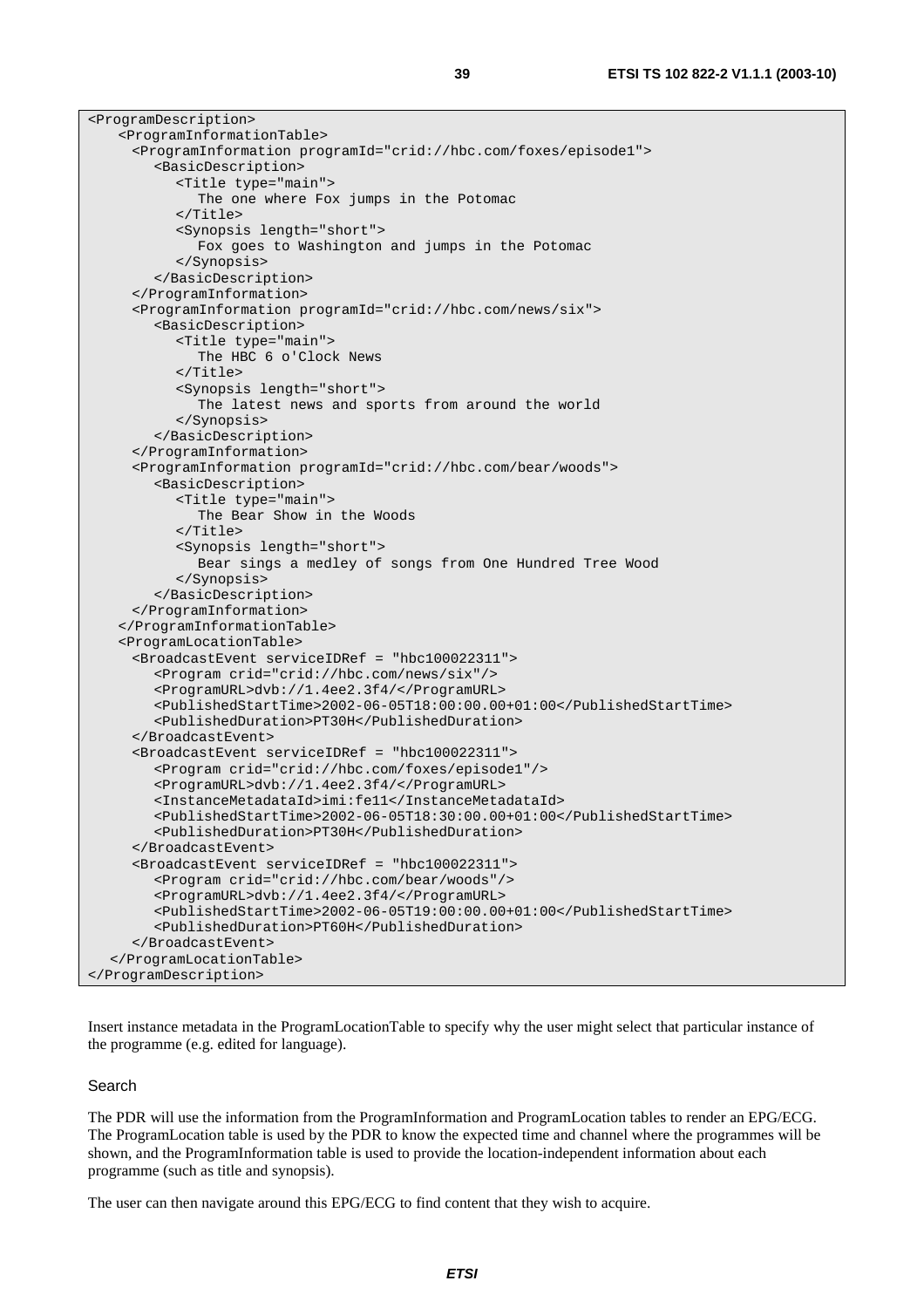```
<ProgramDescription>
   <ProgramInformationTable>
     <ProgramInformation programId="crid://hbc.com/foxes/episode1">
        <BasicDescription>
           <Title type="main">
              The one where Fox jumps in the Potomac
           </Title>
           <Synopsis length="short">
              Fox goes to Washington and jumps in the Potomac
           </Synopsis>
        </BasicDescription>
     </ProgramInformation>
     <ProgramInformation programId="crid://hbc.com/news/six">
        <BasicDescription>
           <Title type="main">
              The HBC 6 o'Clock News
           </Title>
           <Synopsis length="short">
              The latest news and sports from around the world
           </Synopsis>
        </BasicDescription>
     </ProgramInformation>
     <ProgramInformation programId="crid://hbc.com/bear/woods">
        <BasicDescription>
           <Title type="main">
              The Bear Show in the Woods
           </Title>
           <Synopsis length="short">
              Bear sings a medley of songs from One Hundred Tree Wood
           </Synopsis>
        </BasicDescription>
     </ProgramInformation>
   </ProgramInformationTable>
   <ProgramLocationTable>
     <BroadcastEvent serviceIDRef = "hbc100022311">
        <Program crid="crid://hbc.com/news/six"/>
        <ProgramURL>dvb://1.4ee2.3f4/</ProgramURL>
        <PublishedStartTime>2002-06-05T18:00:00.00+01:00</PublishedStartTime>
        <PublishedDuration>PT30H</PublishedDuration>
     </BroadcastEvent>
     <BroadcastEvent serviceIDRef = "hbc100022311">
        <Program crid="crid://hbc.com/foxes/episode1"/>
        <ProgramURL>dvb://1.4ee2.3f4/</ProgramURL>
        <InstanceMetadataId>imi:fe11</InstanceMetadataId>
        <PublishedStartTime>2002-06-05T18:30:00.00+01:00</PublishedStartTime>
        <PublishedDuration>PT30H</PublishedDuration>
     </BroadcastEvent>
     <BroadcastEvent serviceIDRef = "hbc100022311">
        <Program crid="crid://hbc.com/bear/woods"/>
        <ProgramURL>dvb://1.4ee2.3f4/</ProgramURL>
        <PublishedStartTime>2002-06-05T19:00:00.00+01:00</PublishedStartTime>
        <PublishedDuration>PT60H</PublishedDuration>
     </BroadcastEvent>
   </ProgramLocationTable>
</ProgramDescription>
```

Insert instance metadata in the ProgramLocationTable to specify why the user might select that particular instance of the programme (e.g. edited for language).

Search

The PDR will use the information from the ProgramInformation and ProgramLocation tables to render an EPG/ECG. The ProgramLocation table is used by the PDR to know the expected time and channel where the programmes will be shown, and the ProgramInformation table is used to provide the location-independent information about each programme (such as title and synopsis).

The user can then navigate around this EPG/ECG to find content that they wish to acquire.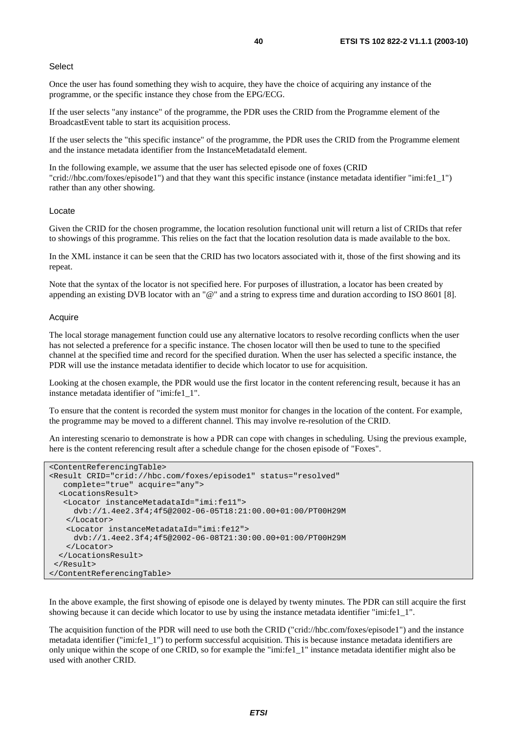Select

Once the user has found something they wish to acquire, they have the choice of acquiring any instance of the programme, or the specific instance they chose from the EPG/ECG.

If the user selects "any instance" of the programme, the PDR uses the CRID from the Programme element of the BroadcastEvent table to start its acquisition process.

If the user selects the "this specific instance" of the programme, the PDR uses the CRID from the Programme element and the instance metadata identifier from the InstanceMetadataId element.

In the following example, we assume that the user has selected episode one of foxes (CRID "crid://hbc.com/foxes/episode1") and that they want this specific instance (instance metadata identifier "imi:fe1_1") rather than any other showing.

Locate

Given the CRID for the chosen programme, the location resolution functional unit will return a list of CRIDs that refer to showings of this programme. This relies on the fact that the location resolution data is made available to the box.

In the XML instance it can be seen that the CRID has two locators associated with it, those of the first showing and its repeat.

Note that the syntax of the locator is not specified here. For purposes of illustration, a locator has been created by appending an existing DVB locator with an "@" and a string to express time and duration according to ISO 8601 [8].

Acquire

The local storage management function could use any alternative locators to resolve recording conflicts when the user has not selected a preference for a specific instance. The chosen locator will then be used to tune to the specified channel at the specified time and record for the specified duration. When the user has selected a specific instance, the PDR will use the instance metadata identifier to decide which locator to use for acquisition.

Looking at the chosen example, the PDR would use the first locator in the content referencing result, because it has an instance metadata identifier of "imi:fe1_1".

To ensure that the content is recorded the system must monitor for changes in the location of the content. For example, the programme may be moved to a different channel. This may involve re-resolution of the CRID.

An interesting scenario to demonstrate is how a PDR can cope with changes in scheduling. Using the previous example, here is the content referencing result after a schedule change for the chosen episode of "Foxes".

```
<ContentReferencingTable>
<Result CRID="crid://hbc.com/foxes/episode1" status="resolved"
   complete="true" acquire="any">
  <LocationsResult>
   <Locator instanceMetadataId="imi:fe11">
     dvb://1.4ee2.3f4;4f5@2002-06-05T18:21:00.00+01:00/PT00H29M
    </Locator>
   <Locator instanceMetadataId="imi:fe12">
     dvb://1.4ee2.3f4;4f5@2002-06-08T21:30:00.00+01:00/PT00H29M
    </Locator>
  </LocationsResult>
 </Result>
</ContentReferencingTable>
```

In the above example, the first showing of episode one is delayed by twenty minutes. The PDR can still acquire the first showing because it can decide which locator to use by using the instance metadata identifier "imi:fe1_1".

The acquisition function of the PDR will need to use both the CRID ("crid://hbc.com/foxes/episode1") and the instance metadata identifier ("imi:fe1_1") to perform successful acquisition. This is because instance metadata identifiers are only unique within the scope of one CRID, so for example the "imi:fe1_1" instance metadata identifier might also be used with another CRID.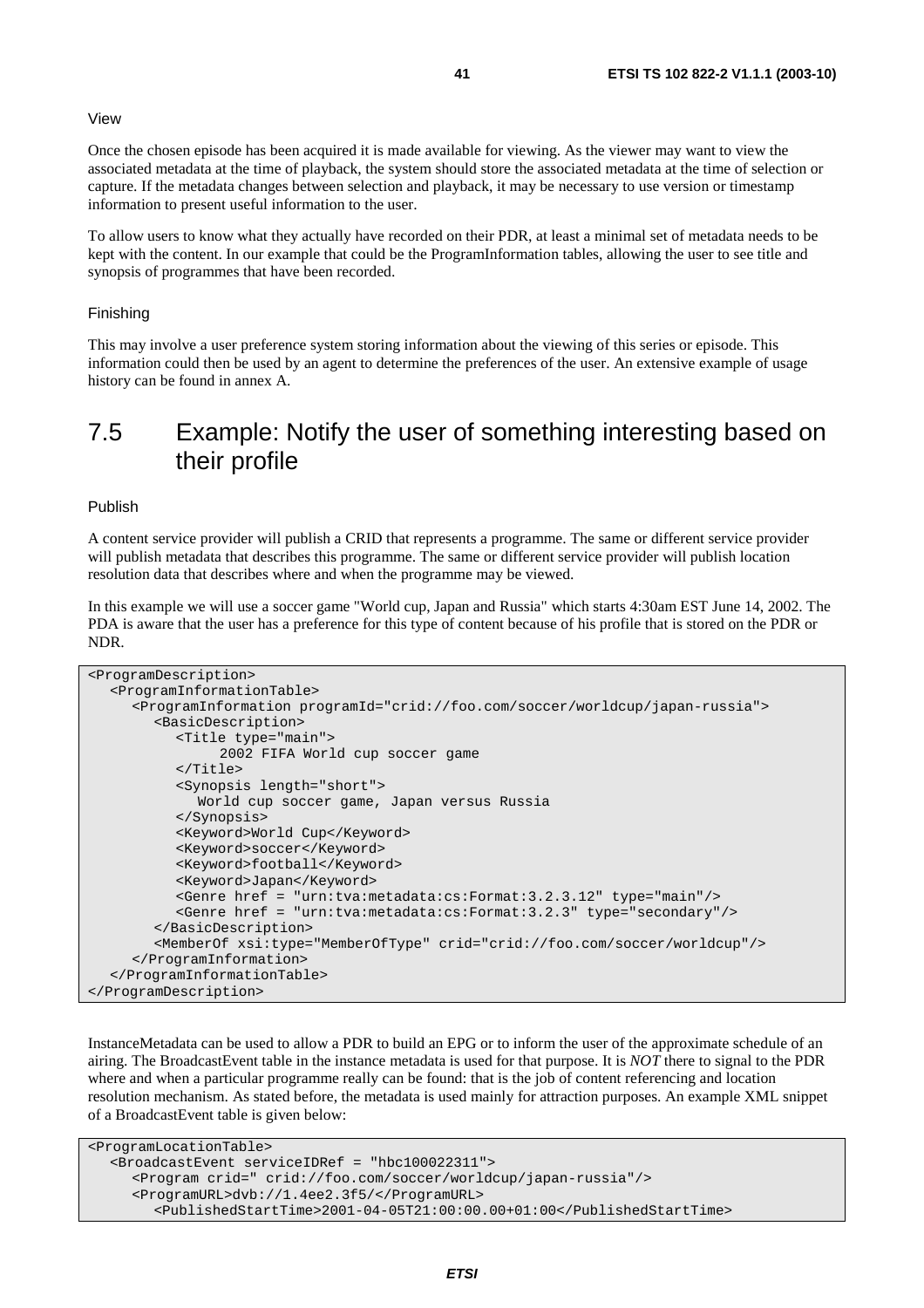View

Once the chosen episode has been acquired it is made available for viewing. As the viewer may want to view the associated metadata at the time of playback, the system should store the associated metadata at the time of selection or capture. If the metadata changes between selection and playback, it may be necessary to use version or timestamp information to present useful information to the user.

To allow users to know what they actually have recorded on their PDR, at least a minimal set of metadata needs to be kept with the content. In our example that could be the ProgramInformation tables, allowing the user to see title and synopsis of programmes that have been recorded.

Finishing

This may involve a user preference system storing information about the viewing of this series or episode. This information could then be used by an agent to determine the preferences of the user. An extensive example of usage history can be found in annex A.

## 7.5 Example: Notify the user of something interesting based on their profile

Publish

A content service provider will publish a CRID that represents a programme. The same or different service provider will publish metadata that describes this programme. The same or different service provider will publish location resolution data that describes where and when the programme may be viewed.

In this example we will use a soccer game "World cup, Japan and Russia" which starts 4:30am EST June 14, 2002. The PDA is aware that the user has a preference for this type of content because of his profile that is stored on the PDR or NDR.

```
<ProgramDescription>
   <ProgramInformationTable>
      <ProgramInformation programId="crid://foo.com/soccer/worldcup/japan-russia">
         <BasicDescription>
            <Title type="main">
                 2002 FIFA World cup soccer game
            </Title>
            <Synopsis length="short">
               World cup soccer game, Japan versus Russia
            </Synopsis>
            <Keyword>World Cup</Keyword>
            <Keyword>soccer</Keyword>
            <Keyword>football</Keyword>
            <Keyword>Japan</Keyword>
            <Genre href = "urn:tva:metadata:cs:Format:3.2.3.12" type="main"/>
            <Genre href = "urn:tva:metadata:cs:Format:3.2.3" type="secondary"/>
         </BasicDescription>
         <MemberOf xsi:type="MemberOfType" crid="crid://foo.com/soccer/worldcup"/>
      </ProgramInformation>
   </ProgramInformationTable>
</ProgramDescription>
```

InstanceMetadata can be used to allow a PDR to build an EPG or to inform the user of the approximate schedule of an airing. The BroadcastEvent table in the instance metadata is used for that purpose. It is *NOT* there to signal to the PDR where and when a particular programme really can be found: that is the job of content referencing and location resolution mechanism. As stated before, the metadata is used mainly for attraction purposes. An example XML snippet of a BroadcastEvent table is given below:

```
<ProgramLocationTable>
   <BroadcastEvent serviceIDRef = "hbc100022311">
      <Program crid=" crid://foo.com/soccer/worldcup/japan-russia"/>
      <ProgramURL>dvb://1.4ee2.3f5/</ProgramURL>
         <PublishedStartTime>2001-04-05T21:00:00.00+01:00</PublishedStartTime>
```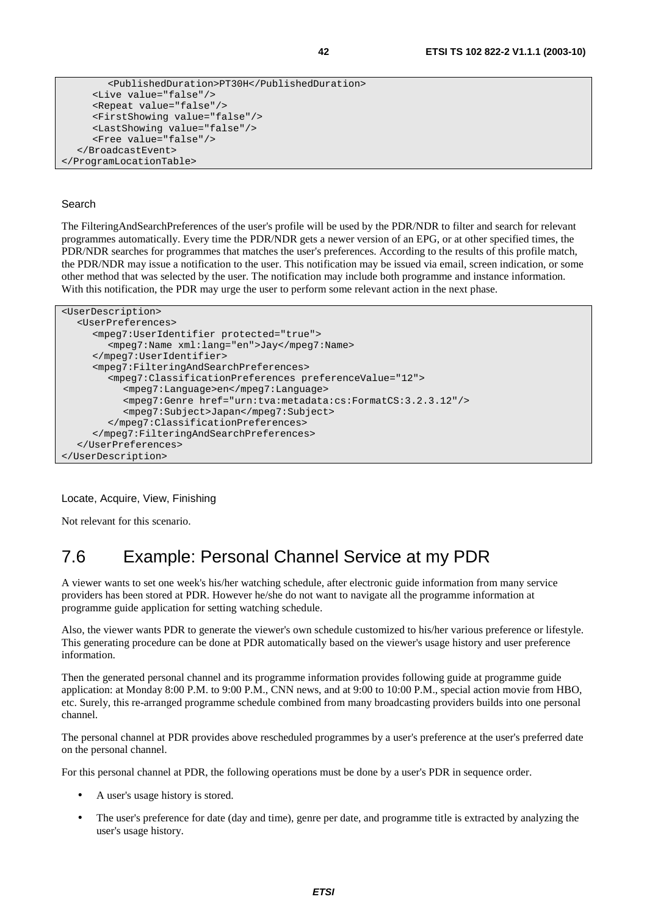```
        <PublishedDuration>PT30H</PublishedDuration>
      <Live value="false"/>
      <Repeat value="false"/>
      <FirstShowing value="false"/>
      <LastShowing value="false"/>
      <Free value="false"/>
   </BroadcastEvent>
</ProgramLocationTable>
```

Search

The FilteringAndSearchPreferences of the user's profile will be used by the PDR/NDR to filter and search for relevant programmes automatically. Every time the PDR/NDR gets a newer version of an EPG, or at other specified times, the PDR/NDR searches for programmes that matches the user's preferences. According to the results of this profile match, the PDR/NDR may issue a notification to the user. This notification may be issued via email, screen indication, or some other method that was selected by the user. The notification may include both programme and instance information. With this notification, the PDR may urge the user to perform some relevant action in the next phase.

```
<UserDescription>
   <UserPreferences>
      <mpeg7:UserIdentifier protected="true">
         <mpeg7:Name xml:lang="en">Jay</mpeg7:Name>
      </mpeg7:UserIdentifier>
      <mpeg7:FilteringAndSearchPreferences>
         <mpeg7:ClassificationPreferences preferenceValue="12">
            <mpeg7:Language>en</mpeg7:Language>
            <mpeg7:Genre href="urn:tva:metadata:cs:FormatCS:3.2.3.12"/>
            <mpeg7:Subject>Japan</mpeg7:Subject>
         </mpeg7:ClassificationPreferences>
      </mpeg7:FilteringAndSearchPreferences>
   </UserPreferences>
</UserDescription>
```

Locate, Acquire, View, Finishing

Not relevant for this scenario.

## 7.6 Example: Personal Channel Service at my PDR

A viewer wants to set one week's his/her watching schedule, after electronic guide information from many service providers has been stored at PDR. However he/she do not want to navigate all the programme information at programme guide application for setting watching schedule.

Also, the viewer wants PDR to generate the viewer's own schedule customized to his/her various preference or lifestyle. This generating procedure can be done at PDR automatically based on the viewer's usage history and user preference information.

Then the generated personal channel and its programme information provides following guide at programme guide application: at Monday 8:00 P.M. to 9:00 P.M., CNN news, and at 9:00 to 10:00 P.M., special action movie from HBO, etc. Surely, this re-arranged programme schedule combined from many broadcasting providers builds into one personal channel.

The personal channel at PDR provides above rescheduled programmes by a user's preference at the user's preferred date on the personal channel.

For this personal channel at PDR, the following operations must be done by a user's PDR in sequence order.

- A user's usage history is stored.
- The user's preference for date (day and time), genre per date, and programme title is extracted by analyzing the user's usage history.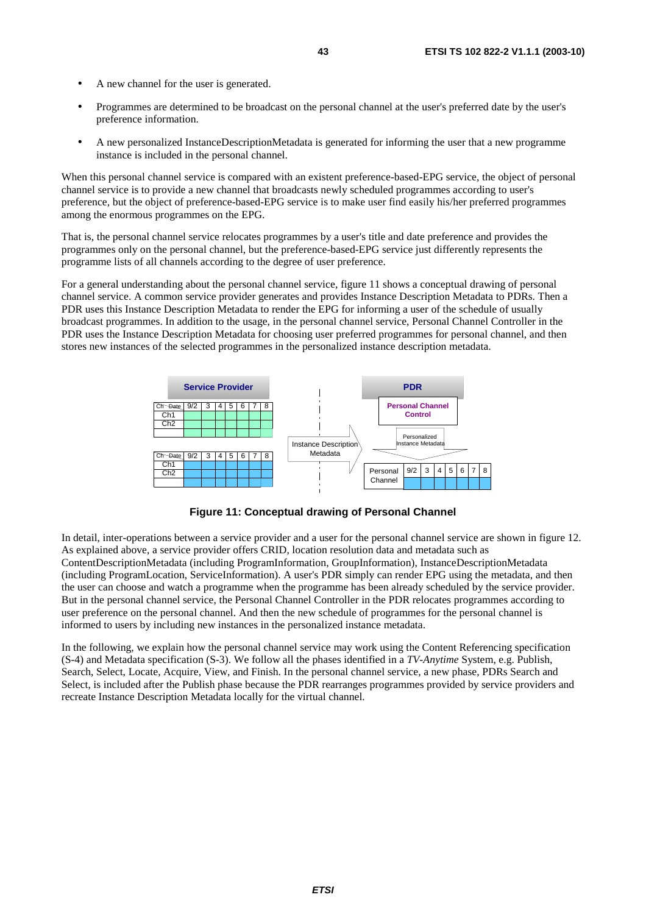- A new channel for the user is generated.
- Programmes are determined to be broadcast on the personal channel at the user's preferred date by the user's preference information.
- A new personalized InstanceDescriptionMetadata is generated for informing the user that a new programme instance is included in the personal channel.

When this personal channel service is compared with an existent preference-based-EPG service, the object of personal channel service is to provide a new channel that broadcasts newly scheduled programmes according to user's preference, but the object of preference-based-EPG service is to make user find easily his/her preferred programmes among the enormous programmes on the EPG.

That is, the personal channel service relocates programmes by a user's title and date preference and provides the programmes only on the personal channel, but the preference-based-EPG service just differently represents the programme lists of all channels according to the degree of user preference.

For a general understanding about the personal channel service, figure 11 shows a conceptual drawing of personal channel service. A common service provider generates and provides Instance Description Metadata to PDRs. Then a PDR uses this Instance Description Metadata to render the EPG for informing a user of the schedule of usually broadcast programmes. In addition to the usage, in the personal channel service, Personal Channel Controller in the PDR uses the Instance Description Metadata for choosing user preferred programmes for personal channel, and then stores new instances of the selected programmes in the personalized instance description metadata.

**Figure 11: Conceptual drawing of Personal Channel**

In detail, inter-operations between a service provider and a user for the personal channel service are shown in figure 12. As explained above, a service provider offers CRID, location resolution data and metadata such as ContentDescriptionMetadata (including ProgramInformation, GroupInformation), InstanceDescriptionMetadata (including ProgramLocation, ServiceInformation). A user's PDR simply can render EPG using the metadata, and then the user can choose and watch a programme when the programme has been already scheduled by the service provider. But in the personal channel service, the Personal Channel Controller in the PDR relocates programmes according to user preference on the personal channel. And then the new schedule of programmes for the personal channel is informed to users by including new instances in the personalized instance metadata.

In the following, we explain how the personal channel service may work using the Content Referencing specification (S-4) and Metadata specification (S-3). We follow all the phases identified in a *TV-Anytime* System, e.g. Publish, Search, Select, Locate, Acquire, View, and Finish. In the personal channel service, a new phase, PDRs Search and Select, is included after the Publish phase because the PDR rearranges programmes provided by service providers and recreate Instance Description Metadata locally for the virtual channel.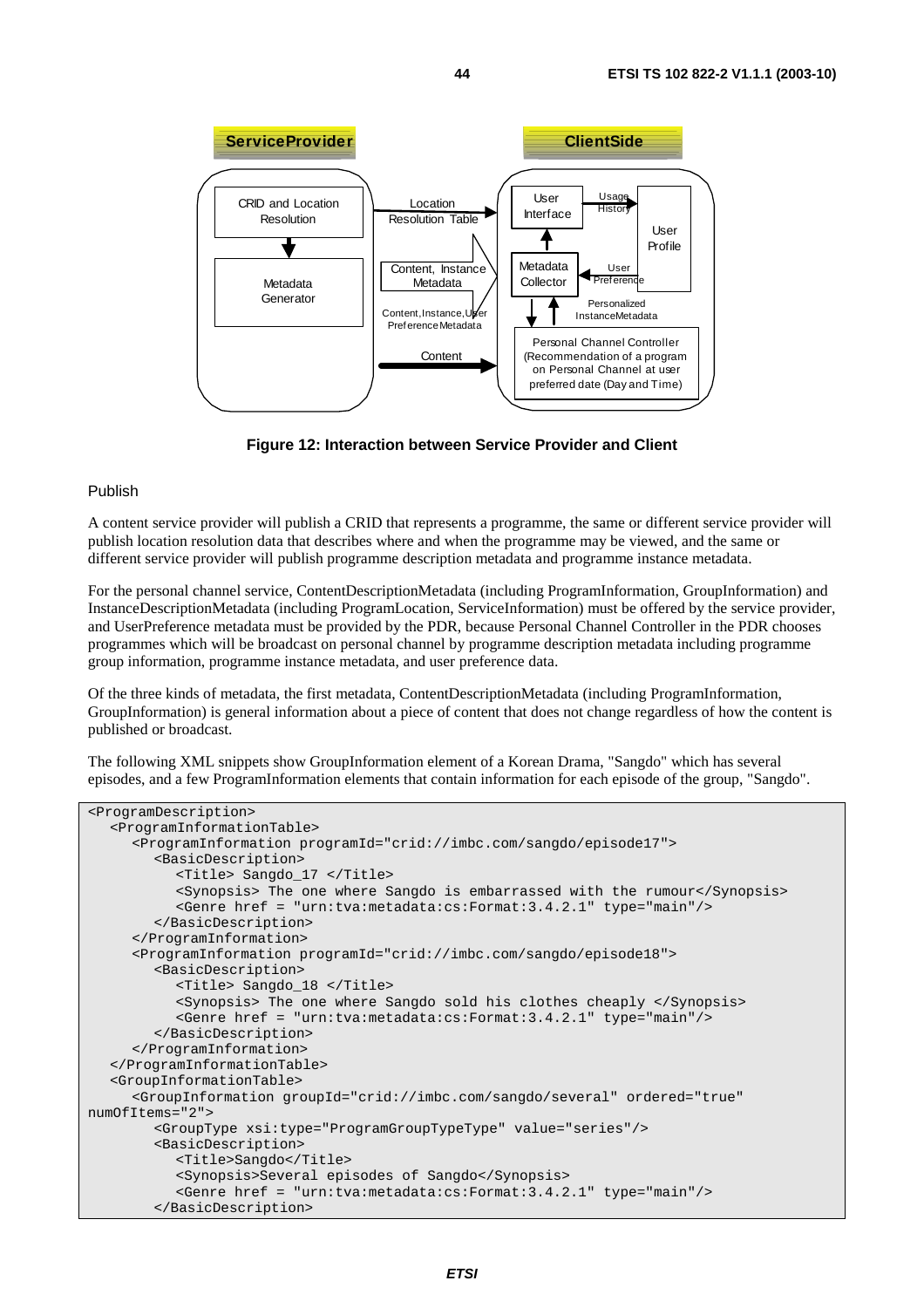Figure 12: Interaction between Service Provider and Client

Publish

A content service provider will publish a CRID that represents a programme, the same or different service provider will publish location resolution data that describes where and when the programme may be viewed, and the same or different service provider will publish programme description metadata and programme instance metadata.

For the personal channel service, ContentDescriptionMetadata (including ProgramInformation, GroupInformation) and InstanceDescriptionMetadata (including ProgramLocation, ServiceInformation) must be offered by the service provider, and UserPreference metadata must be provided by the PDR, because Personal Channel Controller in the PDR chooses programmes which will be broadcast on personal channel by programme description metadata including programme group information, programme instance metadata, and user preference data.

Of the three kinds of metadata, the first metadata, ContentDescriptionMetadata (including ProgramInformation, GroupInformation) is general information about a piece of content that does not change regardless of how the content is published or broadcast.

The following XML snippets show GroupInformation element of a Korean Drama, "Sangdo" which has several episodes, and a few ProgramInformation elements that contain information for each episode of the group, "Sangdo".

```
<ProgramDescription>
   <ProgramInformationTable>
      <ProgramInformation programId="crid://imbc.com/sangdo/episode17">
         <BasicDescription>
            <Title> Sangdo_17 </Title>
            <Synopsis> The one where Sangdo is embarrassed with the rumour</Synopsis>
            <Genre href = "urn:tva:metadata:cs:Format:3.4.2.1" type="main"/>
         </BasicDescription>
      </ProgramInformation>
      <ProgramInformation programId="crid://imbc.com/sangdo/episode18">
         <BasicDescription>
            <Title> Sangdo_18 </Title>
            <Synopsis> The one where Sangdo sold his clothes cheaply </Synopsis>
            <Genre href = "urn:tva:metadata:cs:Format:3.4.2.1" type="main"/>
         </BasicDescription>
      </ProgramInformation>
   </ProgramInformationTable>
   <GroupInformationTable>
      <GroupInformation groupId="crid://imbc.com/sangdo/several" ordered="true" 
numOfItems="2">
         <GroupType xsi:type="ProgramGroupTypeType" value="series"/>
         <BasicDescription>
            <Title>Sangdo</Title>
            <Synopsis>Several episodes of Sangdo</Synopsis>
            <Genre href = "urn:tva:metadata:cs:Format:3.4.2.1" type="main"/>
         </BasicDescription>
```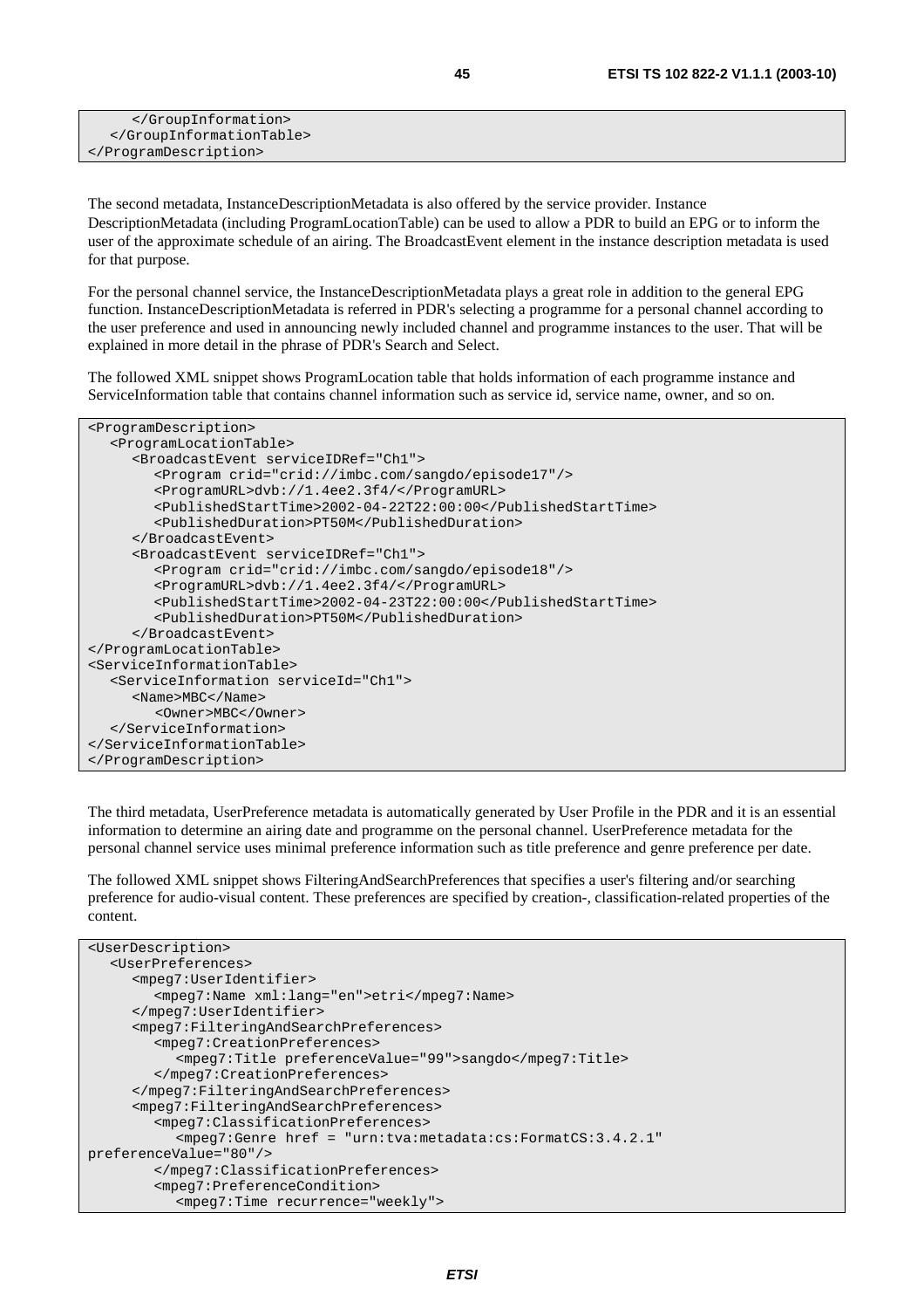```
      </GroupInformation>
   </GroupInformationTable>
</ProgramDescription>
```

The second metadata, InstanceDescriptionMetadata is also offered by the service provider. Instance DescriptionMetadata (including ProgramLocationTable) can be used to allow a PDR to build an EPG or to inform the user of the approximate schedule of an airing. The BroadcastEvent element in the instance description metadata is used for that purpose.

For the personal channel service, the InstanceDescriptionMetadata plays a great role in addition to the general EPG function. InstanceDescriptionMetadata is referred in PDR's selecting a programme for a personal channel according to the user preference and used in announcing newly included channel and programme instances to the user. That will be explained in more detail in the phrase of PDR's Search and Select.

The followed XML snippet shows ProgramLocation table that holds information of each programme instance and ServiceInformation table that contains channel information such as service id, service name, owner, and so on.

```
<ProgramDescription>
   <ProgramLocationTable>
      <BroadcastEvent serviceIDRef="Ch1">
         <Program crid="crid://imbc.com/sangdo/episode17"/>
         <ProgramURL>dvb://1.4ee2.3f4/</ProgramURL>
         <PublishedStartTime>2002-04-22T22:00:00</PublishedStartTime>
         <PublishedDuration>PT50M</PublishedDuration>
      </BroadcastEvent>
      <BroadcastEvent serviceIDRef="Ch1">
         <Program crid="crid://imbc.com/sangdo/episode18"/>
         <ProgramURL>dvb://1.4ee2.3f4/</ProgramURL>
         <PublishedStartTime>2002-04-23T22:00:00</PublishedStartTime>
         <PublishedDuration>PT50M</PublishedDuration>
      </BroadcastEvent>
</ProgramLocationTable>
<ServiceInformationTable>
   <ServiceInformation serviceId="Ch1">
      <Name>MBC</Name>
         <Owner>MBC</Owner>
   </ServiceInformation>
</ServiceInformationTable>
</ProgramDescription>
```

The third metadata, UserPreference metadata is automatically generated by User Profile in the PDR and it is an essential information to determine an airing date and programme on the personal channel. UserPreference metadata for the personal channel service uses minimal preference information such as title preference and genre preference per date.

The followed XML snippet shows FilteringAndSearchPreferences that specifies a user's filtering and/or searching preference for audio-visual content. These preferences are specified by creation-, classification-related properties of the content.

```
<UserDescription>
   <UserPreferences>
      <mpeg7:UserIdentifier>
         <mpeg7:Name xml:lang="en">etri</mpeg7:Name>
      </mpeg7:UserIdentifier>
      <mpeg7:FilteringAndSearchPreferences>
         <mpeg7:CreationPreferences>
            <mpeg7:Title preferenceValue="99">sangdo</mpeg7:Title>
         </mpeg7:CreationPreferences>
      </mpeg7:FilteringAndSearchPreferences>
      <mpeg7:FilteringAndSearchPreferences>
         <mpeg7:ClassificationPreferences>
            <mpeg7:Genre href = "urn:tva:metadata:cs:FormatCS:3.4.2.1"
preferenceValue="80"/>
         </mpeg7:ClassificationPreferences>
         <mpeg7:PreferenceCondition>
            <mpeg7:Time recurrence="weekly">
```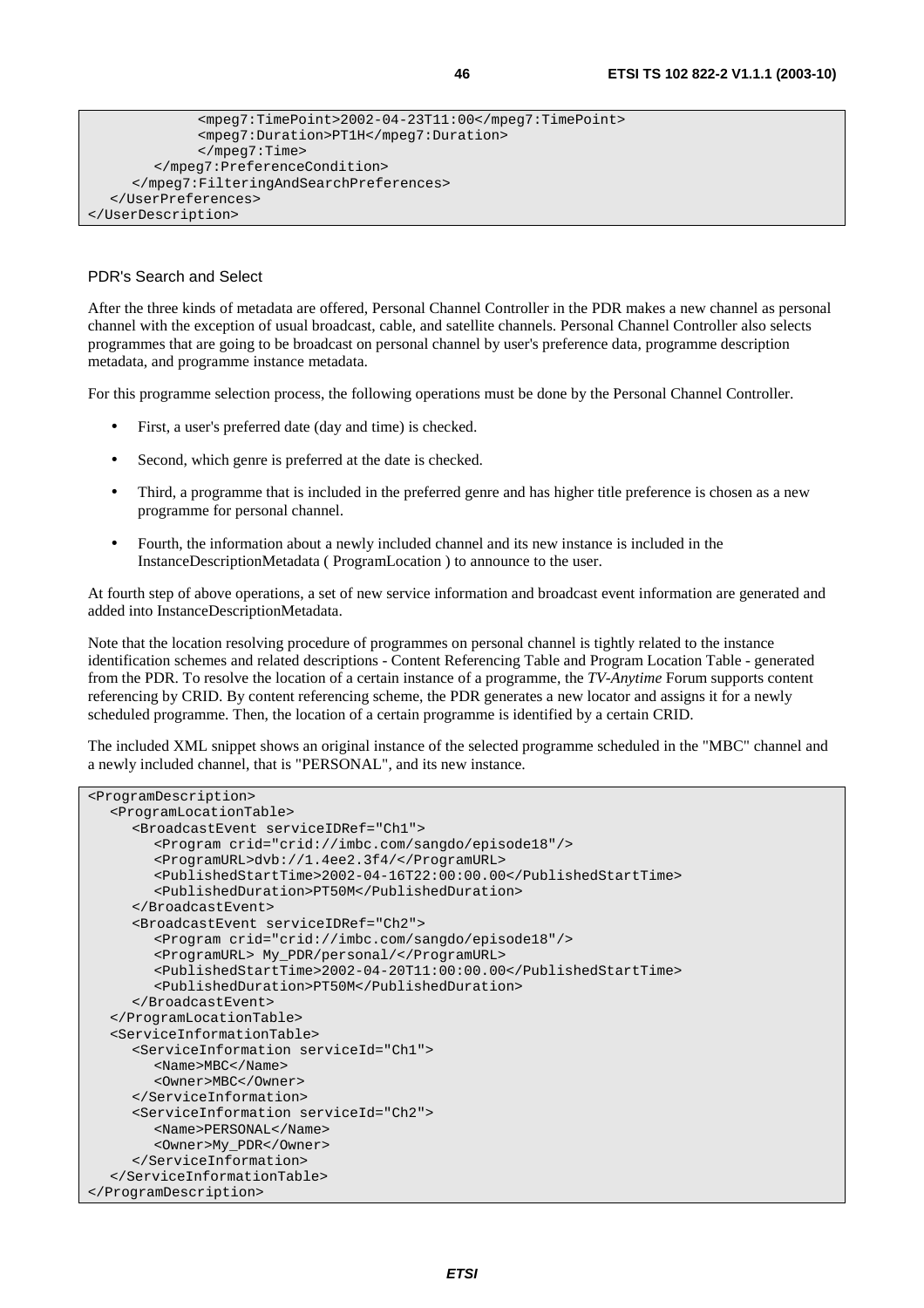```
            <mpeg7:TimePoint>2002-04-23T11:00</mpeg7:TimePoint>
            <mpeg7:Duration>PT1H</mpeg7:Duration>
            </mpeg7:Time>
        </mpeg7:PreferenceCondition>
      </mpeg7:FilteringAndSearchPreferences>
   </UserPreferences>
</UserDescription>
```

PDR's Search and Select

After the three kinds of metadata are offered, Personal Channel Controller in the PDR makes a new channel as personal channel with the exception of usual broadcast, cable, and satellite channels. Personal Channel Controller also selects programmes that are going to be broadcast on personal channel by user's preference data, programme description metadata, and programme instance metadata.

For this programme selection process, the following operations must be done by the Personal Channel Controller.

- First, a user's preferred date (day and time) is checked.
- Second, which genre is preferred at the date is checked.
- Third, a programme that is included in the preferred genre and has higher title preference is chosen as a new programme for personal channel.
- Fourth, the information about a newly included channel and its new instance is included in the InstanceDescriptionMetadata ( ProgramLocation ) to announce to the user.

At fourth step of above operations, a set of new service information and broadcast event information are generated and added into InstanceDescriptionMetadata.

Note that the location resolving procedure of programmes on personal channel is tightly related to the instance identification schemes and related descriptions - Content Referencing Table and Program Location Table - generated from the PDR. To resolve the location of a certain instance of a programme, the *TV-Anytime* Forum supports content referencing by CRID. By content referencing scheme, the PDR generates a new locator and assigns it for a newly scheduled programme. Then, the location of a certain programme is identified by a certain CRID.

The included XML snippet shows an original instance of the selected programme scheduled in the "MBC" channel and a newly included channel, that is "PERSONAL", and its new instance.

```
<ProgramDescription>
   <ProgramLocationTable>
      <BroadcastEvent serviceIDRef="Ch1">
         <Program crid="crid://imbc.com/sangdo/episode18"/>
         <ProgramURL>dvb://1.4ee2.3f4/</ProgramURL>
         <PublishedStartTime>2002-04-16T22:00:00.00</PublishedStartTime>
         <PublishedDuration>PT50M</PublishedDuration>
      </BroadcastEvent>
      <BroadcastEvent serviceIDRef="Ch2">
         <Program crid="crid://imbc.com/sangdo/episode18"/>
         <ProgramURL> My_PDR/personal/</ProgramURL>
         <PublishedStartTime>2002-04-20T11:00:00.00</PublishedStartTime>
         <PublishedDuration>PT50M</PublishedDuration>
      </BroadcastEvent>
   </ProgramLocationTable>
   <ServiceInformationTable>
      <ServiceInformation serviceId="Ch1">
         <Name>MBC</Name>
         <Owner>MBC</Owner>
      </ServiceInformation>
      <ServiceInformation serviceId="Ch2">
         <Name>PERSONAL</Name>
         <Owner>My_PDR</Owner>
      </ServiceInformation>
   </ServiceInformationTable>
</ProgramDescription>
```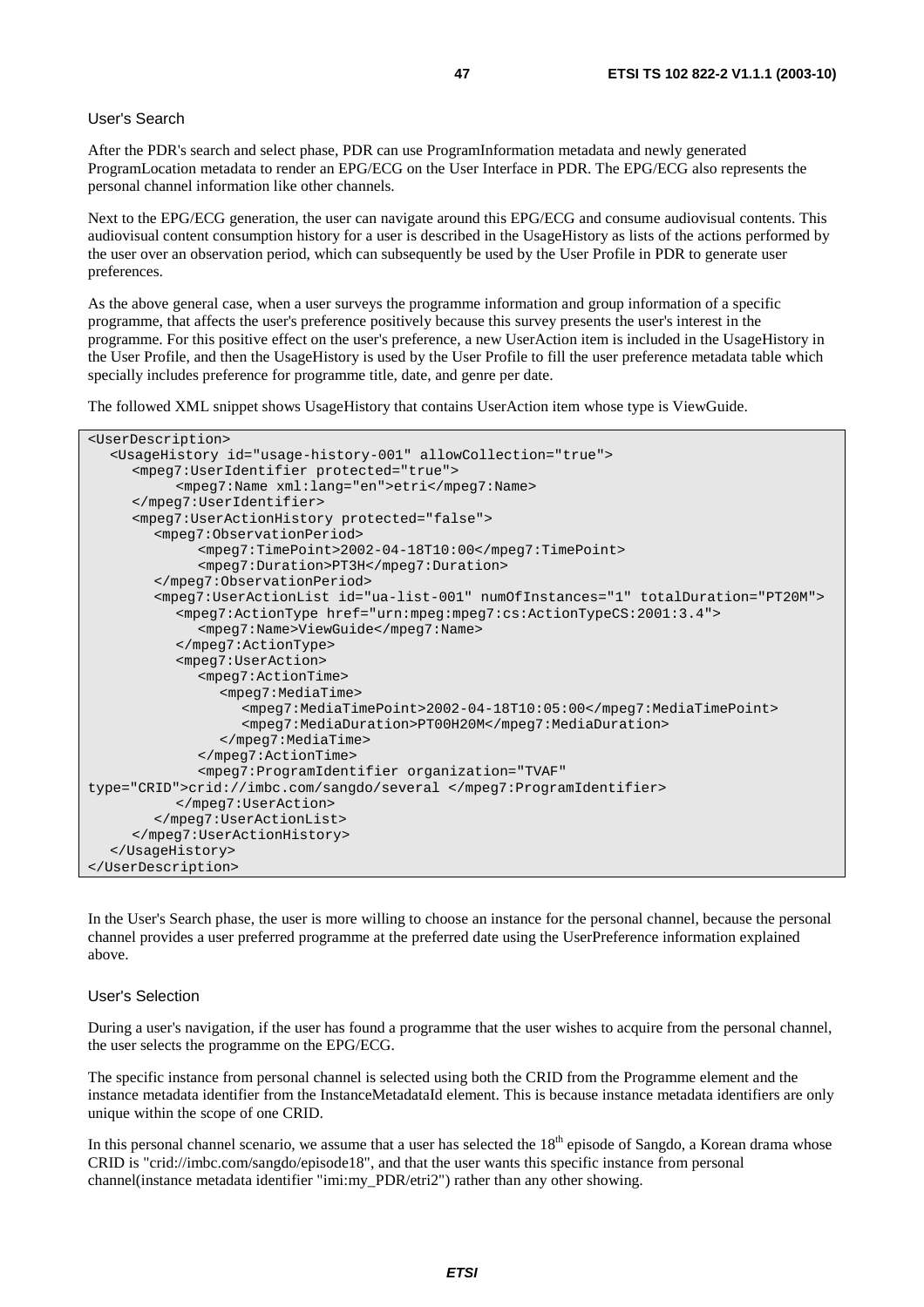User's Search

After the PDR's search and select phase, PDR can use ProgramInformation metadata and newly generated ProgramLocation metadata to render an EPG/ECG on the User Interface in PDR. The EPG/ECG also represents the personal channel information like other channels.

Next to the EPG/ECG generation, the user can navigate around this EPG/ECG and consume audiovisual contents. This audiovisual content consumption history for a user is described in the UsageHistory as lists of the actions performed by the user over an observation period, which can subsequently be used by the User Profile in PDR to generate user preferences.

As the above general case, when a user surveys the programme information and group information of a specific programme, that affects the user's preference positively because this survey presents the user's interest in the programme. For this positive effect on the user's preference, a new UserAction item is included in the UsageHistory in the User Profile, and then the UsageHistory is used by the User Profile to fill the user preference metadata table which specially includes preference for programme title, date, and genre per date.

The followed XML snippet shows UsageHistory that contains UserAction item whose type is ViewGuide.

```
<UserDescription>
   <UsageHistory id="usage-history-001" allowCollection="true">
      <mpeg7:UserIdentifier protected="true">
           <mpeg7:Name xml:lang="en">etri</mpeg7:Name>
      </mpeg7:UserIdentifier>
      <mpeg7:UserActionHistory protected="false">
         <mpeg7:ObservationPeriod>
              <mpeg7:TimePoint>2002-04-18T10:00</mpeg7:TimePoint>
              <mpeg7:Duration>PT3H</mpeg7:Duration>
         </mpeg7:ObservationPeriod>
         <mpeg7:UserActionList id="ua-list-001" numOfInstances="1" totalDuration="PT20M">
            <mpeg7:ActionType href="urn:mpeg:mpeg7:cs:ActionTypeCS:2001:3.4">
               <mpeg7:Name>ViewGuide</mpeg7:Name>
            </mpeg7:ActionType>
            <mpeg7:UserAction>
               <mpeg7:ActionTime>
                  <mpeg7:MediaTime>
                     <mpeg7:MediaTimePoint>2002-04-18T10:05:00</mpeg7:MediaTimePoint>
                     <mpeg7:MediaDuration>PT00H20M</mpeg7:MediaDuration>
                  </mpeg7:MediaTime>
               </mpeg7:ActionTime>
               <mpeg7:ProgramIdentifier organization="TVAF"
type="CRID">crid://imbc.com/sangdo/several </mpeg7:ProgramIdentifier>
            </mpeg7:UserAction>
         </mpeg7:UserActionList>
      </mpeg7:UserActionHistory>
   </UsageHistory>
</UserDescription>
```

In the User's Search phase, the user is more willing to choose an instance for the personal channel, because the personal channel provides a user preferred programme at the preferred date using the UserPreference information explained above.

User's Selection

During a user's navigation, if the user has found a programme that the user wishes to acquire from the personal channel, the user selects the programme on the EPG/ECG.

The specific instance from personal channel is selected using both the CRID from the Programme element and the instance metadata identifier from the InstanceMetadataId element. This is because instance metadata identifiers are only unique within the scope of one CRID.

In this personal channel scenario, we assume that a user has selected the 18th episode of Sangdo, a Korean drama whose CRID is "crid://imbc.com/sangdo/episode18", and that the user wants this specific instance from personal channel(instance metadata identifier "imi:my_PDR/etri2") rather than any other showing.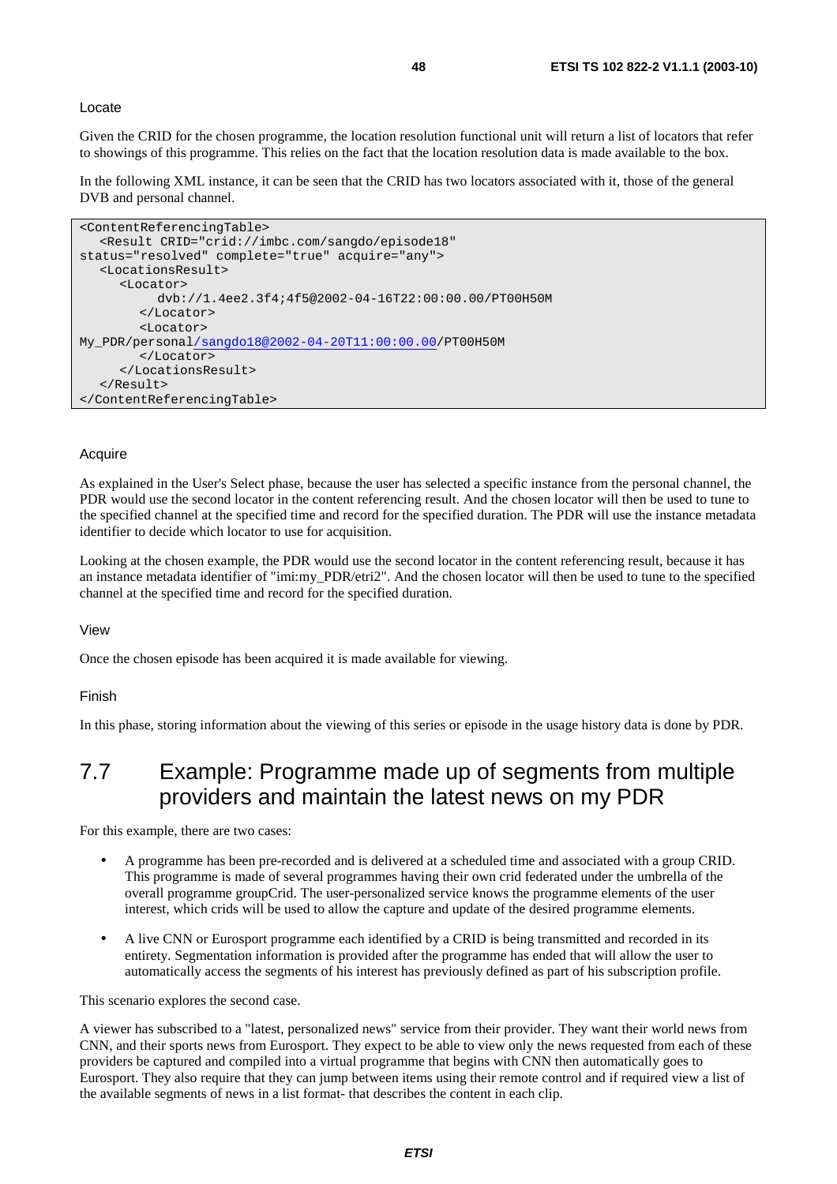Locate

Given the CRID for the chosen programme, the location resolution functional unit will return a list of locators that refer to showings of this programme. This relies on the fact that the location resolution data is made available to the box.

In the following XML instance, it can be seen that the CRID has two locators associated with it, those of the general DVB and personal channel.

```
<ContentReferencingTable>
   <Result CRID="crid://imbc.com/sangdo/episode18"
status="resolved" complete="true" acquire="any">
   <LocationsResult>
      <Locator>
           dvb://1.4ee2.3f4;4f5@2002-04-16T22:00:00.00/PT00H50M
         </Locator>
         <Locator>
My_PDR/personal/sangdo18@2002-04-20T11:00:00.00/PT00H50M
         </Locator>
      </LocationsResult>
   </Result>
</ContentReferencingTable>
```

Acquire

As explained in the User's Select phase, because the user has selected a specific instance from the personal channel, the PDR would use the second locator in the content referencing result. And the chosen locator will then be used to tune to the specified channel at the specified time and record for the specified duration. The PDR will use the instance metadata identifier to decide which locator to use for acquisition.

Looking at the chosen example, the PDR would use the second locator in the content referencing result, because it has an instance metadata identifier of "imi:my_PDR/etri2". And the chosen locator will then be used to tune to the specified channel at the specified time and record for the specified duration.

View

Once the chosen episode has been acquired it is made available for viewing.

Finish

In this phase, storing information about the viewing of this series or episode in the usage history data is done by PDR.

## 7.7 Example: Programme made up of segments from multiple providers and maintain the latest news on my PDR

For this example, there are two cases:

- A programme has been pre-recorded and is delivered at a scheduled time and associated with a group CRID. This programme is made of several programmes having their own crid federated under the umbrella of the overall programme groupCrid. The user-personalized service knows the programme elements of the user interest, which crids will be used to allow the capture and update of the desired programme elements.
- A live CNN or Eurosport programme each identified by a CRID is being transmitted and recorded in its entirety. Segmentation information is provided after the programme has ended that will allow the user to automatically access the segments of his interest has previously defined as part of his subscription profile.

This scenario explores the second case.

A viewer has subscribed to a "latest, personalized news" service from their provider. They want their world news from CNN, and their sports news from Eurosport. They expect to be able to view only the news requested from each of these providers be captured and compiled into a virtual programme that begins with CNN then automatically goes to Eurosport. They also require that they can jump between items using their remote control and if required view a list of the available segments of news in a list format- that describes the content in each clip.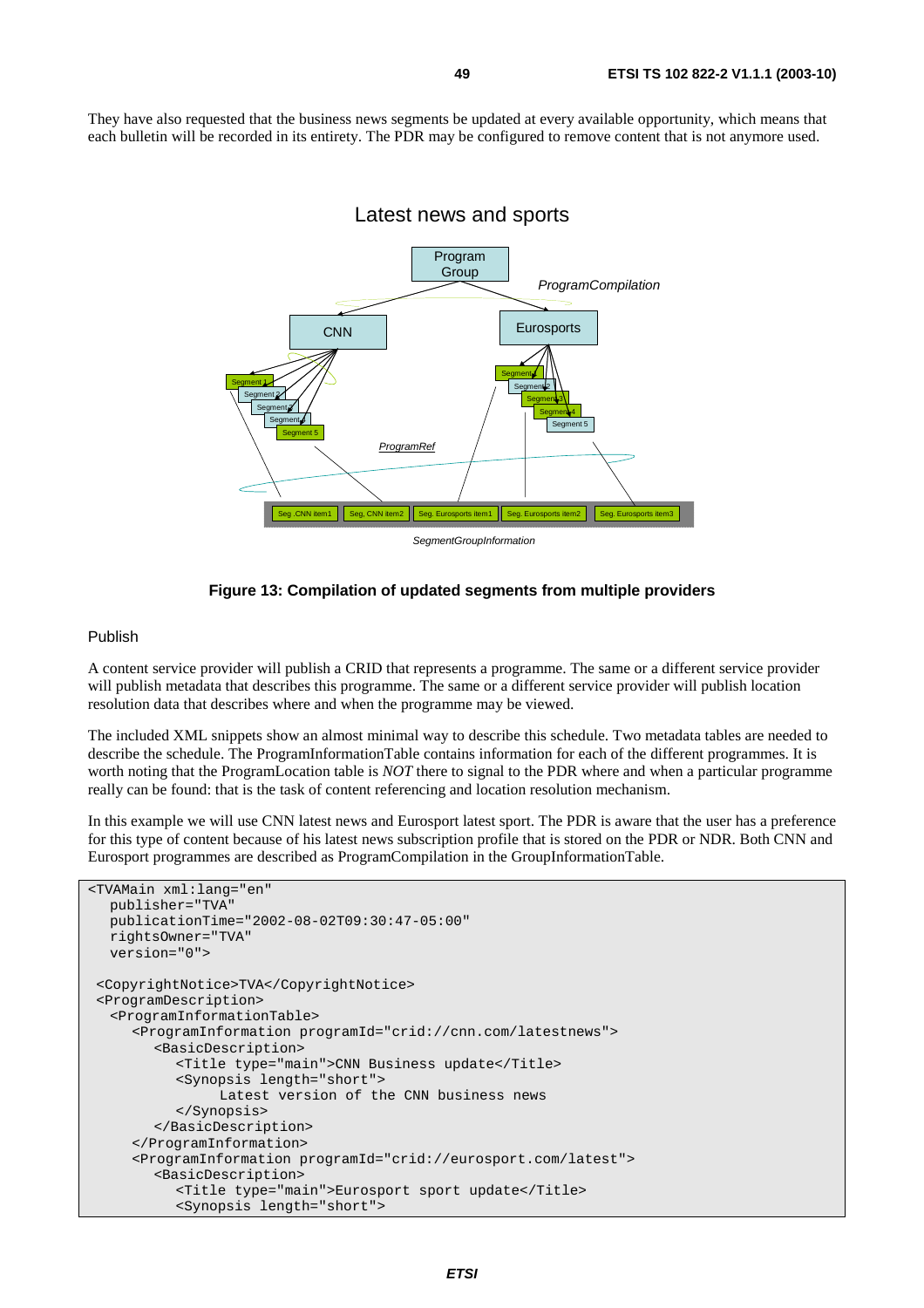They have also requested that the business news segments be updated at every available opportunity, which means that each bulletin will be recorded in its entirety. The PDR may be configured to remove content that is not anymore used.

**Figure 13: Compilation of updated segments from multiple providers**

Publish

A content service provider will publish a CRID that represents a programme. The same or a different service provider will publish metadata that describes this programme. The same or a different service provider will publish location resolution data that describes where and when the programme may be viewed.

The included XML snippets show an almost minimal way to describe this schedule. Two metadata tables are needed to describe the schedule. The ProgramInformationTable contains information for each of the different programmes. It is worth noting that the ProgramLocation table is *NOT* there to signal to the PDR where and when a particular programme really can be found: that is the task of content referencing and location resolution mechanism.

In this example we will use CNN latest news and Eurosport latest sport. The PDR is aware that the user has a preference for this type of content because of his latest news subscription profile that is stored on the PDR or NDR. Both CNN and Eurosport programmes are described as ProgramCompilation in the GroupInformationTable.

```
<TVAMain xml:lang="en"
   publisher="TVA"
   publicationTime="2002-08-02T09:30:47-05:00"
   rightsOwner="TVA"
   version="0">

 <CopyrightNotice>TVA</CopyrightNotice>
 <ProgramDescription>
   <ProgramInformationTable>
      <ProgramInformation programId="crid://cnn.com/latestnews">
         <BasicDescription>
            <Title type="main">CNN Business update</Title>
            <Synopsis length="short">
                  Latest version of the CNN business news
            </Synopsis>
         </BasicDescription>
      </ProgramInformation>
      <ProgramInformation programId="crid://eurosport.com/latest">
         <BasicDescription>
            <Title type="main">Eurosport sport update</Title>
            <Synopsis length="short">
```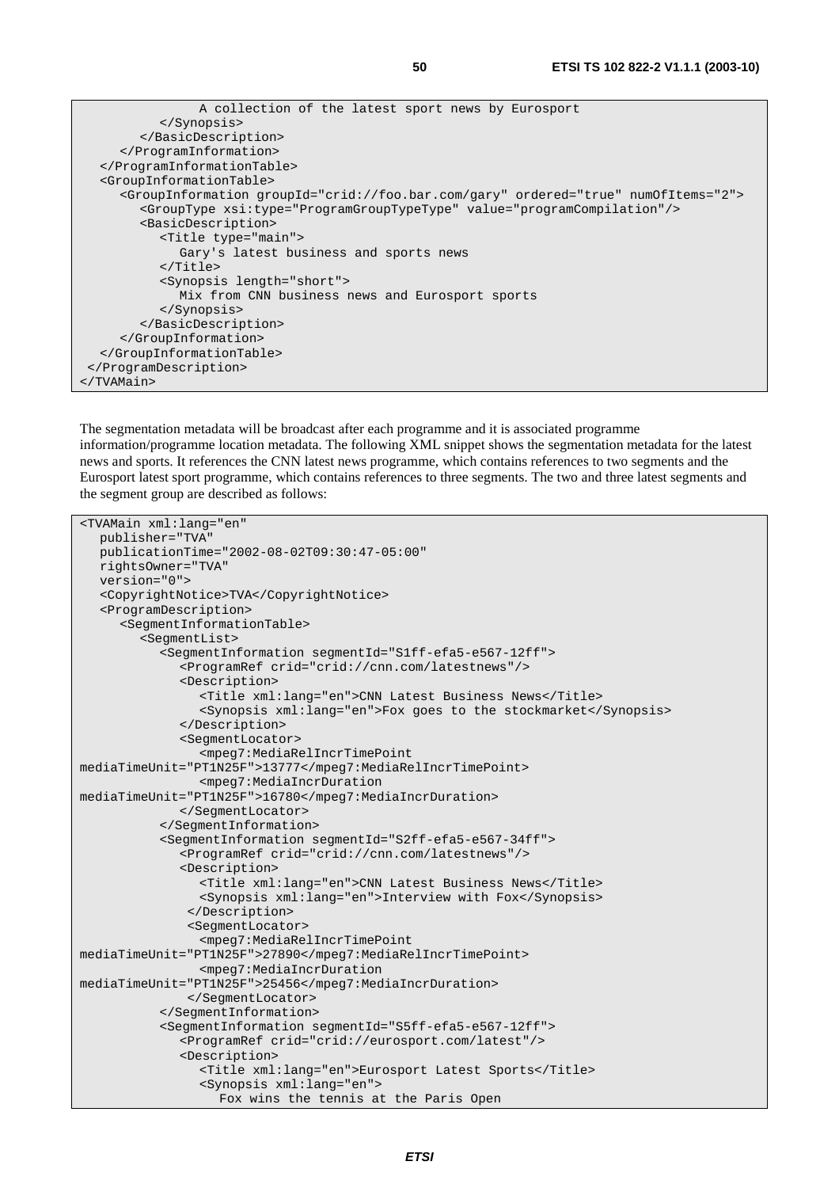```
                A collection of the latest sport news by Eurosport
            </Synopsis>
         </BasicDescription>
      </ProgramInformation>
   </ProgramInformationTable>
   <GroupInformationTable>
      <GroupInformation groupId="crid://foo.bar.com/gary" ordered="true" numOfItems="2">
         <GroupType xsi:type="ProgramGroupTypeType" value="programCompilation"/>
         <BasicDescription>
            <Title type="main">
               Gary's latest business and sports news
            </Title>
            <Synopsis length="short">
               Mix from CNN business news and Eurosport sports
            </Synopsis>
         </BasicDescription>
      </GroupInformation>
   </GroupInformationTable>
 </ProgramDescription>
</TVAMain>
```

The segmentation metadata will be broadcast after each programme and it is associated programme information/programme location metadata. The following XML snippet shows the segmentation metadata for the latest news and sports. It references the CNN latest news programme, which contains references to two segments and the Eurosport latest sport programme, which contains references to three segments. The two and three latest segments and the segment group are described as follows:

```
<TVAMain xml:lang="en"
   publisher="TVA"
   publicationTime="2002-08-02T09:30:47-05:00"
   rightsOwner="TVA"
   version="0">
   <CopyrightNotice>TVA</CopyrightNotice>
   <ProgramDescription>
      <SegmentInformationTable>
         <SegmentList>
            <SegmentInformation segmentId="S1ff-efa5-e567-12ff">
               <ProgramRef crid="crid://cnn.com/latestnews"/>
               <Description>
                  <Title xml:lang="en">CNN Latest Business News</Title>
                  <Synopsis xml:lang="en">Fox goes to the stockmarket</Synopsis>
               </Description>
               <SegmentLocator>
                  <mpeg7:MediaRelIncrTimePoint
mediaTimeUnit="PT1N25F">13777</mpeg7:MediaRelIncrTimePoint>
                  <mpeg7:MediaIncrDuration
mediaTimeUnit="PT1N25F">16780</mpeg7:MediaIncrDuration>
               </SegmentLocator>
            </SegmentInformation>
            <SegmentInformation segmentId="S2ff-efa5-e567-34ff">
               <ProgramRef crid="crid://cnn.com/latestnews"/>
               <Description>
                  <Title xml:lang="en">CNN Latest Business News</Title>
                  <Synopsis xml:lang="en">Interview with Fox</Synopsis>
                </Description>
                <SegmentLocator>
                  <mpeg7:MediaRelIncrTimePoint
mediaTimeUnit="PT1N25F">27890</mpeg7:MediaRelIncrTimePoint>
                  <mpeg7:MediaIncrDuration
mediaTimeUnit="PT1N25F">25456</mpeg7:MediaIncrDuration>
                </SegmentLocator>
            </SegmentInformation>
            <SegmentInformation segmentId="S5ff-efa5-e567-12ff">
               <ProgramRef crid="crid://eurosport.com/latest"/>
               <Description>
                  <Title xml:lang="en">Eurosport Latest Sports</Title>
                  <Synopsis xml:lang="en">
                     Fox wins the tennis at the Paris Open
```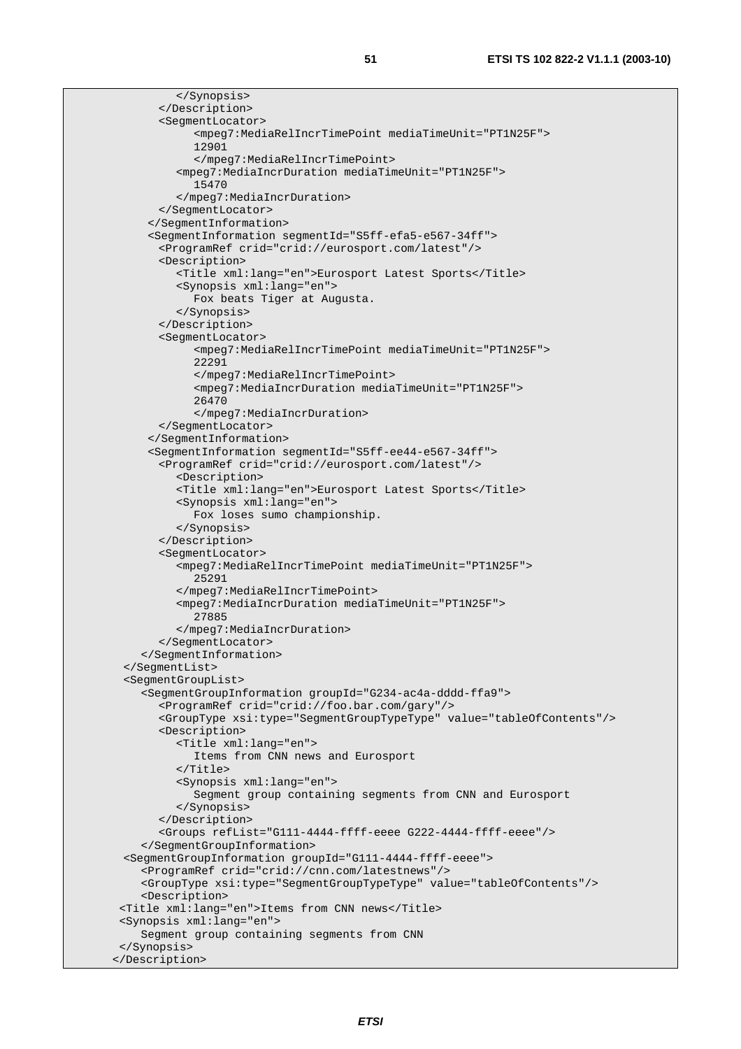```
            </Synopsis>
         </Description>
         <SegmentLocator>
              <mpeg7:MediaRelIncrTimePoint mediaTimeUnit="PT1N25F">
              12901
              </mpeg7:MediaRelIncrTimePoint>
            <mpeg7:MediaIncrDuration mediaTimeUnit="PT1N25F">
               15470
            </mpeg7:MediaIncrDuration>
         </SegmentLocator>
       </SegmentInformation>
       <SegmentInformation segmentId="S5ff-efa5-e567-34ff">
         <ProgramRef crid="crid://eurosport.com/latest"/>
         <Description>
            <Title xml:lang="en">Eurosport Latest Sports</Title>
            <Synopsis xml:lang="en">
               Fox beats Tiger at Augusta.
            </Synopsis>
         </Description>
         <SegmentLocator>
              <mpeg7:MediaRelIncrTimePoint mediaTimeUnit="PT1N25F">
              22291
              </mpeg7:MediaRelIncrTimePoint>
              <mpeg7:MediaIncrDuration mediaTimeUnit="PT1N25F">
              26470
              </mpeg7:MediaIncrDuration>
         </SegmentLocator>
       </SegmentInformation>
       <SegmentInformation segmentId="S5ff-ee44-e567-34ff">
         <ProgramRef crid="crid://eurosport.com/latest"/>
            <Description>
            <Title xml:lang="en">Eurosport Latest Sports</Title>
            <Synopsis xml:lang="en">
               Fox loses sumo championship.
            </Synopsis>
         </Description>
         <SegmentLocator>
            <mpeg7:MediaRelIncrTimePoint mediaTimeUnit="PT1N25F">
               25291
            </mpeg7:MediaRelIncrTimePoint>
            <mpeg7:MediaIncrDuration mediaTimeUnit="PT1N25F">
               27885
            </mpeg7:MediaIncrDuration>
         </SegmentLocator>
      </SegmentInformation>
    </SegmentList>
    <SegmentGroupList>
       <SegmentGroupInformation groupId="G234-ac4a-dddd-ffa9">
         <ProgramRef crid="crid://foo.bar.com/gary"/>
         <GroupType xsi:type="SegmentGroupTypeType" value="tableOfContents"/>
         <Description>
            <Title xml:lang="en">
               Items from CNN news and Eurosport
            </Title>
            <Synopsis xml:lang="en">
               Segment group containing segments from CNN and Eurosport
            </Synopsis>
         </Description>
         <Groups refList="G111-4444-ffff-eeee G222-4444-ffff-eeee"/>
       </SegmentGroupInformation>
    <SegmentGroupInformation groupId="G111-4444-ffff-eeee">
       <ProgramRef crid="crid://cnn.com/latestnews"/>
       <GroupType xsi:type="SegmentGroupTypeType" value="tableOfContents"/>
       <Description>
   <Title xml:lang="en">Items from CNN news</Title>
   <Synopsis xml:lang="en">
      Segment group containing segments from CNN
   </Synopsis>
  </Description>
```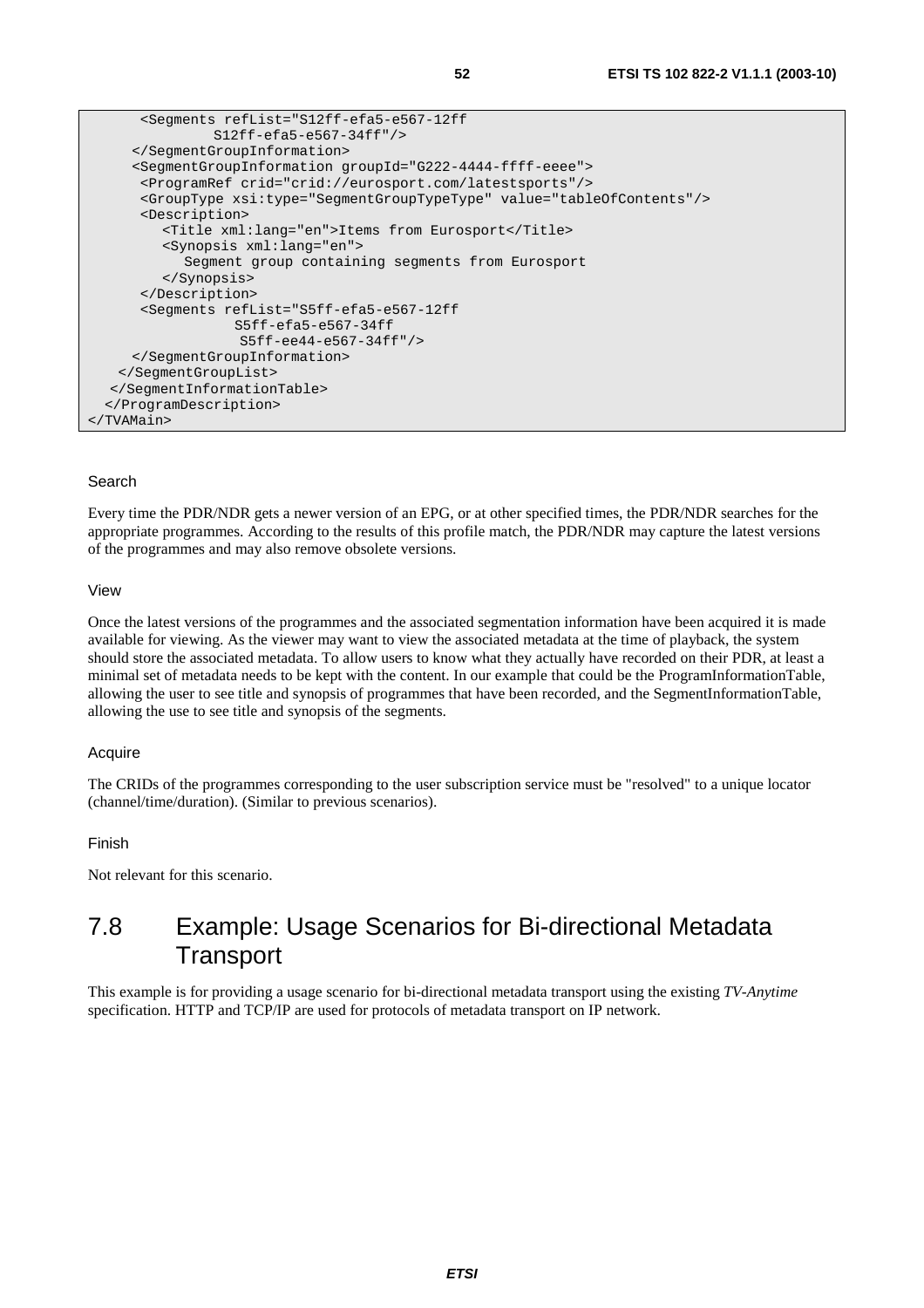```
      <Segments refList="S12ff-efa5-e567-12ff
              S12ff-efa5-e567-34ff"/>
     </SegmentGroupInformation>
     <SegmentGroupInformation groupId="G222-4444-ffff-eeee">
      <ProgramRef crid="crid://eurosport.com/latestsports"/>
      <GroupType xsi:type="SegmentGroupTypeType" value="tableOfContents"/>
      <Description>
         <Title xml:lang="en">Items from Eurosport</Title>
         <Synopsis xml:lang="en">
            Segment group containing segments from Eurosport
         </Synopsis>
      </Description>
      <Segments refList="S5ff-efa5-e567-12ff
                 S5ff-efa5-e567-34ff
                  S5ff-ee44-e567-34ff"/>
     </SegmentGroupInformation>
    </SegmentGroupList>
   </SegmentInformationTable>
  </ProgramDescription>
</TVAMain>
```

Search

Every time the PDR/NDR gets a newer version of an EPG, or at other specified times, the PDR/NDR searches for the appropriate programmes. According to the results of this profile match, the PDR/NDR may capture the latest versions of the programmes and may also remove obsolete versions.

View

Once the latest versions of the programmes and the associated segmentation information have been acquired it is made available for viewing. As the viewer may want to view the associated metadata at the time of playback, the system should store the associated metadata. To allow users to know what they actually have recorded on their PDR, at least a minimal set of metadata needs to be kept with the content. In our example that could be the ProgramInformationTable, allowing the user to see title and synopsis of programmes that have been recorded, and the SegmentInformationTable, allowing the use to see title and synopsis of the segments.

Acquire

The CRIDs of the programmes corresponding to the user subscription service must be "resolved" to a unique locator (channel/time/duration). (Similar to previous scenarios).

Finish

Not relevant for this scenario.

## 7.8 Example: Usage Scenarios for Bi-directional Metadata Transport

This example is for providing a usage scenario for bi-directional metadata transport using the existing *TV-Anytime* specification. HTTP and TCP/IP are used for protocols of metadata transport on IP network.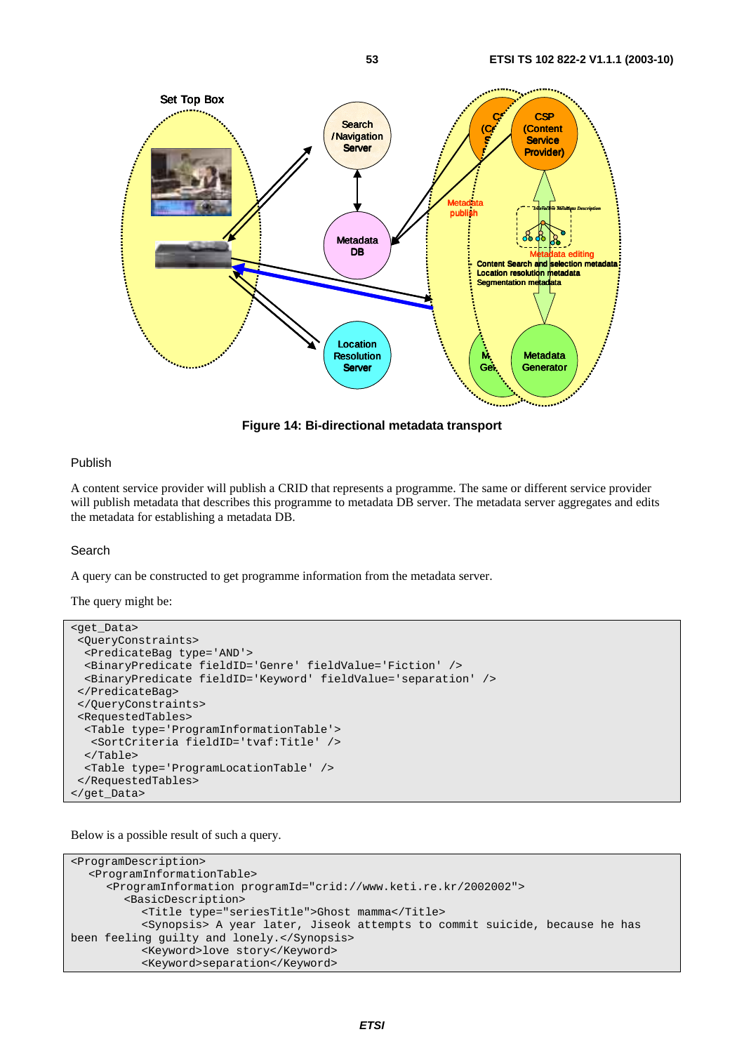**Figure 14: Bi-directional metadata transport**

Publish

A content service provider will publish a CRID that represents a programme. The same or different service provider will publish metadata that describes this programme to metadata DB server. The metadata server aggregates and edits the metadata for establishing a metadata DB.

Search

A query can be constructed to get programme information from the metadata server.

The query might be:

```
<get_Data>
 <QueryConstraints>
  <PredicateBag type='AND'>
  <BinaryPredicate fieldID='Genre' fieldValue='Fiction' />
  <BinaryPredicate fieldID='Keyword' fieldValue='separation' />
 </PredicateBag>
 </QueryConstraints>
 <RequestedTables>
  <Table type='ProgramInformationTable'>
   <SortCriteria fieldID='tvaf:Title' />
  </Table>
  <Table type='ProgramLocationTable' />
 </RequestedTables>
</get_Data>
```

Below is a possible result of such a query.

```
<ProgramDescription>
   <ProgramInformationTable>
      <ProgramInformation programId="crid://www.keti.re.kr/2002002">
         <BasicDescription>
            <Title type="seriesTitle">Ghost mamma</Title>
            <Synopsis> A year later, Jiseok attempts to commit suicide, because he has
been feeling guilty and lonely.</Synopsis>
            <Keyword>love story</Keyword>
            <Keyword>separation</Keyword>
```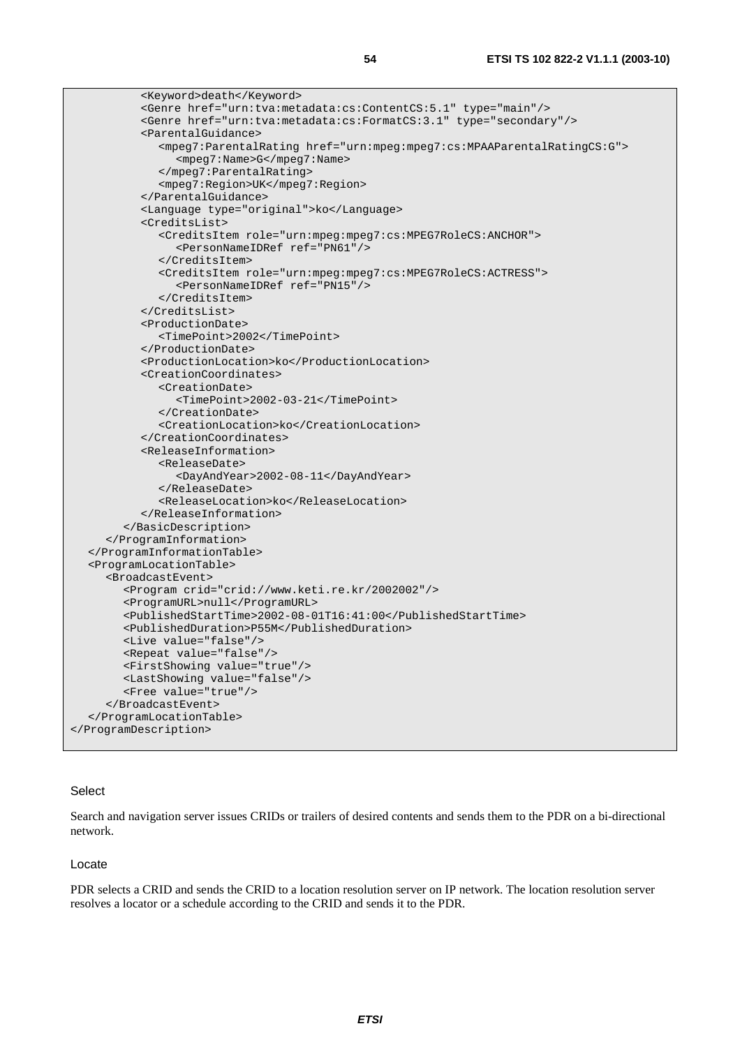```
          <Keyword>death</Keyword>
          <Genre href="urn:tva:metadata:cs:ContentCS:5.1" type="main"/>
          <Genre href="urn:tva:metadata:cs:FormatCS:3.1" type="secondary"/>
          <ParentalGuidance>
             <mpeg7:ParentalRating href="urn:mpeg:mpeg7:cs:MPAAParentalRatingCS:G">
                <mpeg7:Name>G</mpeg7:Name>
             </mpeg7:ParentalRating>
             <mpeg7:Region>UK</mpeg7:Region>
          </ParentalGuidance>
          <Language type="original">ko</Language>
          <CreditsList>
             <CreditsItem role="urn:mpeg:mpeg7:cs:MPEG7RoleCS:ANCHOR">
                <PersonNameIDRef ref="PN61"/>
             </CreditsItem>
             <CreditsItem role="urn:mpeg:mpeg7:cs:MPEG7RoleCS:ACTRESS">
                <PersonNameIDRef ref="PN15"/>
             </CreditsItem>
          </CreditsList>
          <ProductionDate>
             <TimePoint>2002</TimePoint>
          </ProductionDate>
          <ProductionLocation>ko</ProductionLocation>
          <CreationCoordinates>
             <CreationDate>
                <TimePoint>2002-03-21</TimePoint>
             </CreationDate>
             <CreationLocation>ko</CreationLocation>
          </CreationCoordinates>
          <ReleaseInformation>
             <ReleaseDate>
                <DayAndYear>2002-08-11</DayAndYear>
             </ReleaseDate>
             <ReleaseLocation>ko</ReleaseLocation>
          </ReleaseInformation>
       </BasicDescription>
    </ProgramInformation>
  </ProgramInformationTable>
  <ProgramLocationTable>
    <BroadcastEvent>
       <Program crid="crid://www.keti.re.kr/2002002"/>
       <ProgramURL>null</ProgramURL>
       <PublishedStartTime>2002-08-01T16:41:00</PublishedStartTime>
       <PublishedDuration>P55M</PublishedDuration>
       <Live value="false"/>
       <Repeat value="false"/>
       <FirstShowing value="true"/>
       <LastShowing value="false"/>
       <Free value="true"/>
    </BroadcastEvent>
  </ProgramLocationTable>
</ProgramDescription>
```

Select

Search and navigation server issues CRIDs or trailers of desired contents and sends them to the PDR on a bi-directional network.

Locate

PDR selects a CRID and sends the CRID to a location resolution server on IP network. The location resolution server resolves a locator or a schedule according to the CRID and sends it to the PDR.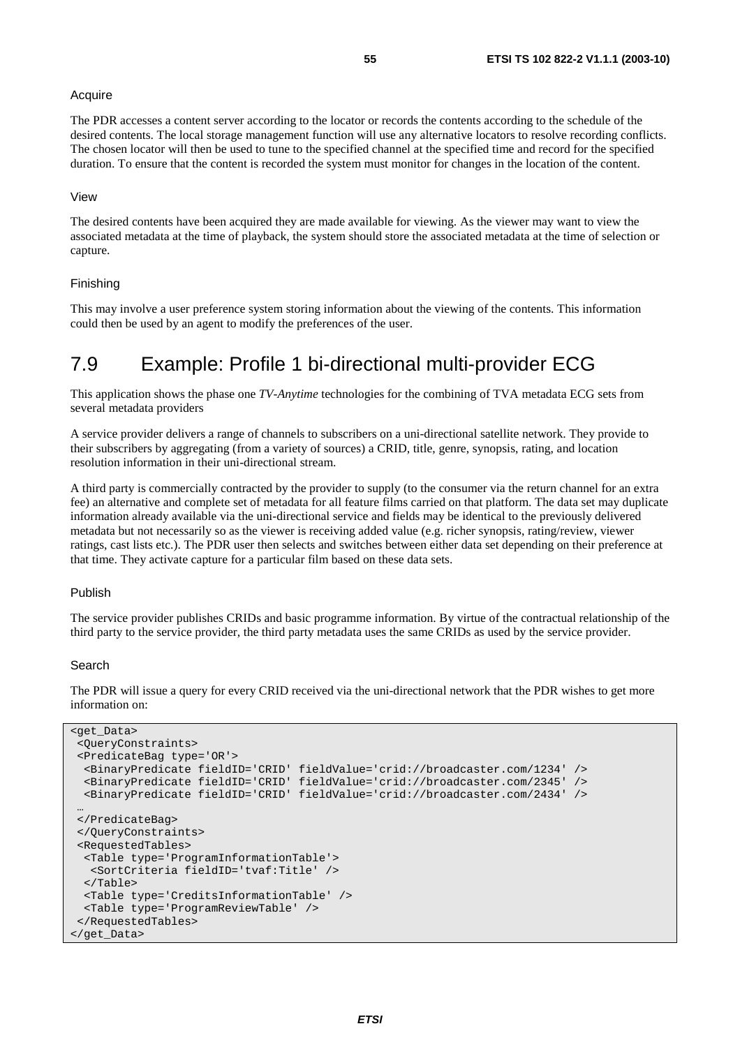Acquire

The PDR accesses a content server according to the locator or records the contents according to the schedule of the desired contents. The local storage management function will use any alternative locators to resolve recording conflicts. The chosen locator will then be used to tune to the specified channel at the specified time and record for the specified duration. To ensure that the content is recorded the system must monitor for changes in the location of the content.

View

The desired contents have been acquired they are made available for viewing. As the viewer may want to view the associated metadata at the time of playback, the system should store the associated metadata at the time of selection or capture.

Finishing

This may involve a user preference system storing information about the viewing of the contents. This information could then be used by an agent to modify the preferences of the user.

## 7.9 Example: Profile 1 bi-directional multi-provider ECG

This application shows the phase one *TV-Anytime* technologies for the combining of TVA metadata ECG sets from several metadata providers

A service provider delivers a range of channels to subscribers on a uni-directional satellite network. They provide to their subscribers by aggregating (from a variety of sources) a CRID, title, genre, synopsis, rating, and location resolution information in their uni-directional stream.

A third party is commercially contracted by the provider to supply (to the consumer via the return channel for an extra fee) an alternative and complete set of metadata for all feature films carried on that platform. The data set may duplicate information already available via the uni-directional service and fields may be identical to the previously delivered metadata but not necessarily so as the viewer is receiving added value (e.g. richer synopsis, rating/review, viewer ratings, cast lists etc.). The PDR user then selects and switches between either data set depending on their preference at that time. They activate capture for a particular film based on these data sets.

Publish

The service provider publishes CRIDs and basic programme information. By virtue of the contractual relationship of the third party to the service provider, the third party metadata uses the same CRIDs as used by the service provider.

Search

The PDR will issue a query for every CRID received via the uni-directional network that the PDR wishes to get more information on:

```
<get_Data>
 <QueryConstraints>
 <PredicateBag type='OR'>
  <BinaryPredicate fieldID='CRID' fieldValue='crid://broadcaster.com/1234' />
  <BinaryPredicate fieldID='CRID' fieldValue='crid://broadcaster.com/2345' />
  <BinaryPredicate fieldID='CRID' fieldValue='crid://broadcaster.com/2434' />
 …
 </PredicateBag>
 </QueryConstraints>
 <RequestedTables>
  <Table type='ProgramInformationTable'>
   <SortCriteria fieldID='tvaf:Title' />
  </Table>
  <Table type='CreditsInformationTable' />
  <Table type='ProgramReviewTable' />
 </RequestedTables>
</get_Data>
```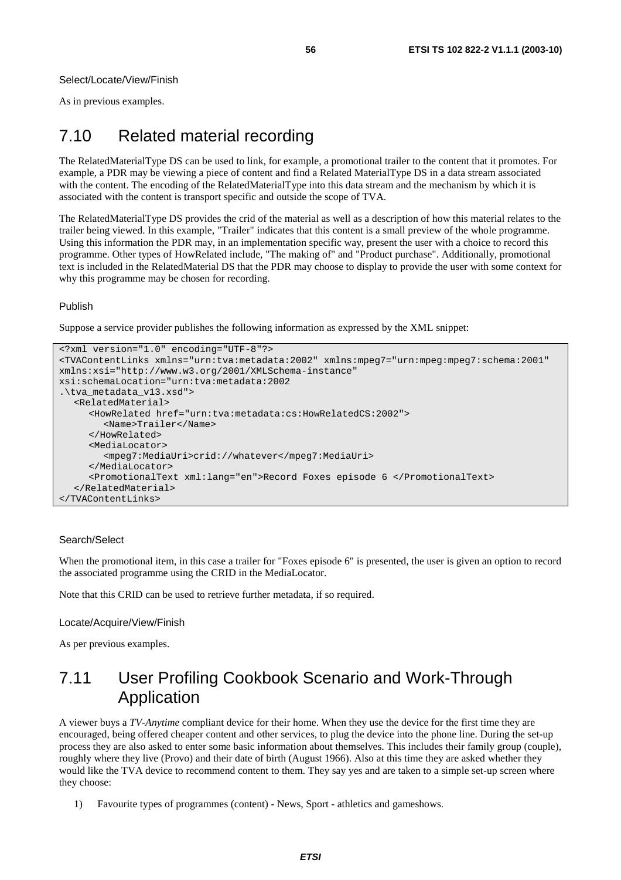Select/Locate/View/Finish

As in previous examples.

## 7.10 Related material recording

The RelatedMaterialType DS can be used to link, for example, a promotional trailer to the content that it promotes. For example, a PDR may be viewing a piece of content and find a Related MaterialType DS in a data stream associated with the content. The encoding of the RelatedMaterialType into this data stream and the mechanism by which it is associated with the content is transport specific and outside the scope of TVA.

The RelatedMaterialType DS provides the crid of the material as well as a description of how this material relates to the trailer being viewed. In this example, "Trailer" indicates that this content is a small preview of the whole programme. Using this information the PDR may, in an implementation specific way, present the user with a choice to record this programme. Other types of HowRelated include, "The making of" and "Product purchase". Additionally, promotional text is included in the RelatedMaterial DS that the PDR may choose to display to provide the user with some context for why this programme may be chosen for recording.

Publish

Suppose a service provider publishes the following information as expressed by the XML snippet:

```
<?xml version="1.0" encoding="UTF-8"?>
<TVAContentLinks xmlns="urn:tva:metadata:2002" xmlns:mpeg7="urn:mpeg:mpeg7:schema:2001"
xmlns:xsi="http://www.w3.org/2001/XMLSchema-instance"
xsi:schemaLocation="urn:tva:metadata:2002
.\tva_metadata_v13.xsd">
   <RelatedMaterial>
      <HowRelated href="urn:tva:metadata:cs:HowRelatedCS:2002">
         <Name>Trailer</Name>
      </HowRelated>
      <MediaLocator>
         <mpeg7:MediaUri>crid://whatever</mpeg7:MediaUri>
      </MediaLocator>
      <PromotionalText xml:lang="en">Record Foxes episode 6 </PromotionalText>
   </RelatedMaterial>
</TVAContentLinks>
```

Search/Select

When the promotional item, in this case a trailer for "Foxes episode 6" is presented, the user is given an option to record the associated programme using the CRID in the MediaLocator.

Note that this CRID can be used to retrieve further metadata, if so required.

Locate/Acquire/View/Finish

As per previous examples.

## 7.11 User Profiling Cookbook Scenario and Work-Through Application

A viewer buys a *TV-Anytime* compliant device for their home. When they use the device for the first time they are encouraged, being offered cheaper content and other services, to plug the device into the phone line. During the set-up process they are also asked to enter some basic information about themselves. This includes their family group (couple), roughly where they live (Provo) and their date of birth (August 1966). Also at this time they are asked whether they would like the TVA device to recommend content to them. They say yes and are taken to a simple set-up screen where they choose:

1) Favourite types of programmes (content) - News, Sport - athletics and gameshows.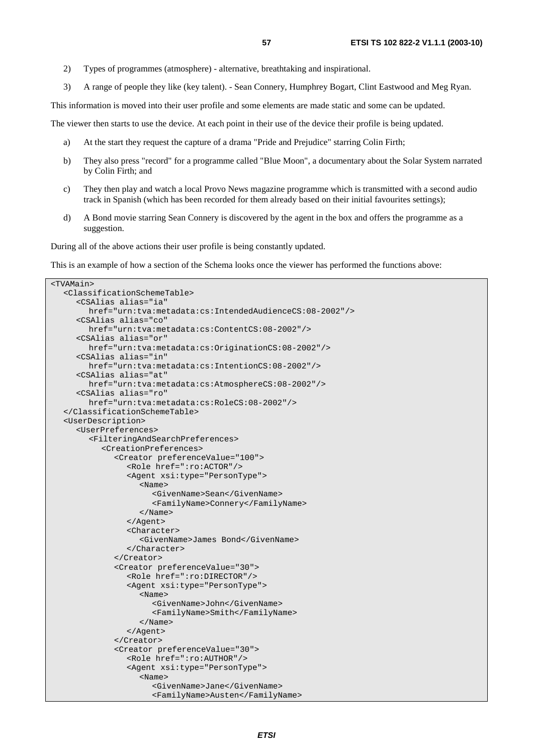2) Types of programmes (atmosphere) - alternative, breathtaking and inspirational.

3) A range of people they like (key talent). - Sean Connery, Humphrey Bogart, Clint Eastwood and Meg Ryan.

This information is moved into their user profile and some elements are made static and some can be updated.

The viewer then starts to use the device. At each point in their use of the device their profile is being updated.

a) At the start they request the capture of a drama "Pride and Prejudice" starring Colin Firth;

b) They also press "record" for a programme called "Blue Moon", a documentary about the Solar System narrated by Colin Firth; and

c) They then play and watch a local Provo News magazine programme which is transmitted with a second audio track in Spanish (which has been recorded for them already based on their initial favourites settings);

d) A Bond movie starring Sean Connery is discovered by the agent in the box and offers the programme as a suggestion.

During all of the above actions their user profile is being constantly updated.

This is an example of how a section of the Schema looks once the viewer has performed the functions above:

```
<TVAMain>
   <ClassificationSchemeTable>
      <CSAlias alias="ia"
         href="urn:tva:metadata:cs:IntendedAudienceCS:08-2002"/>
      <CSAlias alias="co"
         href="urn:tva:metadata:cs:ContentCS:08-2002"/>
      <CSAlias alias="or"
         href="urn:tva:metadata:cs:OriginationCS:08-2002"/>
      <CSAlias alias="in"
         href="urn:tva:metadata:cs:IntentionCS:08-2002"/>
      <CSAlias alias="at"
         href="urn:tva:metadata:cs:AtmosphereCS:08-2002"/>
      <CSAlias alias="ro"
         href="urn:tva:metadata:cs:RoleCS:08-2002"/>
   </ClassificationSchemeTable>
   <UserDescription>
      <UserPreferences>
         <FilteringAndSearchPreferences>
            <CreationPreferences>
               <Creator preferenceValue="100">
                  <Role href=":ro:ACTOR"/>
                  <Agent xsi:type="PersonType">
                     <Name>
                        <GivenName>Sean</GivenName>
                        <FamilyName>Connery</FamilyName>
                     </Name>
                  </Agent>
                  <Character>
                     <GivenName>James Bond</GivenName>
                  </Character>
               </Creator>
               <Creator preferenceValue="30">
                  <Role href=":ro:DIRECTOR"/>
                  <Agent xsi:type="PersonType">
                     <Name>
                        <GivenName>John</GivenName>
                        <FamilyName>Smith</FamilyName>
                     </Name>
                  </Agent>
               </Creator>
               <Creator preferenceValue="30">
                  <Role href=":ro:AUTHOR"/>
                  <Agent xsi:type="PersonType">
                     <Name>
                        <GivenName>Jane</GivenName>
                        <FamilyName>Austen</FamilyName>
```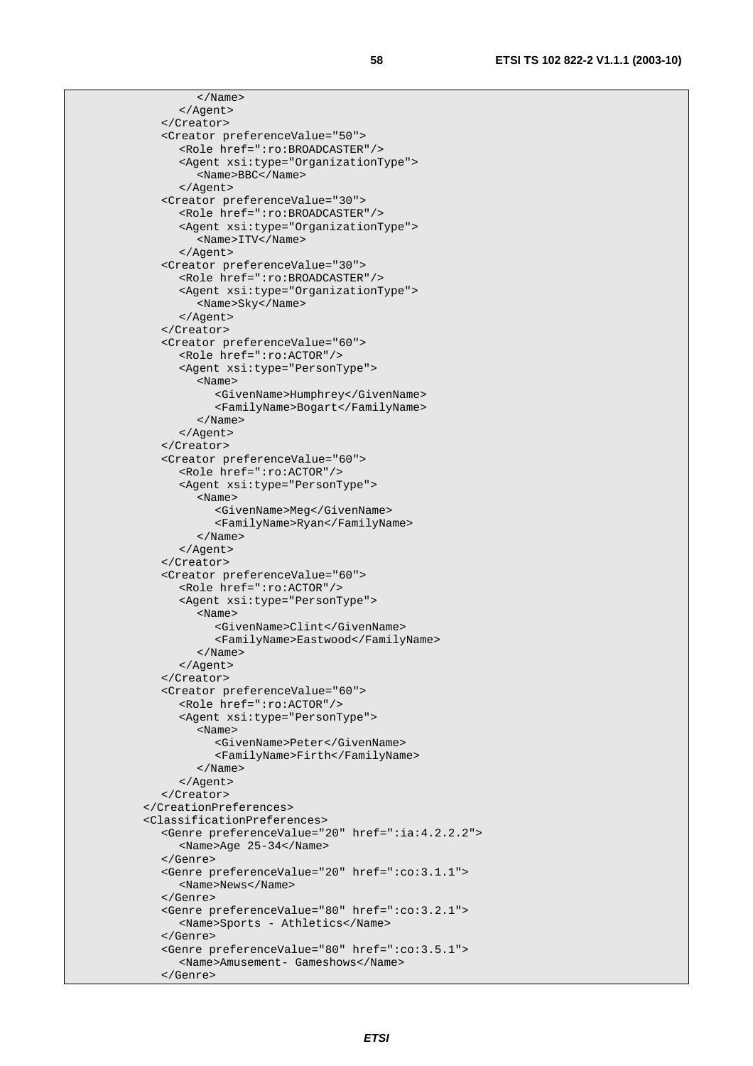```
               </Name>
            </Agent>
         </Creator>
         <Creator preferenceValue="50">
            <Role href=":ro:BROADCASTER"/>
            <Agent xsi:type="OrganizationType">
               <Name>BBC</Name>
            </Agent>
         <Creator preferenceValue="30">
            <Role href=":ro:BROADCASTER"/>
            <Agent xsi:type="OrganizationType">
               <Name>ITV</Name>
            </Agent>
         <Creator preferenceValue="30">
            <Role href=":ro:BROADCASTER"/>
            <Agent xsi:type="OrganizationType">
               <Name>Sky</Name>
            </Agent>
         </Creator>
         <Creator preferenceValue="60">
            <Role href=":ro:ACTOR"/>
            <Agent xsi:type="PersonType">
               <Name>
                  <GivenName>Humphrey</GivenName>
                  <FamilyName>Bogart</FamilyName>
               </Name>
            </Agent>
         </Creator>
         <Creator preferenceValue="60">
            <Role href=":ro:ACTOR"/>
            <Agent xsi:type="PersonType">
               <Name>
                  <GivenName>Meg</GivenName>
                  <FamilyName>Ryan</FamilyName>
               </Name>
            </Agent>
         </Creator>
         <Creator preferenceValue="60">
            <Role href=":ro:ACTOR"/>
            <Agent xsi:type="PersonType">
               <Name>
                  <GivenName>Clint</GivenName>
                  <FamilyName>Eastwood</FamilyName>
               </Name>
            </Agent>
         </Creator>
         <Creator preferenceValue="60">
            <Role href=":ro:ACTOR"/>
            <Agent xsi:type="PersonType">
               <Name>
                  <GivenName>Peter</GivenName>
                  <FamilyName>Firth</FamilyName>
               </Name>
            </Agent>
         </Creator>
      </CreationPreferences>
      <ClassificationPreferences>
         <Genre preferenceValue="20" href=":ia:4.2.2.2">
            <Name>Age 25-34</Name>
         </Genre>
         <Genre preferenceValue="20" href=":co:3.1.1">
            <Name>News</Name>
         </Genre>
         <Genre preferenceValue="80" href=":co:3.2.1">
            <Name>Sports - Athletics</Name>
         </Genre>
         <Genre preferenceValue="80" href=":co:3.5.1">
            <Name>Amusement- Gameshows</Name>
         </Genre>
```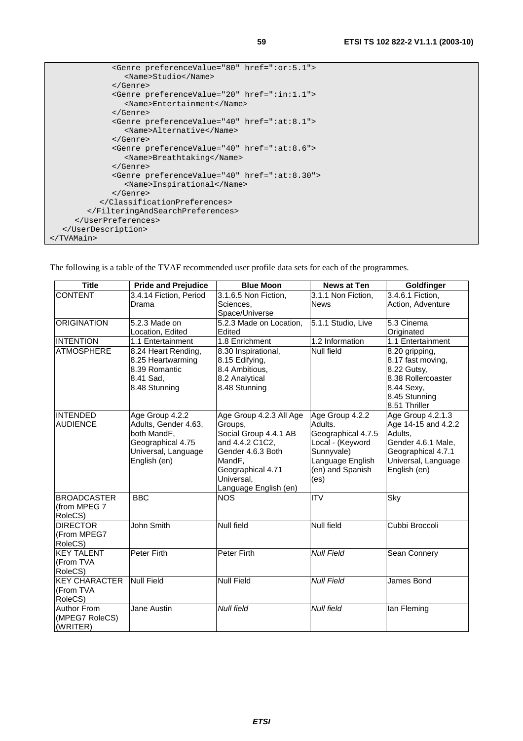```
            <Genre preferenceValue="80" href=":or:5.1">
               <Name>Studio</Name>
            </Genre>
            <Genre preferenceValue="20" href=":in:1.1">
               <Name>Entertainment</Name>
            </Genre>
            <Genre preferenceValue="40" href=":at:8.1">
               <Name>Alternative</Name>
            </Genre>
            <Genre preferenceValue="40" href=":at:8.6">
               <Name>Breathtaking</Name>
            </Genre>
            <Genre preferenceValue="40" href=":at:8.30">
               <Name>Inspirational</Name>
            </Genre>
         </ClassificationPreferences>
      </FilteringAndSearchPreferences>
    </UserPreferences>
  </UserDescription>
</TVAMain>
```

The following is a table of the TVAF recommended user profile data sets for each of the programmes.

| Title | Pride and Prejudice | Blue Moon | News at Ten | Goldfinger |
|---|---|---|---|---|
| CONTENT | 3.4.14 Fiction, Period Drama | 3.1.6.5 Non Fiction, Sciences, Space/Universe | 3.1.1 Non Fiction, News | 3.4.6.1 Fiction, Action, Adventure |
| ORIGINATION | 5.2.3 Made on Location, Edited | 5.2.3 Made on Location, Edited | 5.1.1 Studio, Live | 5.3 Cinema Originated |
| INTENTION | 1.1 Entertainment | 1.8 Enrichment | 1.2 Information | 1.1 Entertainment |
| ATMOSPHERE | 8.24 Heart Rending, 8.25 Heartwarming 8.39 Romantic 8.41 Sad, 8.48 Stunning | 8.30 Inspirational, 8.15 Edifying, 8.4 Ambitious, 8.2 Analytical 8.48 Stunning | Null field | 8.20 gripping, 8.17 fast moving, 8.22 Gutsy, 8.38 Rollercoaster 8.44 Sexy, 8.45 Stunning 8.51 Thriller |
| INTENDED AUDIENCE | Age Group 4.2.2 Adults, Gender 4.63, both MandF, Geographical 4.75 Universal, Language English (en) | Age Group 4.2.3 All Age Groups, Social Group 4.4.1 AB and 4.4.2 C1C2, Gender 4.6.3 Both MandF, Geographical 4.71 Universal, Language English (en) | Age Group 4.2.2 Adults. Geographical 4.7.5 Local - (Keyword Sunnyvale) Language English (en) and Spanish (es) | Age Group 4.2.1.3 Age 14-15 and 4.2.2 Adults, Gender 4.6.1 Male, Geographical 4.7.1 Universal, Language English (en) |
| BROADCASTER (from MPEG 7 RoleCS) | BBC | NOS | ITV | Sky |
| DIRECTOR (From MPEG7 RoleCS) | John Smith | Null field | Null field | Cubbi Broccoli |
| KEY TALENT (From TVA RoleCS) | Peter Firth | Peter Firth | *Null Field* | Sean Connery |
| KEY CHARACTER (From TVA RoleCS) | Null Field | Null Field | *Null Field* | James Bond |
| Author From (MPEG7 RoleCS) (WRITER) | Jane Austin | *Null field* | *Null field* | Ian Fleming |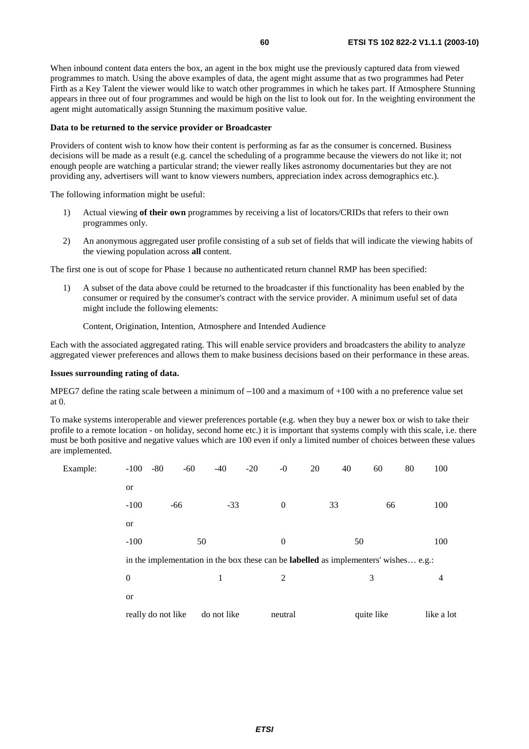When inbound content data enters the box, an agent in the box might use the previously captured data from viewed programmes to match. Using the above examples of data, the agent might assume that as two programmes had Peter Firth as a Key Talent the viewer would like to watch other programmes in which he takes part. If Atmosphere Stunning appears in three out of four programmes and would be high on the list to look out for. In the weighting environment the agent might automatically assign Stunning the maximum positive value.

**Data to be returned to the service provider or Broadcaster**

Providers of content wish to know how their content is performing as far as the consumer is concerned. Business decisions will be made as a result (e.g. cancel the scheduling of a programme because the viewers do not like it; not enough people are watching a particular strand; the viewer really likes astronomy documentaries but they are not providing any, advertisers will want to know viewers numbers, appreciation index across demographics etc.).

The following information might be useful:

1) Actual viewing **of their own** programmes by receiving a list of locators/CRIDs that refers to their own programmes only.
2) An anonymous aggregated user profile consisting of a sub set of fields that will indicate the viewing habits of the viewing population across **all** content.

The first one is out of scope for Phase 1 because no authenticated return channel RMP has been specified:

1) A subset of the data above could be returned to the broadcaster if this functionality has been enabled by the consumer or required by the consumer's contract with the service provider. A minimum useful set of data might include the following elements:

   Content, Origination, Intention, Atmosphere and Intended Audience

Each with the associated aggregated rating. This will enable service providers and broadcasters the ability to analyze aggregated viewer preferences and allows them to make business decisions based on their performance in these areas.

**Issues surrounding rating of data.**

MPEG7 define the rating scale between a minimum of −100 and a maximum of +100 with a no preference value set at 0.

To make systems interoperable and viewer preferences portable (e.g. when they buy a newer box or wish to take their profile to a remote location - on holiday, second home etc.) it is important that systems comply with this scale, i.e. there must be both positive and negative values which are 100 even if only a limited number of choices between these values are implemented.

Example: -100 -80 -60 -40 -20 -0 20 40 60 80 100

or

-100 -66 -33 0 33 66 100

or

-100 50 0 50 100

in the implementation in the box these can be **labelled** as implementers' wishes… e.g.:

0 1 2 3 4

or

really do not like | do not like | neutral | quite like | like a lot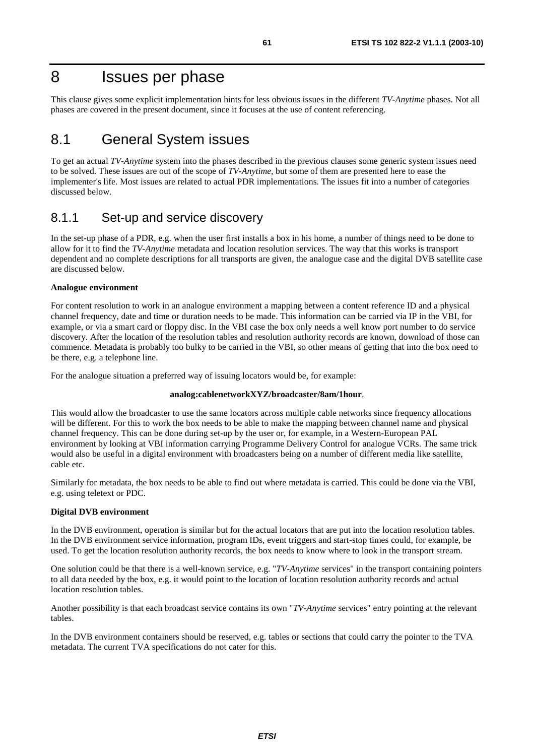# 8 Issues per phase

This clause gives some explicit implementation hints for less obvious issues in the different *TV-Anytime* phases. Not all phases are covered in the present document, since it focuses at the use of content referencing.

## 8.1 General System issues

To get an actual *TV-Anytime* system into the phases described in the previous clauses some generic system issues need to be solved. These issues are out of the scope of *TV-Anytime*, but some of them are presented here to ease the implementer's life. Most issues are related to actual PDR implementations. The issues fit into a number of categories discussed below.

### 8.1.1 Set-up and service discovery

In the set-up phase of a PDR, e.g. when the user first installs a box in his home, a number of things need to be done to allow for it to find the *TV-Anytime* metadata and location resolution services. The way that this works is transport dependent and no complete descriptions for all transports are given, the analogue case and the digital DVB satellite case are discussed below.

**Analogue environment**

For content resolution to work in an analogue environment a mapping between a content reference ID and a physical channel frequency, date and time or duration needs to be made. This information can be carried via IP in the VBI, for example, or via a smart card or floppy disc. In the VBI case the box only needs a well know port number to do service discovery. After the location of the resolution tables and resolution authority records are known, download of those can commence. Metadata is probably too bulky to be carried in the VBI, so other means of getting that into the box need to be there, e.g. a telephone line.

For the analogue situation a preferred way of issuing locators would be, for example:

**analog:cablenetworkXYZ/broadcaster/8am/1hour**.

This would allow the broadcaster to use the same locators across multiple cable networks since frequency allocations will be different. For this to work the box needs to be able to make the mapping between channel name and physical channel frequency. This can be done during set-up by the user or, for example, in a Western-European PAL environment by looking at VBI information carrying Programme Delivery Control for analogue VCRs. The same trick would also be useful in a digital environment with broadcasters being on a number of different media like satellite, cable etc.

Similarly for metadata, the box needs to be able to find out where metadata is carried. This could be done via the VBI, e.g. using teletext or PDC.

**Digital DVB environment**

In the DVB environment, operation is similar but for the actual locators that are put into the location resolution tables. In the DVB environment service information, program IDs, event triggers and start-stop times could, for example, be used. To get the location resolution authority records, the box needs to know where to look in the transport stream.

One solution could be that there is a well-known service, e.g. "*TV-Anytime* services" in the transport containing pointers to all data needed by the box, e.g. it would point to the location of location resolution authority records and actual location resolution tables.

Another possibility is that each broadcast service contains its own "*TV-Anytime* services" entry pointing at the relevant tables.

In the DVB environment containers should be reserved, e.g. tables or sections that could carry the pointer to the TVA metadata. The current TVA specifications do not cater for this.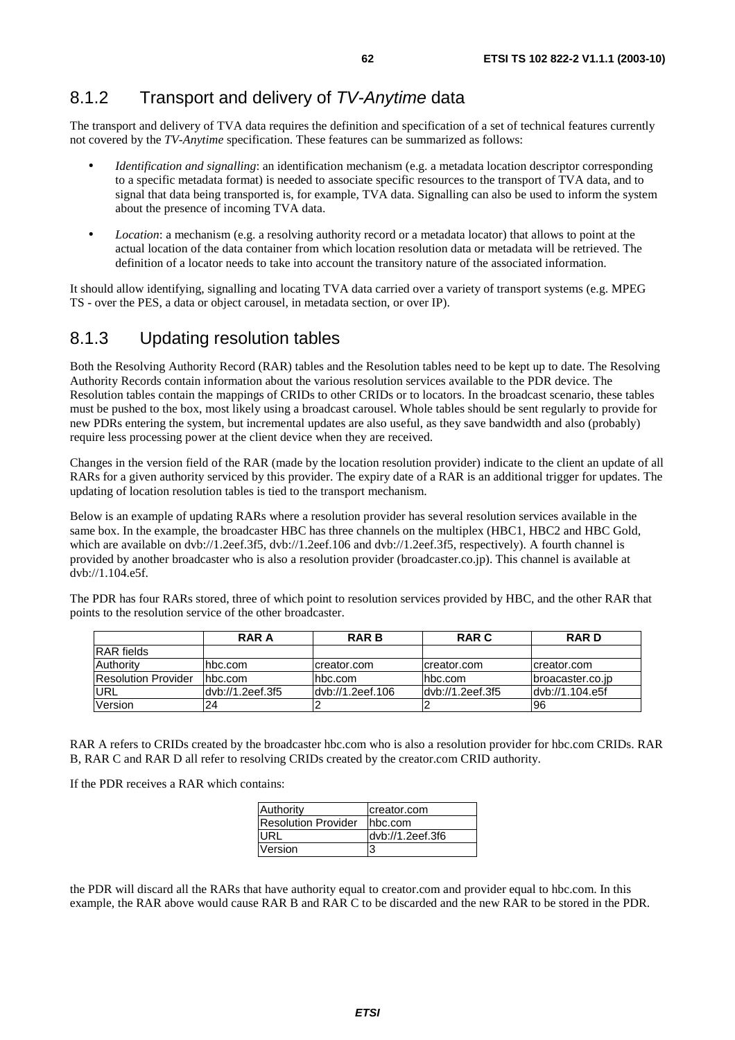### 8.1.2 Transport and delivery of *TV-Anytime* data

The transport and delivery of TVA data requires the definition and specification of a set of technical features currently not covered by the *TV-Anytime* specification. These features can be summarized as follows:

- *Identification and signalling*: an identification mechanism (e.g. a metadata location descriptor corresponding to a specific metadata format) is needed to associate specific resources to the transport of TVA data, and to signal that data being transported is, for example, TVA data. Signalling can also be used to inform the system about the presence of incoming TVA data.

- *Location*: a mechanism (e.g. a resolving authority record or a metadata locator) that allows to point at the actual location of the data container from which location resolution data or metadata will be retrieved. The definition of a locator needs to take into account the transitory nature of the associated information.

It should allow identifying, signalling and locating TVA data carried over a variety of transport systems (e.g. MPEG TS - over the PES, a data or object carousel, in metadata section, or over IP).

### 8.1.3 Updating resolution tables

Both the Resolving Authority Record (RAR) tables and the Resolution tables need to be kept up to date. The Resolving Authority Records contain information about the various resolution services available to the PDR device. The Resolution tables contain the mappings of CRIDs to other CRIDs or to locators. In the broadcast scenario, these tables must be pushed to the box, most likely using a broadcast carousel. Whole tables should be sent regularly to provide for new PDRs entering the system, but incremental updates are also useful, as they save bandwidth and also (probably) require less processing power at the client device when they are received.

Changes in the version field of the RAR (made by the location resolution provider) indicate to the client an update of all RARs for a given authority serviced by this provider. The expiry date of a RAR is an additional trigger for updates. The updating of location resolution tables is tied to the transport mechanism.

Below is an example of updating RARs where a resolution provider has several resolution services available in the same box. In the example, the broadcaster HBC has three channels on the multiplex (HBC1, HBC2 and HBC Gold, which are available on dvb://1.2eef.3f5, dvb://1.2eef.106 and dvb://1.2eef.3f5, respectively). A fourth channel is provided by another broadcaster who is also a resolution provider (broadcaster.co.jp). This channel is available at dvb://1.104.e5f.

The PDR has four RARs stored, three of which point to resolution services provided by HBC, and the other RAR that points to the resolution service of the other broadcaster.

| | RAR A | RAR B | RAR C | RAR D |
|---|---|---|---|---|
| RAR fields | | | | |
| Authority | hbc.com | creator.com | creator.com | creator.com |
| Resolution Provider | hbc.com | hbc.com | hbc.com | broacaster.co.jp |
| URL | dvb://1.2eef.3f5 | dvb://1.2eef.106 | dvb://1.2eef.3f5 | dvb://1.104.e5f |
| Version | 24 | 2 | 2 | 96 |

RAR A refers to CRIDs created by the broadcaster hbc.com who is also a resolution provider for hbc.com CRIDs. RAR B, RAR C and RAR D all refer to resolving CRIDs created by the creator.com CRID authority.

If the PDR receives a RAR which contains:

| | |
|---|---|
| Authority | creator.com |
| Resolution Provider | hbc.com |
| URL | dvb://1.2eef.3f6 |
| Version | 3 |

the PDR will discard all the RARs that have authority equal to creator.com and provider equal to hbc.com. In this example, the RAR above would cause RAR B and RAR C to be discarded and the new RAR to be stored in the PDR.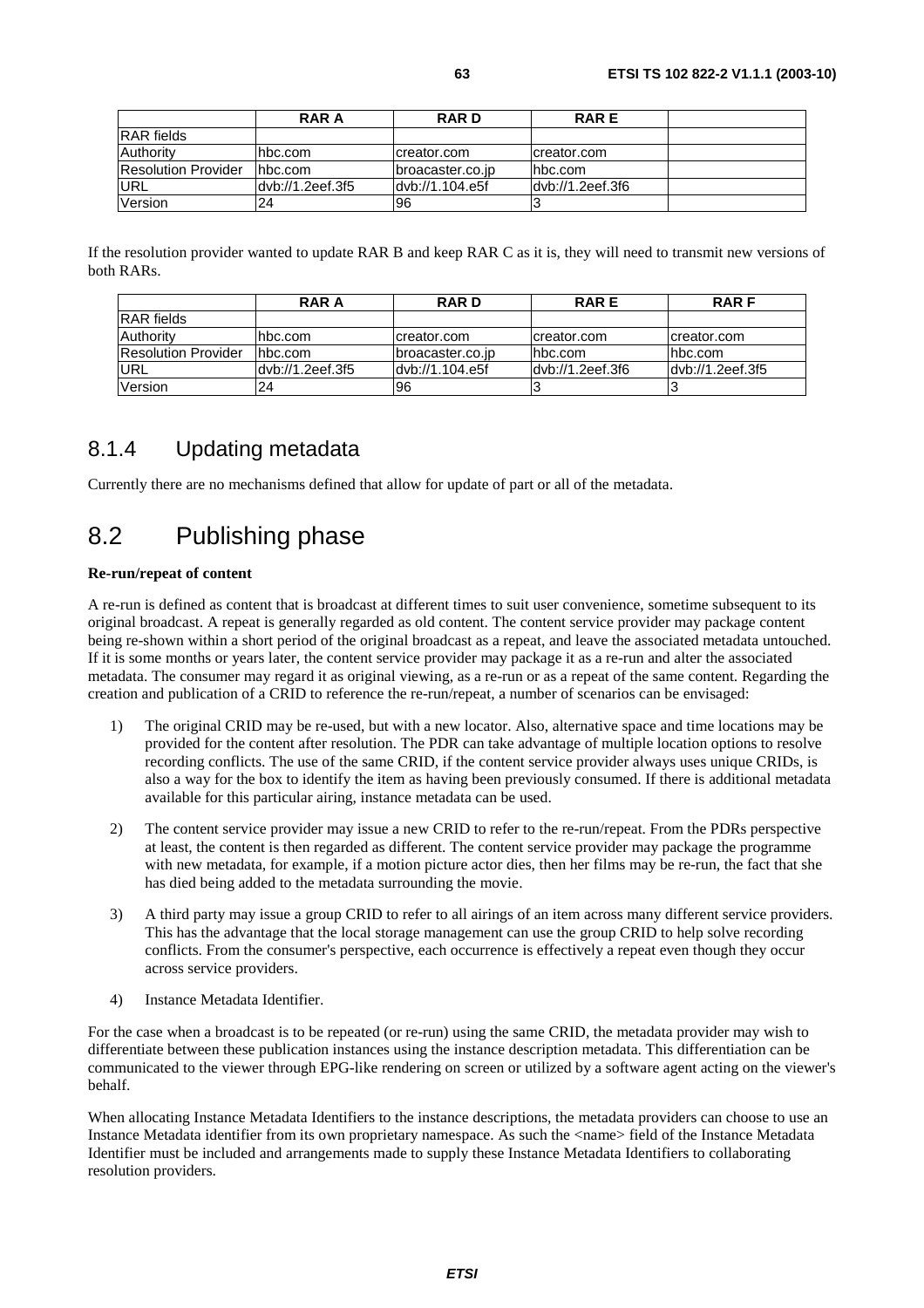|  | RAR A | RAR D | RAR E |  |
|---|---|---|---|---|
| RAR fields |  |  |  |  |
| Authority | hbc.com | creator.com | creator.com |  |
| Resolution Provider | hbc.com | broacaster.co.jp | hbc.com |  |
| URL | dvb://1.2eef.3f5 | dvb://1.104.e5f | dvb://1.2eef.3f6 |  |
| Version | 24 | 96 | 3 |  |

If the resolution provider wanted to update RAR B and keep RAR C as it is, they will need to transmit new versions of both RARs.

|  | RAR A | RAR D | RAR E | RAR F |
|---|---|---|---|---|
| RAR fields |  |  |  |  |
| Authority | hbc.com | creator.com | creator.com | creator.com |
| Resolution Provider | hbc.com | broacaster.co.jp | hbc.com | hbc.com |
| URL | dvb://1.2eef.3f5 | dvb://1.104.e5f | dvb://1.2eef.3f6 | dvb://1.2eef.3f5 |
| Version | 24 | 96 | 3 | 3 |

### 8.1.4 Updating metadata

Currently there are no mechanisms defined that allow for update of part or all of the metadata.

## 8.2 Publishing phase

**Re-run/repeat of content**

A re-run is defined as content that is broadcast at different times to suit user convenience, sometime subsequent to its original broadcast. A repeat is generally regarded as old content. The content service provider may package content being re-shown within a short period of the original broadcast as a repeat, and leave the associated metadata untouched. If it is some months or years later, the content service provider may package it as a re-run and alter the associated metadata. The consumer may regard it as original viewing, as a re-run or as a repeat of the same content. Regarding the creation and publication of a CRID to reference the re-run/repeat, a number of scenarios can be envisaged:

1) The original CRID may be re-used, but with a new locator. Also, alternative space and time locations may be provided for the content after resolution. The PDR can take advantage of multiple location options to resolve recording conflicts. The use of the same CRID, if the content service provider always uses unique CRIDs, is also a way for the box to identify the item as having been previously consumed. If there is additional metadata available for this particular airing, instance metadata can be used.

2) The content service provider may issue a new CRID to refer to the re-run/repeat. From the PDRs perspective at least, the content is then regarded as different. The content service provider may package the programme with new metadata, for example, if a motion picture actor dies, then her films may be re-run, the fact that she has died being added to the metadata surrounding the movie.

3) A third party may issue a group CRID to refer to all airings of an item across many different service providers. This has the advantage that the local storage management can use the group CRID to help solve recording conflicts. From the consumer's perspective, each occurrence is effectively a repeat even though they occur across service providers.

4) Instance Metadata Identifier.

For the case when a broadcast is to be repeated (or re-run) using the same CRID, the metadata provider may wish to differentiate between these publication instances using the instance description metadata. This differentiation can be communicated to the viewer through EPG-like rendering on screen or utilized by a software agent acting on the viewer's behalf.

When allocating Instance Metadata Identifiers to the instance descriptions, the metadata providers can choose to use an Instance Metadata identifier from its own proprietary namespace. As such the <name> field of the Instance Metadata Identifier must be included and arrangements made to supply these Instance Metadata Identifiers to collaborating resolution providers.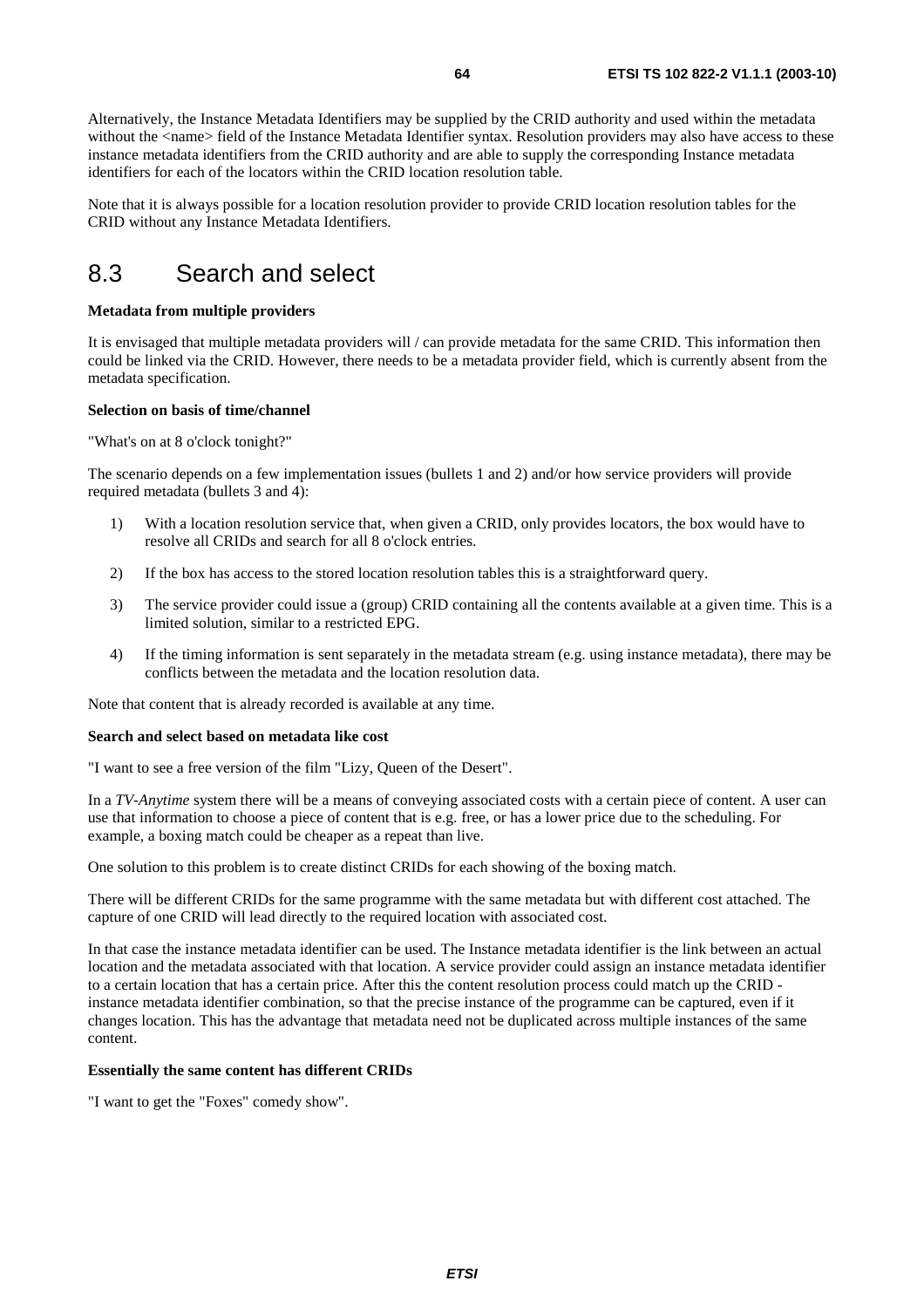Alternatively, the Instance Metadata Identifiers may be supplied by the CRID authority and used within the metadata without the <name> field of the Instance Metadata Identifier syntax. Resolution providers may also have access to these instance metadata identifiers from the CRID authority and are able to supply the corresponding Instance metadata identifiers for each of the locators within the CRID location resolution table.

Note that it is always possible for a location resolution provider to provide CRID location resolution tables for the CRID without any Instance Metadata Identifiers.

## 8.3 Search and select

**Metadata from multiple providers**

It is envisaged that multiple metadata providers will / can provide metadata for the same CRID. This information then could be linked via the CRID. However, there needs to be a metadata provider field, which is currently absent from the metadata specification.

**Selection on basis of time/channel**

"What's on at 8 o'clock tonight?"

The scenario depends on a few implementation issues (bullets 1 and 2) and/or how service providers will provide required metadata (bullets 3 and 4):

1) With a location resolution service that, when given a CRID, only provides locators, the box would have to resolve all CRIDs and search for all 8 o'clock entries.

2) If the box has access to the stored location resolution tables this is a straightforward query.

3) The service provider could issue a (group) CRID containing all the contents available at a given time. This is a limited solution, similar to a restricted EPG.

4) If the timing information is sent separately in the metadata stream (e.g. using instance metadata), there may be conflicts between the metadata and the location resolution data.

Note that content that is already recorded is available at any time.

**Search and select based on metadata like cost**

"I want to see a free version of the film "Lizy, Queen of the Desert".

In a *TV-Anytime* system there will be a means of conveying associated costs with a certain piece of content. A user can use that information to choose a piece of content that is e.g. free, or has a lower price due to the scheduling. For example, a boxing match could be cheaper as a repeat than live.

One solution to this problem is to create distinct CRIDs for each showing of the boxing match.

There will be different CRIDs for the same programme with the same metadata but with different cost attached. The capture of one CRID will lead directly to the required location with associated cost.

In that case the instance metadata identifier can be used. The Instance metadata identifier is the link between an actual location and the metadata associated with that location. A service provider could assign an instance metadata identifier to a certain location that has a certain price. After this the content resolution process could match up the CRID - instance metadata identifier combination, so that the precise instance of the programme can be captured, even if it changes location. This has the advantage that metadata need not be duplicated across multiple instances of the same content.

**Essentially the same content has different CRIDs**

"I want to get the "Foxes" comedy show".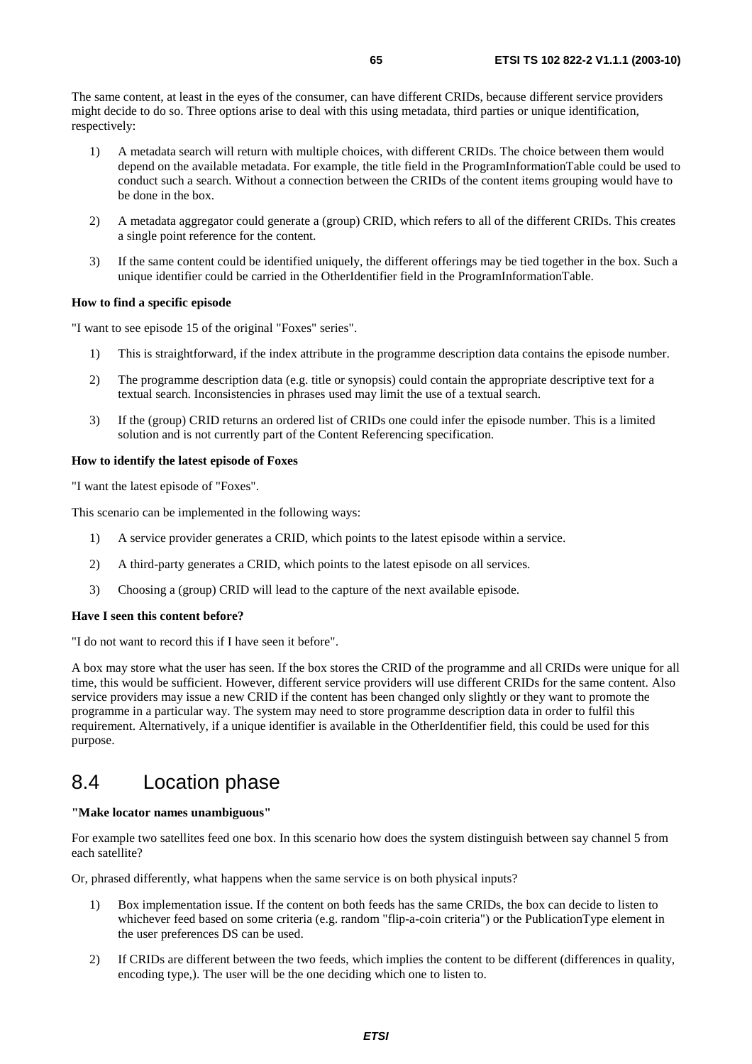The same content, at least in the eyes of the consumer, can have different CRIDs, because different service providers might decide to do so. Three options arise to deal with this using metadata, third parties or unique identification, respectively:

1) A metadata search will return with multiple choices, with different CRIDs. The choice between them would depend on the available metadata. For example, the title field in the ProgramInformationTable could be used to conduct such a search. Without a connection between the CRIDs of the content items grouping would have to be done in the box.

2) A metadata aggregator could generate a (group) CRID, which refers to all of the different CRIDs. This creates a single point reference for the content.

3) If the same content could be identified uniquely, the different offerings may be tied together in the box. Such a unique identifier could be carried in the OtherIdentifier field in the ProgramInformationTable.

**How to find a specific episode**

"I want to see episode 15 of the original "Foxes" series".

1) This is straightforward, if the index attribute in the programme description data contains the episode number.

2) The programme description data (e.g. title or synopsis) could contain the appropriate descriptive text for a textual search. Inconsistencies in phrases used may limit the use of a textual search.

3) If the (group) CRID returns an ordered list of CRIDs one could infer the episode number. This is a limited solution and is not currently part of the Content Referencing specification.

**How to identify the latest episode of Foxes**

"I want the latest episode of "Foxes".

This scenario can be implemented in the following ways:

1) A service provider generates a CRID, which points to the latest episode within a service.

2) A third-party generates a CRID, which points to the latest episode on all services.

3) Choosing a (group) CRID will lead to the capture of the next available episode.

**Have I seen this content before?**

"I do not want to record this if I have seen it before".

A box may store what the user has seen. If the box stores the CRID of the programme and all CRIDs were unique for all time, this would be sufficient. However, different service providers will use different CRIDs for the same content. Also service providers may issue a new CRID if the content has been changed only slightly or they want to promote the programme in a particular way. The system may need to store programme description data in order to fulfil this requirement. Alternatively, if a unique identifier is available in the OtherIdentifier field, this could be used for this purpose.

## 8.4 Location phase

**"Make locator names unambiguous"**

For example two satellites feed one box. In this scenario how does the system distinguish between say channel 5 from each satellite?

Or, phrased differently, what happens when the same service is on both physical inputs?

1) Box implementation issue. If the content on both feeds has the same CRIDs, the box can decide to listen to whichever feed based on some criteria (e.g. random "flip-a-coin criteria") or the PublicationType element in the user preferences DS can be used.

2) If CRIDs are different between the two feeds, which implies the content to be different (differences in quality, encoding type,). The user will be the one deciding which one to listen to.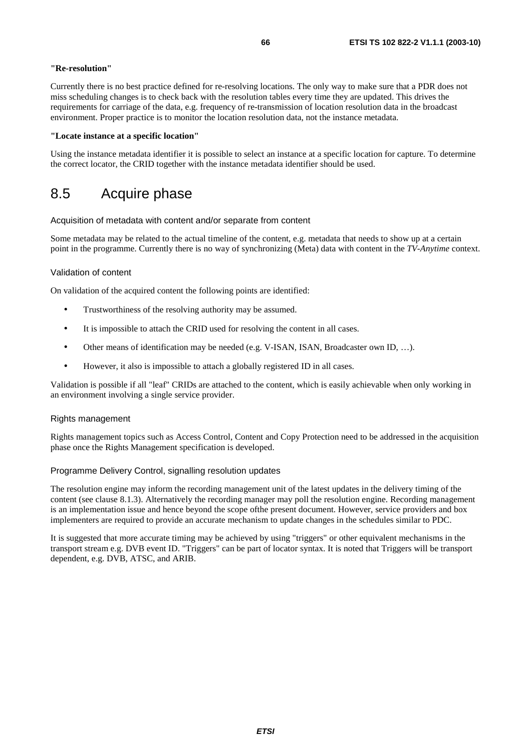**"Re-resolution"**

Currently there is no best practice defined for re-resolving locations. The only way to make sure that a PDR does not miss scheduling changes is to check back with the resolution tables every time they are updated. This drives the requirements for carriage of the data, e.g. frequency of re-transmission of location resolution data in the broadcast environment. Proper practice is to monitor the location resolution data, not the instance metadata.

**"Locate instance at a specific location"**

Using the instance metadata identifier it is possible to select an instance at a specific location for capture. To determine the correct locator, the CRID together with the instance metadata identifier should be used.

## 8.5 Acquire phase

#### Acquisition of metadata with content and/or separate from content

Some metadata may be related to the actual timeline of the content, e.g. metadata that needs to show up at a certain point in the programme. Currently there is no way of synchronizing (Meta) data with content in the *TV-Anytime* context.

#### Validation of content

On validation of the acquired content the following points are identified:

- Trustworthiness of the resolving authority may be assumed.
- It is impossible to attach the CRID used for resolving the content in all cases.
- Other means of identification may be needed (e.g. V-ISAN, ISAN, Broadcaster own ID, …).
- However, it also is impossible to attach a globally registered ID in all cases.

Validation is possible if all "leaf" CRIDs are attached to the content, which is easily achievable when only working in an environment involving a single service provider.

#### Rights management

Rights management topics such as Access Control, Content and Copy Protection need to be addressed in the acquisition phase once the Rights Management specification is developed.

#### Programme Delivery Control, signalling resolution updates

The resolution engine may inform the recording management unit of the latest updates in the delivery timing of the content (see clause 8.1.3). Alternatively the recording manager may poll the resolution engine. Recording management is an implementation issue and hence beyond the scope ofthe present document. However, service providers and box implementers are required to provide an accurate mechanism to update changes in the schedules similar to PDC.

It is suggested that more accurate timing may be achieved by using "triggers" or other equivalent mechanisms in the transport stream e.g. DVB event ID. "Triggers" can be part of locator syntax. It is noted that Triggers will be transport dependent, e.g. DVB, ATSC, and ARIB.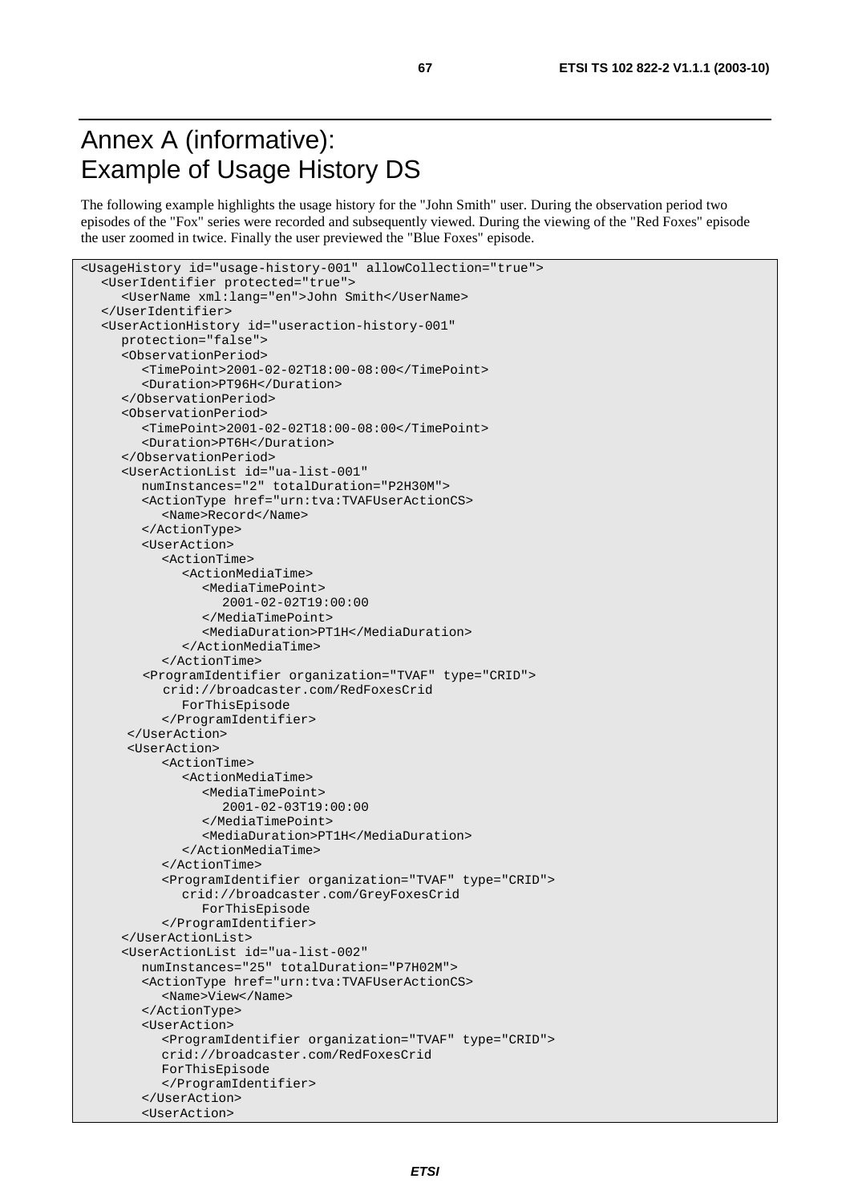# Annex A (informative): Example of Usage History DS

The following example highlights the usage history for the "John Smith" user. During the observation period two episodes of the "Fox" series were recorded and subsequently viewed. During the viewing of the "Red Foxes" episode the user zoomed in twice. Finally the user previewed the "Blue Foxes" episode.

```
<UsageHistory id="usage-history-001" allowCollection="true">
   <UserIdentifier protected="true">
      <UserName xml:lang="en">John Smith</UserName>
   </UserIdentifier>
   <UserActionHistory id="useraction-history-001"
      protection="false">
      <ObservationPeriod>
         <TimePoint>2001-02-02T18:00-08:00</TimePoint>
         <Duration>PT96H</Duration>
      </ObservationPeriod>
      <ObservationPeriod>
         <TimePoint>2001-02-02T18:00-08:00</TimePoint>
         <Duration>PT6H</Duration>
      </ObservationPeriod>
      <UserActionList id="ua-list-001"
         numInstances="2" totalDuration="P2H30M">
         <ActionType href="urn:tva:TVAFUserActionCS>
            <Name>Record</Name>
         </ActionType>
         <UserAction>
            <ActionTime>
               <ActionMediaTime>
                  <MediaTimePoint>
                     2001-02-02T19:00:00
                  </MediaTimePoint>
                  <MediaDuration>PT1H</MediaDuration>
               </ActionMediaTime>
            </ActionTime>
         <ProgramIdentifier organization="TVAF" type="CRID">
            crid://broadcaster.com/RedFoxesCrid
               ForThisEpisode
            </ProgramIdentifier>
       </UserAction>
       <UserAction>
            <ActionTime>
               <ActionMediaTime>
                  <MediaTimePoint>
                     2001-02-03T19:00:00
                  </MediaTimePoint>
                  <MediaDuration>PT1H</MediaDuration>
               </ActionMediaTime>
            </ActionTime>
            <ProgramIdentifier organization="TVAF" type="CRID">
               crid://broadcaster.com/GreyFoxesCrid
                  ForThisEpisode
            </ProgramIdentifier>
      </UserActionList>
      <UserActionList id="ua-list-002"
         numInstances="25" totalDuration="P7H02M">
         <ActionType href="urn:tva:TVAFUserActionCS>
            <Name>View</Name>
         </ActionType>
         <UserAction>
            <ProgramIdentifier organization="TVAF" type="CRID">
            crid://broadcaster.com/RedFoxesCrid
            ForThisEpisode
            </ProgramIdentifier>
         </UserAction>
         <UserAction>
```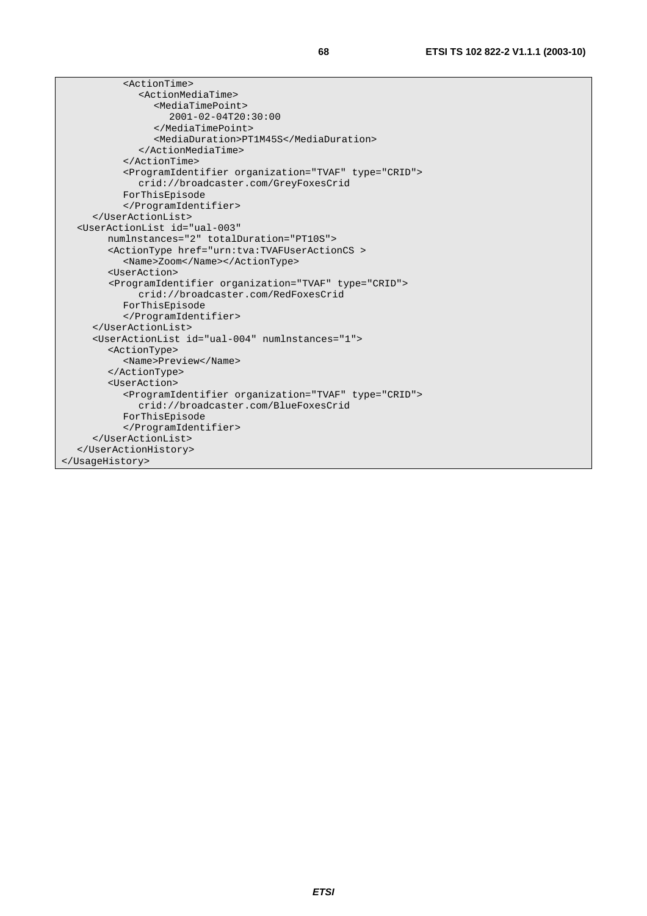```
            <ActionTime>
               <ActionMediaTime>
                  <MediaTimePoint>
                     2001-02-04T20:30:00
                  </MediaTimePoint>
                  <MediaDuration>PT1M45S</MediaDuration>
               </ActionMediaTime>
            </ActionTime>
            <ProgramIdentifier organization="TVAF" type="CRID">
               crid://broadcaster.com/GreyFoxesCrid
            ForThisEpisode
            </ProgramIdentifier>
      </UserActionList>
   <UserActionList id="ual-003"
         numlnstances="2" totalDuration="PT10S">
         <ActionType href="urn:tva:TVAFUserActionCS >
            <Name>Zoom</Name></ActionType>
         <UserAction>
         <ProgramIdentifier organization="TVAF" type="CRID">
               crid://broadcaster.com/RedFoxesCrid
            ForThisEpisode
            </ProgramIdentifier>
      </UserActionList>
      <UserActionList id="ual-004" numlnstances="1">
         <ActionType>
            <Name>Preview</Name>
         </ActionType>
         <UserAction>
            <ProgramIdentifier organization="TVAF" type="CRID">
               crid://broadcaster.com/BlueFoxesCrid
            ForThisEpisode
            </ProgramIdentifier>
      </UserActionList>
   </UserActionHistory>
</UsageHistory>
```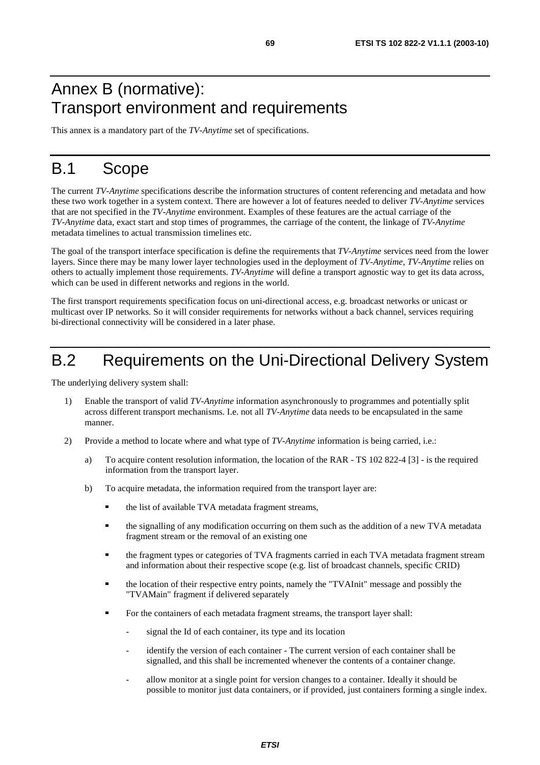# Annex B (normative): Transport environment and requirements

This annex is a mandatory part of the *TV-Anytime* set of specifications.

# B.1 Scope

The current *TV-Anytime* specifications describe the information structures of content referencing and metadata and how these two work together in a system context. There are however a lot of features needed to deliver *TV-Anytime* services that are not specified in the *TV-Anytime* environment. Examples of these features are the actual carriage of the *TV-Anytime* data, exact start and stop times of programmes, the carriage of the content, the linkage of *TV-Anytime* metadata timelines to actual transmission timelines etc.

The goal of the transport interface specification is define the requirements that *TV-Anytime* services need from the lower layers. Since there may be many lower layer technologies used in the deployment of *TV-Anytime*, *TV-Anytime* relies on others to actually implement those requirements. *TV-Anytime* will define a transport agnostic way to get its data across, which can be used in different networks and regions in the world.

The first transport requirements specification focus on uni-directional access, e.g. broadcast networks or unicast or multicast over IP networks. So it will consider requirements for networks without a back channel, services requiring bi-directional connectivity will be considered in a later phase.

# B.2 Requirements on the Uni-Directional Delivery System

The underlying delivery system shall:

1) Enable the transport of valid *TV-Anytime* information asynchronously to programmes and potentially split across different transport mechanisms. I.e. not all *TV-Anytime* data needs to be encapsulated in the same manner.

2) Provide a method to locate where and what type of *TV-Anytime* information is being carried, i.e.:

   a) To acquire content resolution information, the location of the RAR - TS 102 822-4 [3] - is the required information from the transport layer.

   b) To acquire metadata, the information required from the transport layer are:

      - the list of available TVA metadata fragment streams,
      - the signalling of any modification occurring on them such as the addition of a new TVA metadata fragment stream or the removal of an existing one
      - the fragment types or categories of TVA fragments carried in each TVA metadata fragment stream and information about their respective scope (e.g. list of broadcast channels, specific CRID)
      - the location of their respective entry points, namely the "TVAInit" message and possibly the "TVAMain" fragment if delivered separately
      - For the containers of each metadata fragment streams, the transport layer shall:
        - signal the Id of each container, its type and its location
        - identify the version of each container - The current version of each container shall be signalled, and this shall be incremented whenever the contents of a container change.
        - allow monitor at a single point for version changes to a container. Ideally it should be possible to monitor just data containers, or if provided, just containers forming a single index.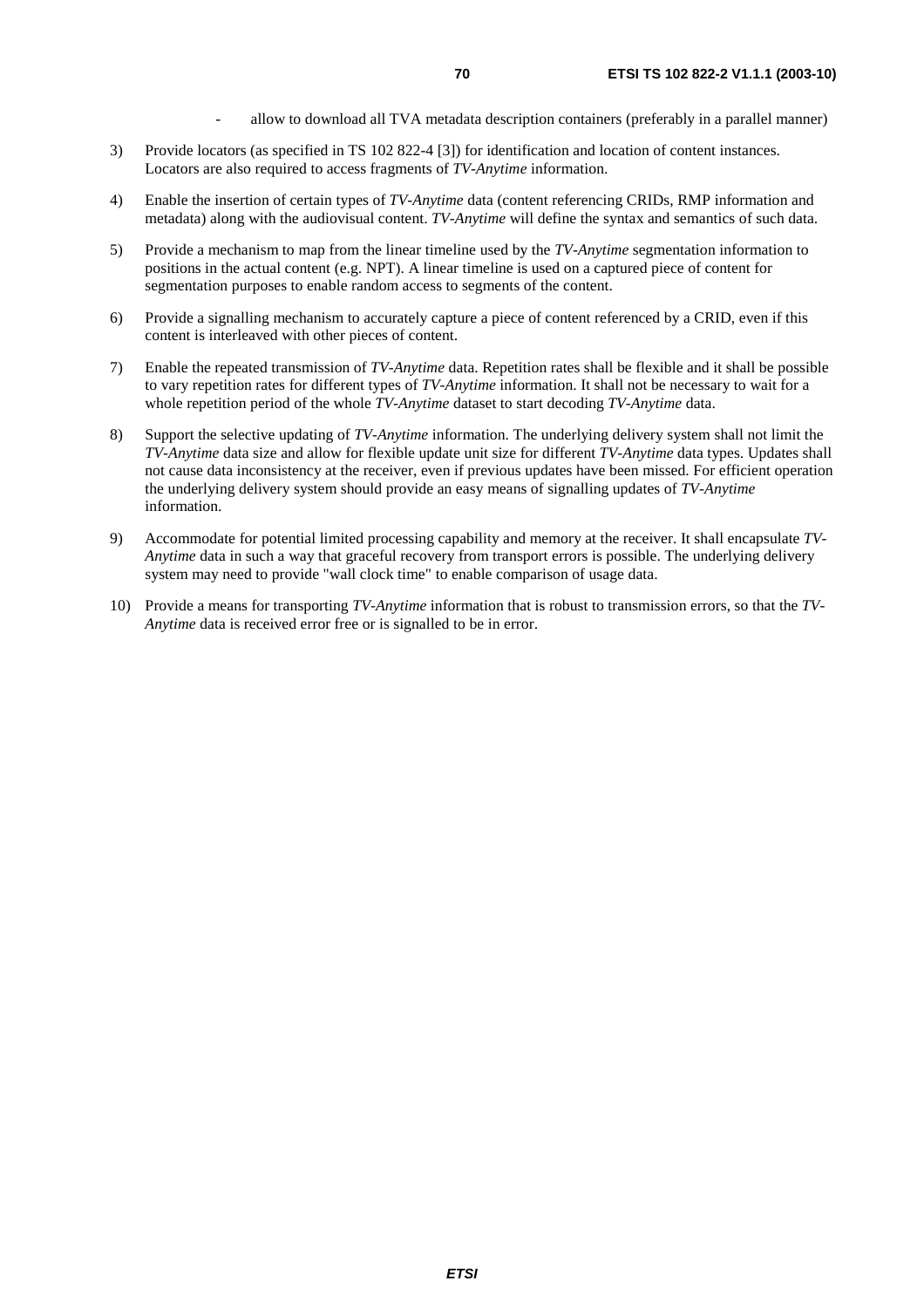- allow to download all TVA metadata description containers (preferably in a parallel manner)

3) Provide locators (as specified in TS 102 822-4 [3]) for identification and location of content instances. Locators are also required to access fragments of *TV-Anytime* information.

4) Enable the insertion of certain types of *TV-Anytime* data (content referencing CRIDs, RMP information and metadata) along with the audiovisual content. *TV-Anytime* will define the syntax and semantics of such data.

5) Provide a mechanism to map from the linear timeline used by the *TV-Anytime* segmentation information to positions in the actual content (e.g. NPT). A linear timeline is used on a captured piece of content for segmentation purposes to enable random access to segments of the content.

6) Provide a signalling mechanism to accurately capture a piece of content referenced by a CRID, even if this content is interleaved with other pieces of content.

7) Enable the repeated transmission of *TV-Anytime* data. Repetition rates shall be flexible and it shall be possible to vary repetition rates for different types of *TV-Anytime* information. It shall not be necessary to wait for a whole repetition period of the whole *TV-Anytime* dataset to start decoding *TV-Anytime* data.

8) Support the selective updating of *TV-Anytime* information. The underlying delivery system shall not limit the *TV-Anytime* data size and allow for flexible update unit size for different *TV-Anytime* data types. Updates shall not cause data inconsistency at the receiver, even if previous updates have been missed. For efficient operation the underlying delivery system should provide an easy means of signalling updates of *TV-Anytime* information.

9) Accommodate for potential limited processing capability and memory at the receiver. It shall encapsulate *TV-Anytime* data in such a way that graceful recovery from transport errors is possible. The underlying delivery system may need to provide "wall clock time" to enable comparison of usage data.

10) Provide a means for transporting *TV-Anytime* information that is robust to transmission errors, so that the *TV-Anytime* data is received error free or is signalled to be in error.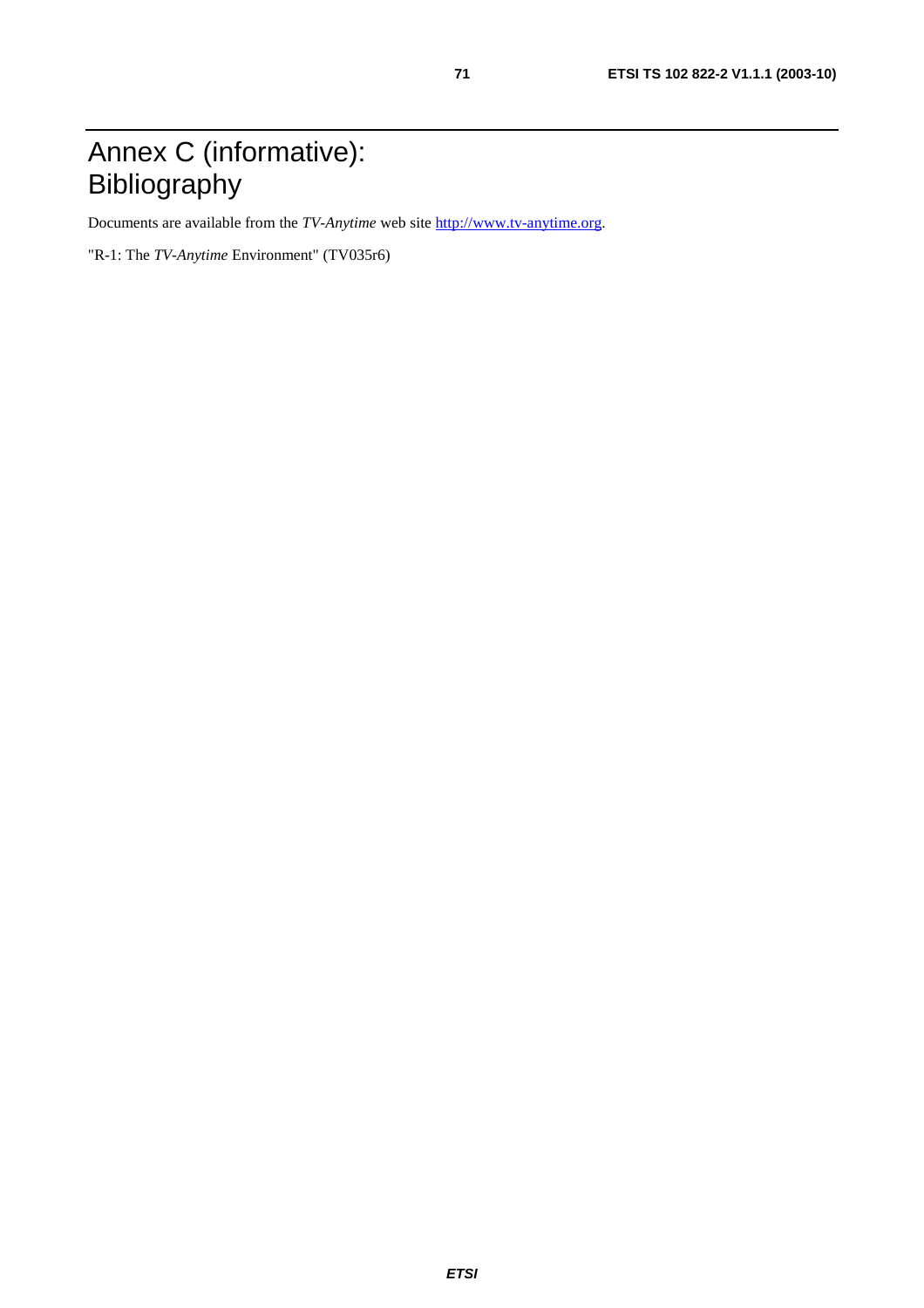# Annex C (informative): Bibliography

Documents are available from the *TV-Anytime* web site http://www.tv-anytime.org.

"R-1: The *TV-Anytime* Environment" (TV035r6)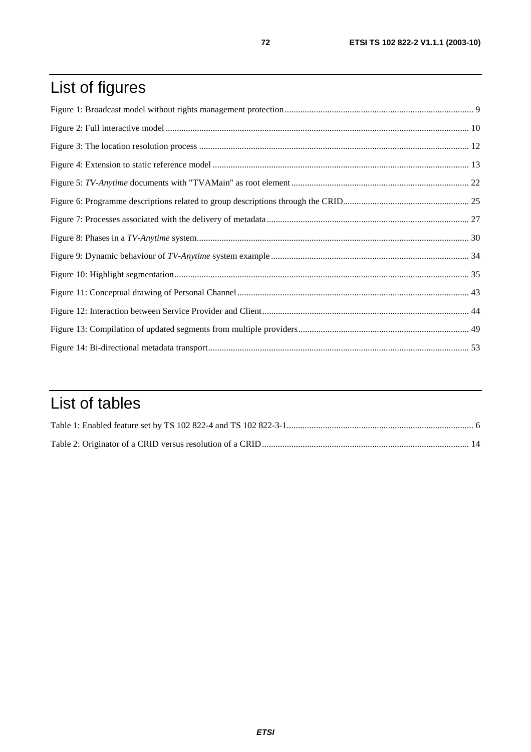# List of figures

Figure 1: Broadcast model without rights management protection ........................................................................................ 9

Figure 2: Full interactive model ......................................................................................................................................... 10

Figure 3: The location resolution process .......................................................................................................................... 12

Figure 4: Extension to static reference model .................................................................................................................... 13

Figure 5: *TV-Anytime* documents with "TVAMain" as root element ................................................................................... 22

Figure 6: Programme descriptions related to group descriptions through the CRID........................................................ 25

Figure 7: Processes associated with the delivery of metadata ............................................................................................ 27

Figure 8: Phases in a *TV-Anytime* system.......................................................................................................................... 30

Figure 9: Dynamic behaviour of *TV-Anytime* system example ......................................................................................... 34

Figure 10: Highlight segmentation..................................................................................................................................... 35

Figure 11: Conceptual drawing of Personal Channel ......................................................................................................... 43

Figure 12: Interaction between Service Provider and Client............................................................................................... 44

Figure 13: Compilation of updated segments from multiple providers............................................................................... 49

Figure 14: Bi-directional metadata transport...................................................................................................................... 53

# List of tables

Table 1: Enabled feature set by TS 102 822-4 and TS 102 822-3-1..................................................................................... 6

Table 2: Originator of a CRID versus resolution of a CRID............................................................................................... 14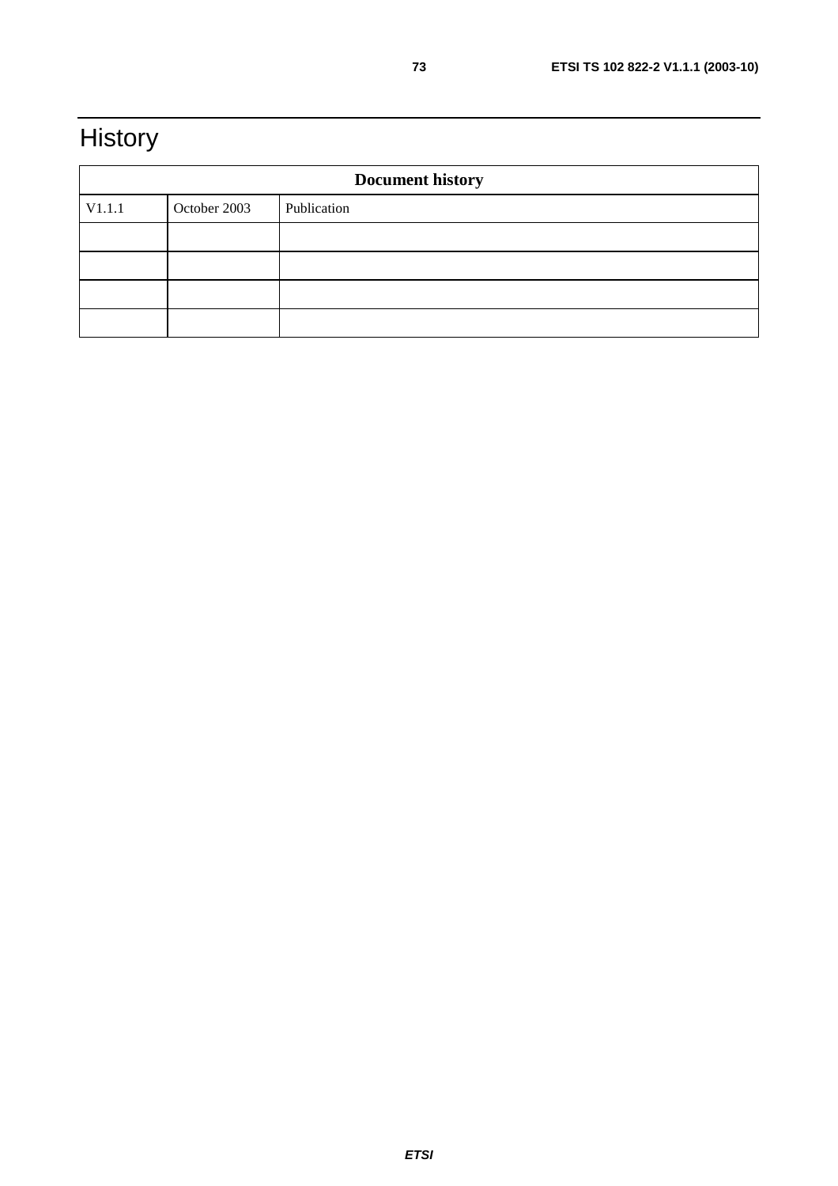# History

| Document history | | |
|---|---|---|
| V1.1.1 | October 2003 | Publication |
| | | |
| | | |
| | | |
| | | |